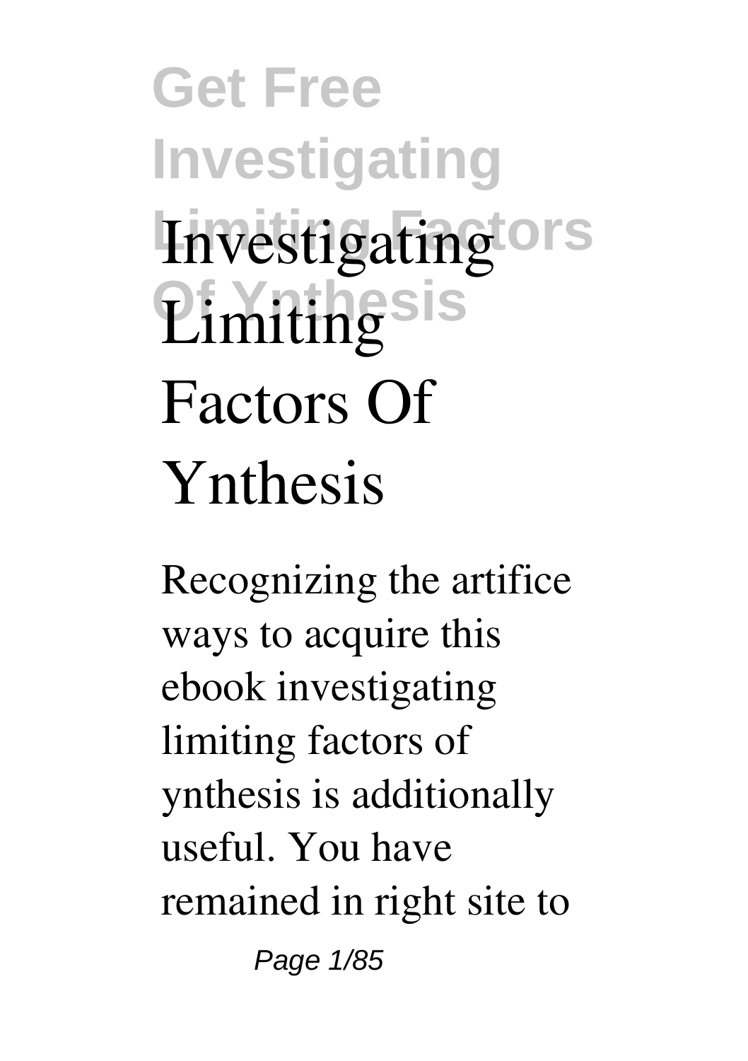# Investigating Limiting Factors Of Ynthesis

Recognizing the artifice ways to acquire this ebook **investigating limiting factors of ynthesis** is additionally useful. You have remained in right site to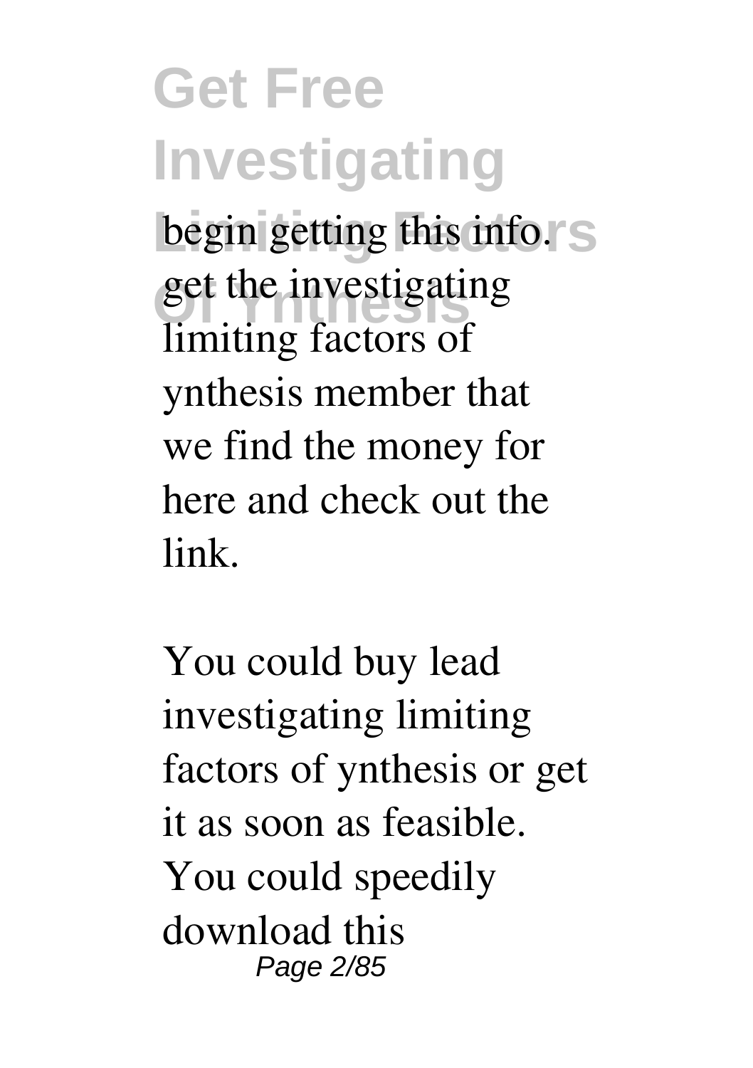begin getting this info. get the investigating limiting factors of ynthesis member that we find the money for here and check out the link.

You could buy lead investigating limiting factors of ynthesis or get it as soon as feasible. You could speedily download this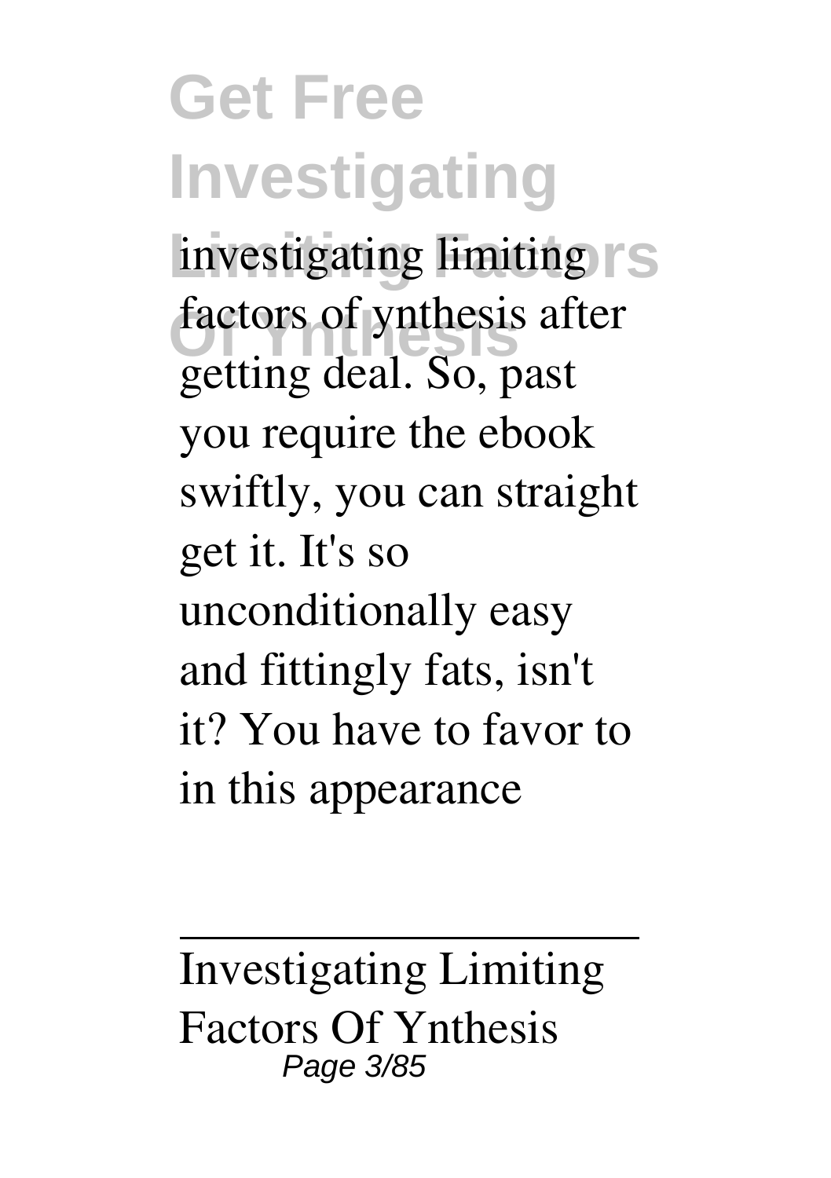investigating limiting factors of ynthesis after getting deal. So, past you require the ebook swiftly, you can straight get it. It's so unconditionally easy and fittingly fats, isn't it? You have to favor to in this appearance

---

Investigating Limiting Factors Of Ynthesis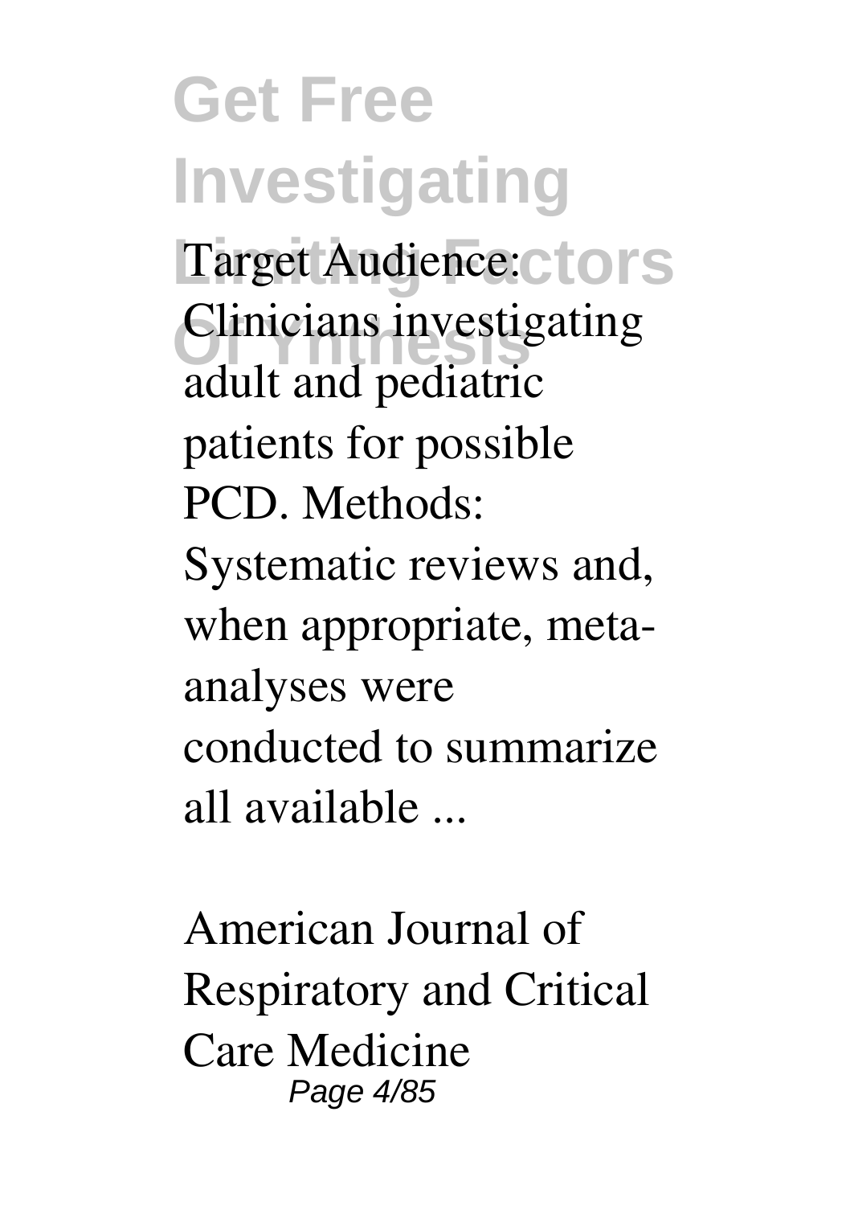Target Audience: Clinicians investigating adult and pediatric patients for possible PCD. Methods: Systematic reviews and, when appropriate, meta-analyses were conducted to summarize all available ...

American Journal of Respiratory and Critical Care Medicine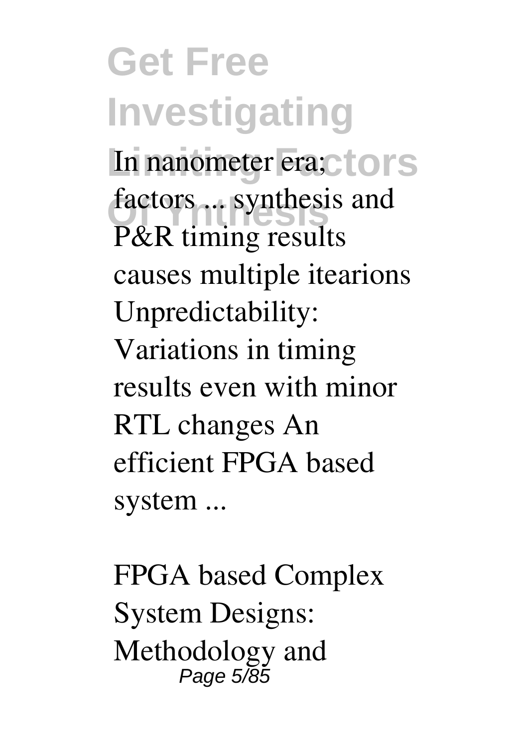In nanometer era; factors ... synthesis and P&R timing results causes multiple itearions Unpredictability: Variations in timing results even with minor RTL changes An efficient FPGA based system ...

FPGA based Complex System Designs: Methodology and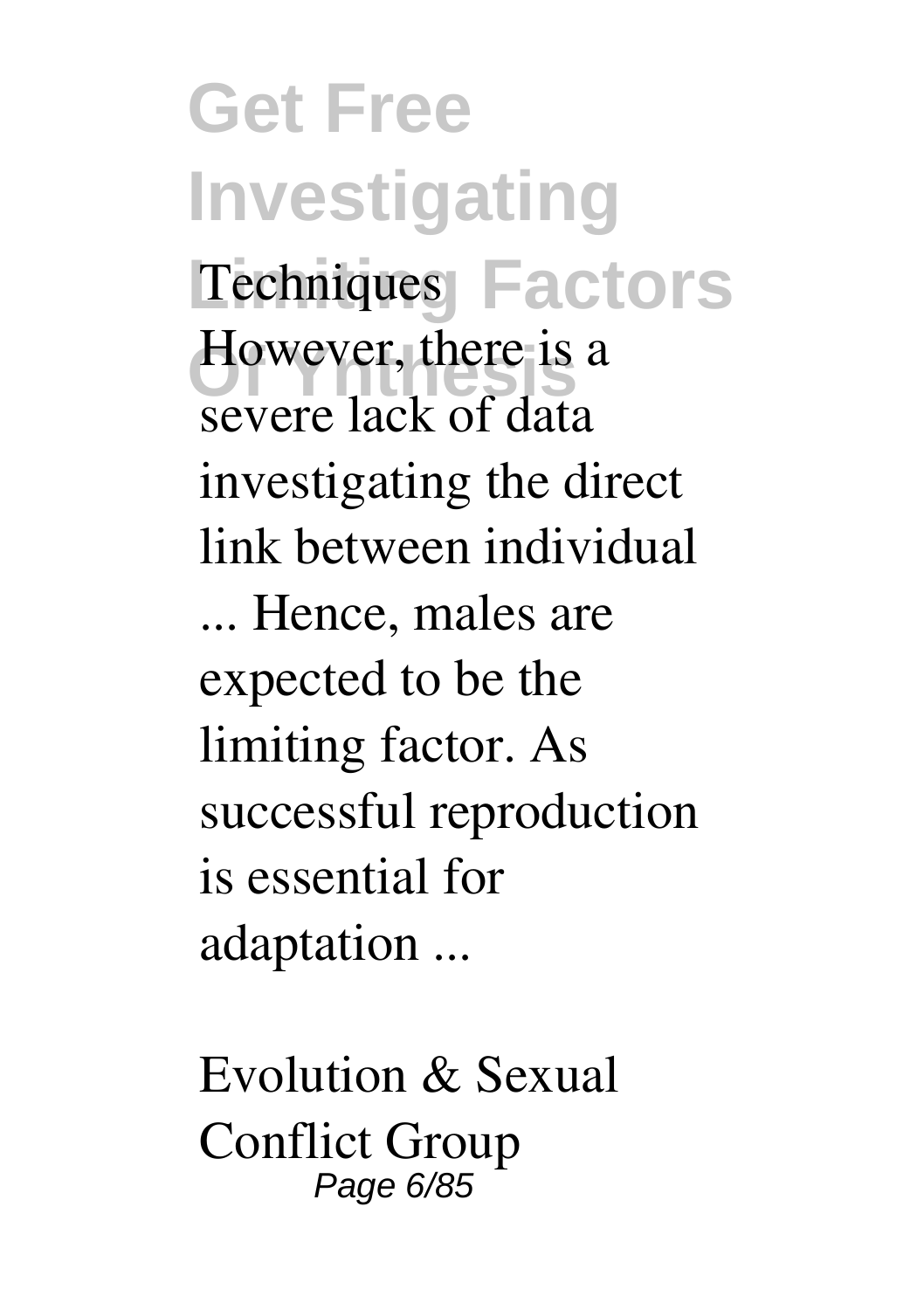Techniques

However, there is a severe lack of data investigating the direct link between individual ... Hence, males are expected to be the limiting factor. As successful reproduction is essential for adaptation ...

Evolution & Sexual Conflict Group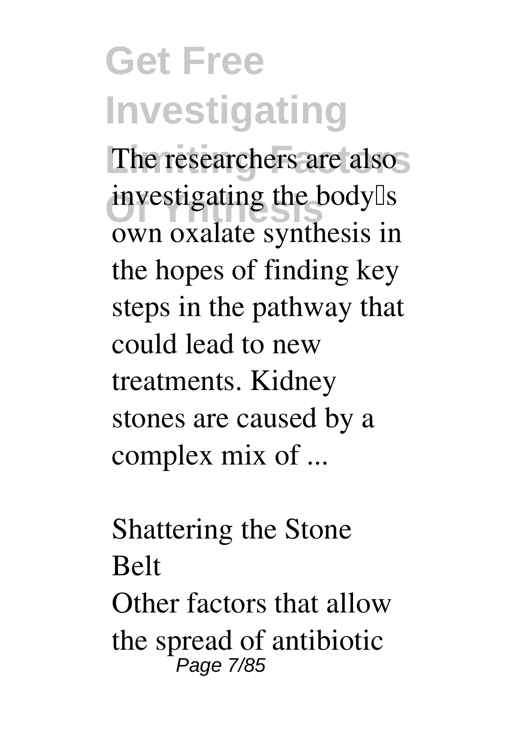The researchers are also investigating the body's own oxalate synthesis in the hopes of finding key steps in the pathway that could lead to new treatments. Kidney stones are caused by a complex mix of ...

*Shattering the Stone Belt*

Other factors that allow the spread of antibiotic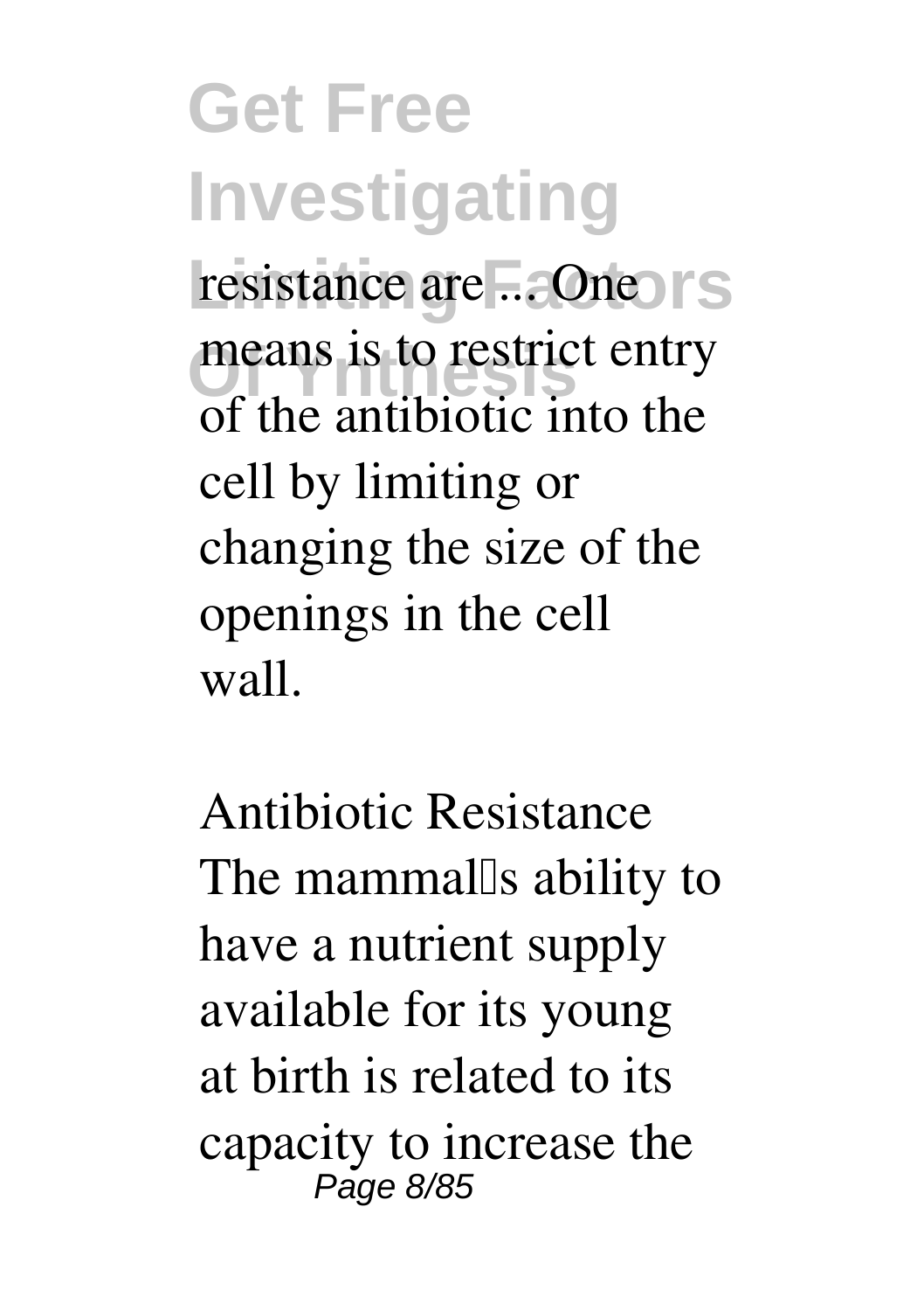resistance are ... One means is to restrict entry of the antibiotic into the cell by limiting or changing the size of the openings in the cell wall.

**Antibiotic Resistance**

The mammal's ability to have a nutrient supply available for its young at birth is related to its capacity to increase the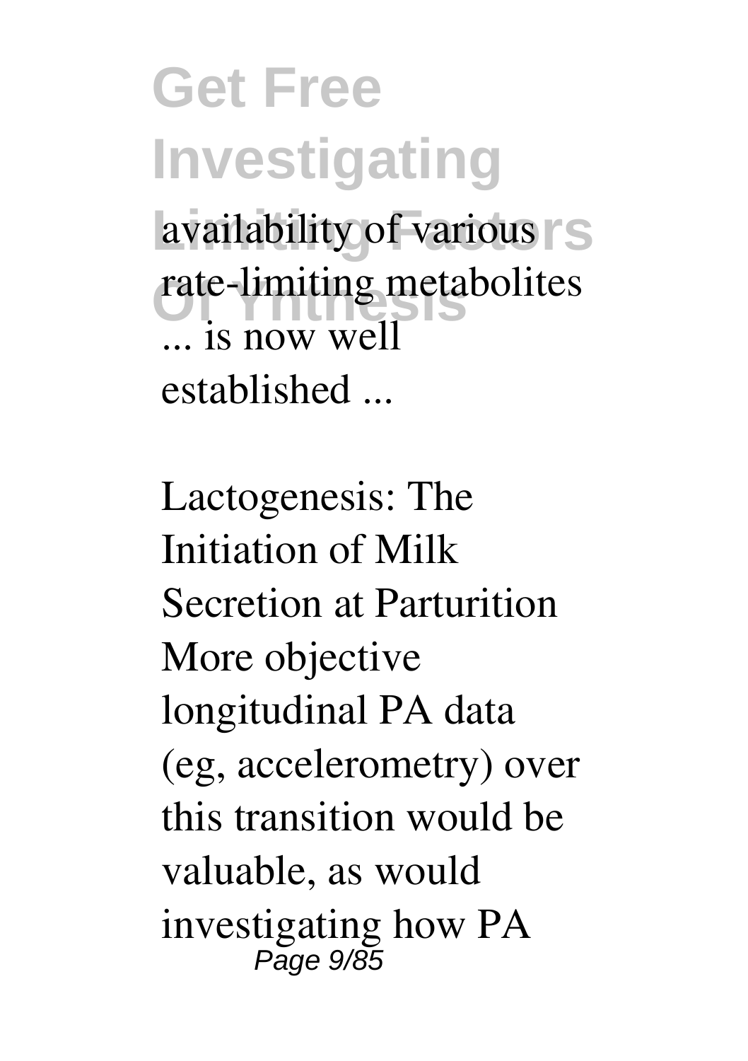availability of various rate-limiting metabolites ... is now well established ...

Lactogenesis: The Initiation of Milk Secretion at Parturition More objective longitudinal PA data (eg, accelerometry) over this transition would be valuable, as would investigating how PA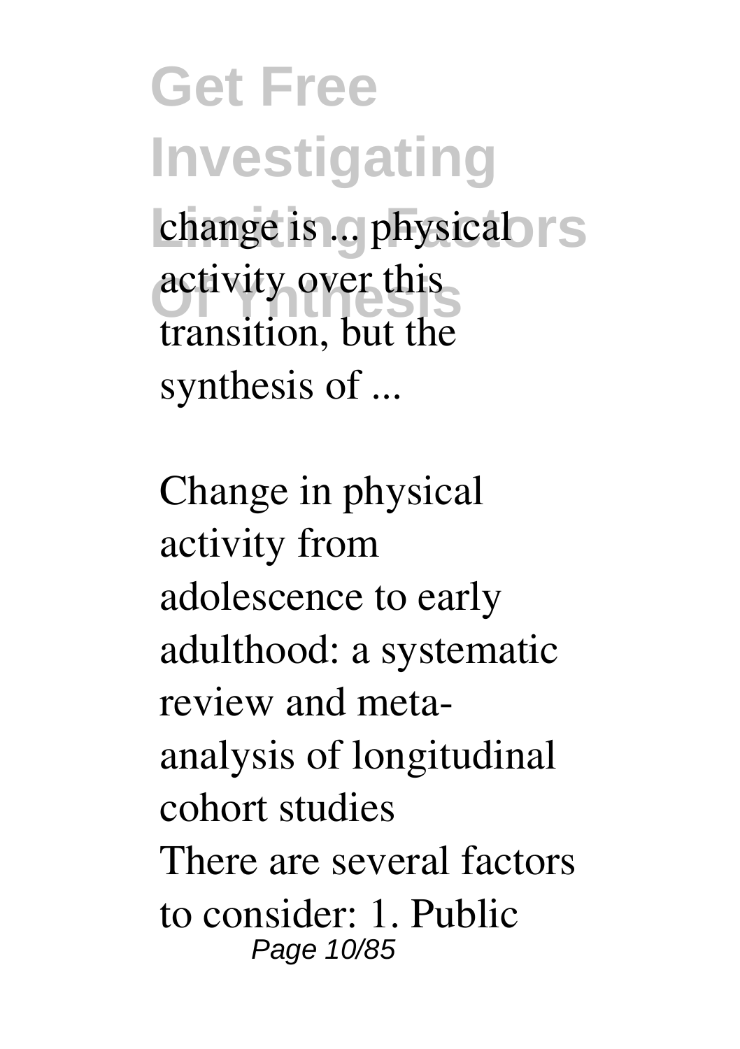change is ... physical activity over this transition, but the synthesis of ...

Change in physical activity from adolescence to early adulthood: a systematic review and meta-analysis of longitudinal cohort studies

There are several factors to consider: 1. Public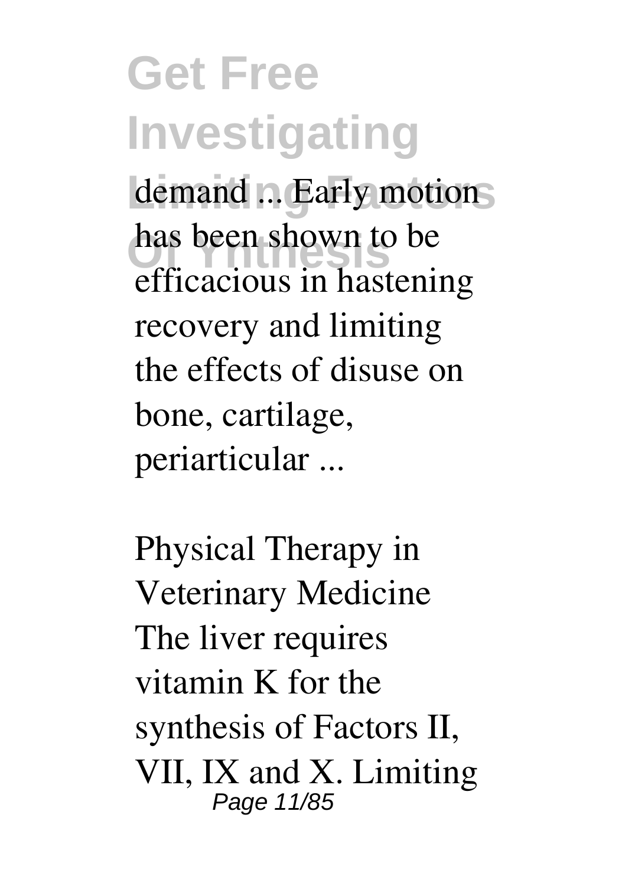demand ... Early motion has been shown to be efficacious in hastening recovery and limiting the effects of disuse on bone, cartilage, periarticular ...

*Physical Therapy in Veterinary Medicine*

The liver requires vitamin K for the synthesis of Factors II, VII, IX and X. Limiting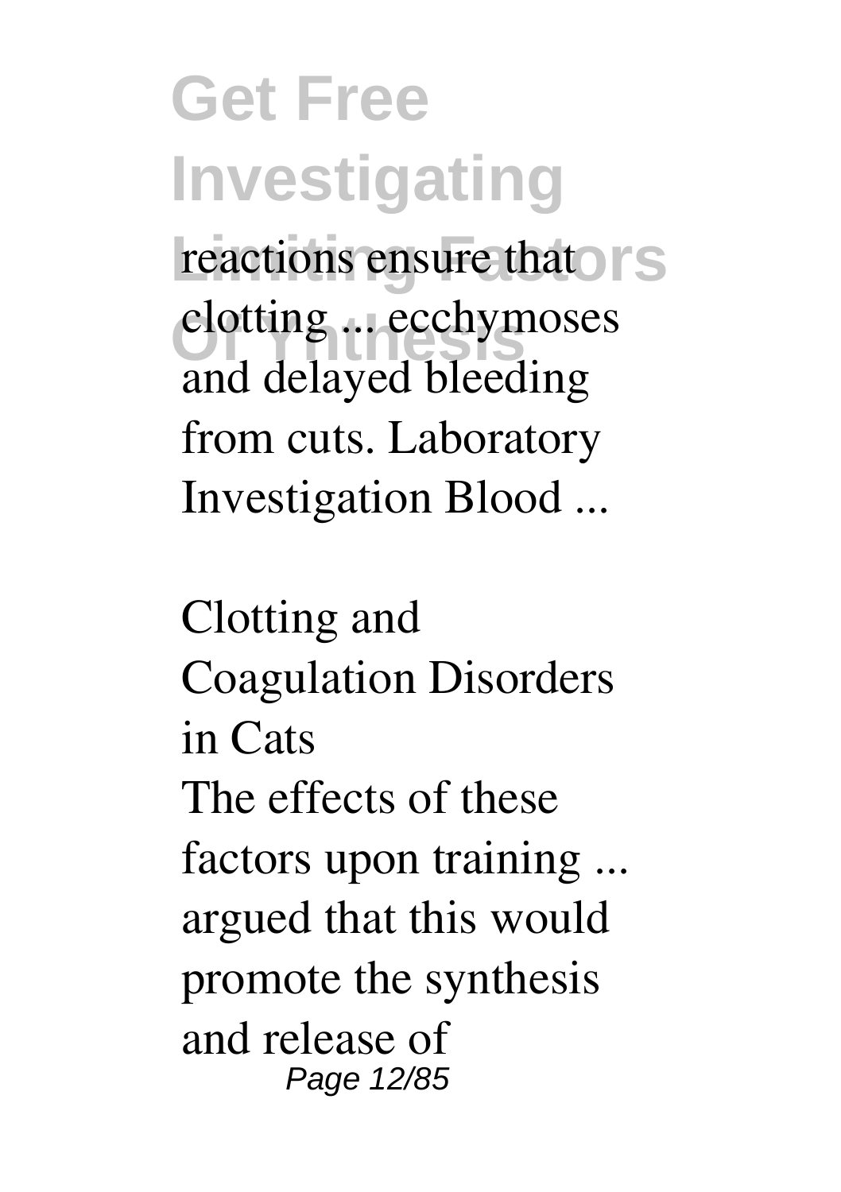reactions ensure that clotting ... ecchymoses and delayed bleeding from cuts. Laboratory Investigation Blood ...

*Clotting and Coagulation Disorders in Cats*

The effects of these factors upon training ... argued that this would promote the synthesis and release of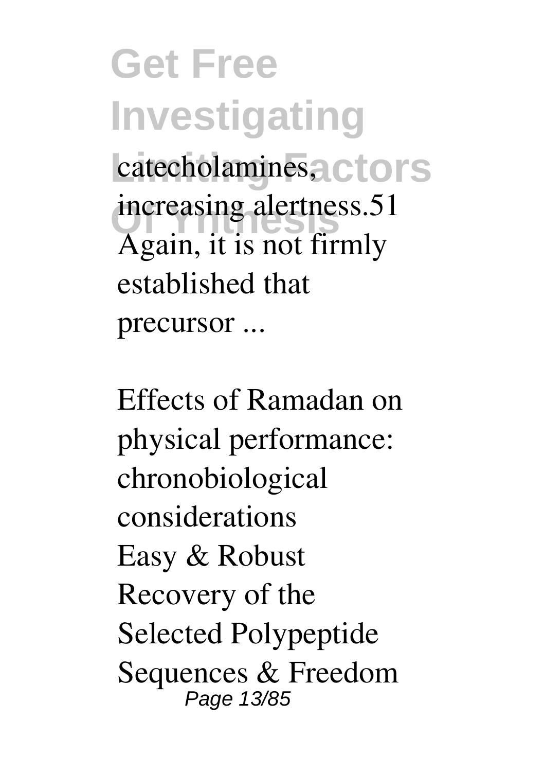catecholamines, increasing alertness.51 Again, it is not firmly established that precursor ...

Effects of Ramadan on physical performance: chronobiological considerations

Easy & Robust Recovery of the Selected Polypeptide Sequences & Freedom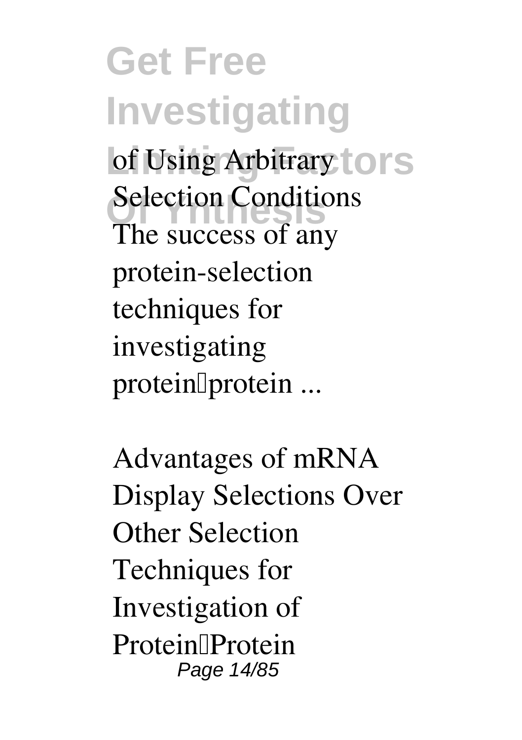of Using Arbitrary Selection Conditions The success of any protein-selection techniques for investigating protein–protein ...

Advantages of mRNA Display Selections Over Other Selection Techniques for Investigation of Protein–Protein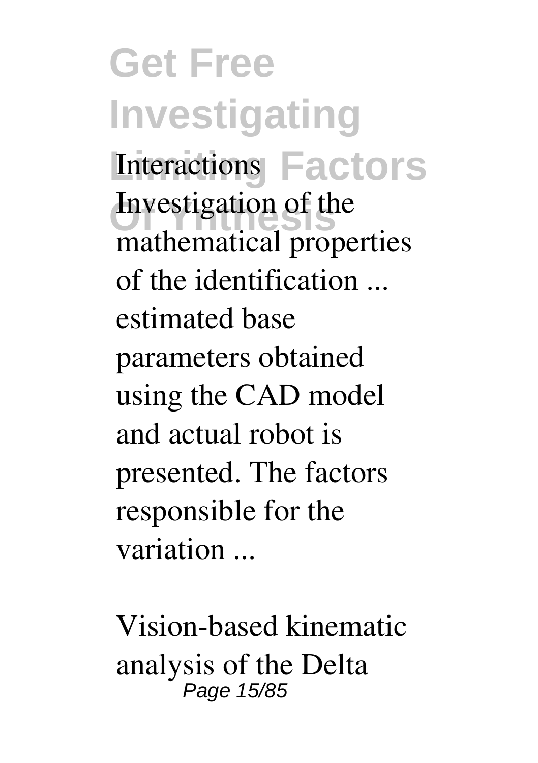Interactions

Investigation of the mathematical properties of the identification ... estimated base parameters obtained using the CAD model and actual robot is presented. The factors responsible for the variation ...

Vision-based kinematic analysis of the Delta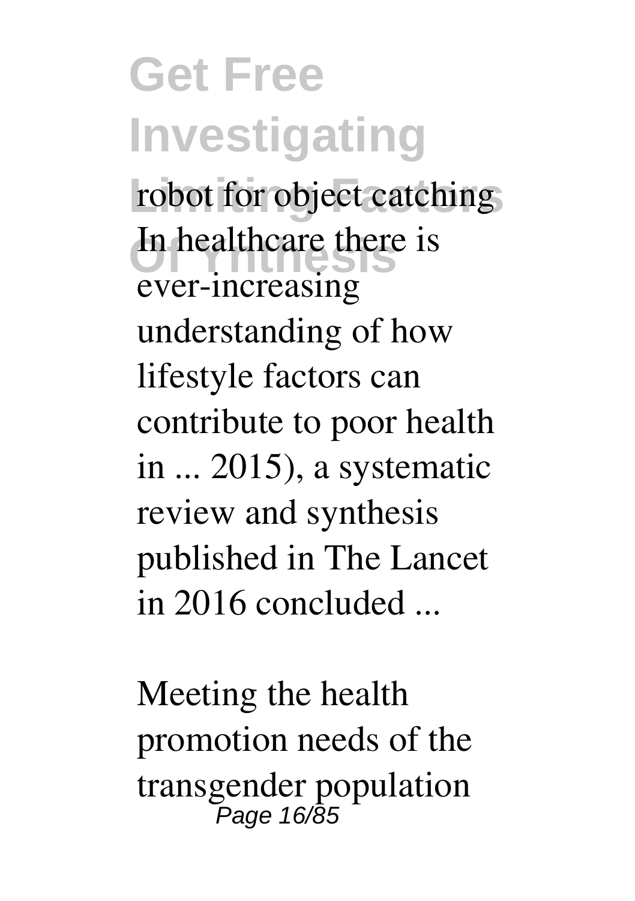robot for object catching In healthcare there is ever-increasing understanding of how lifestyle factors can contribute to poor health in ... 2015), a systematic review and synthesis published in The Lancet in 2016 concluded ...

Meeting the health promotion needs of the transgender population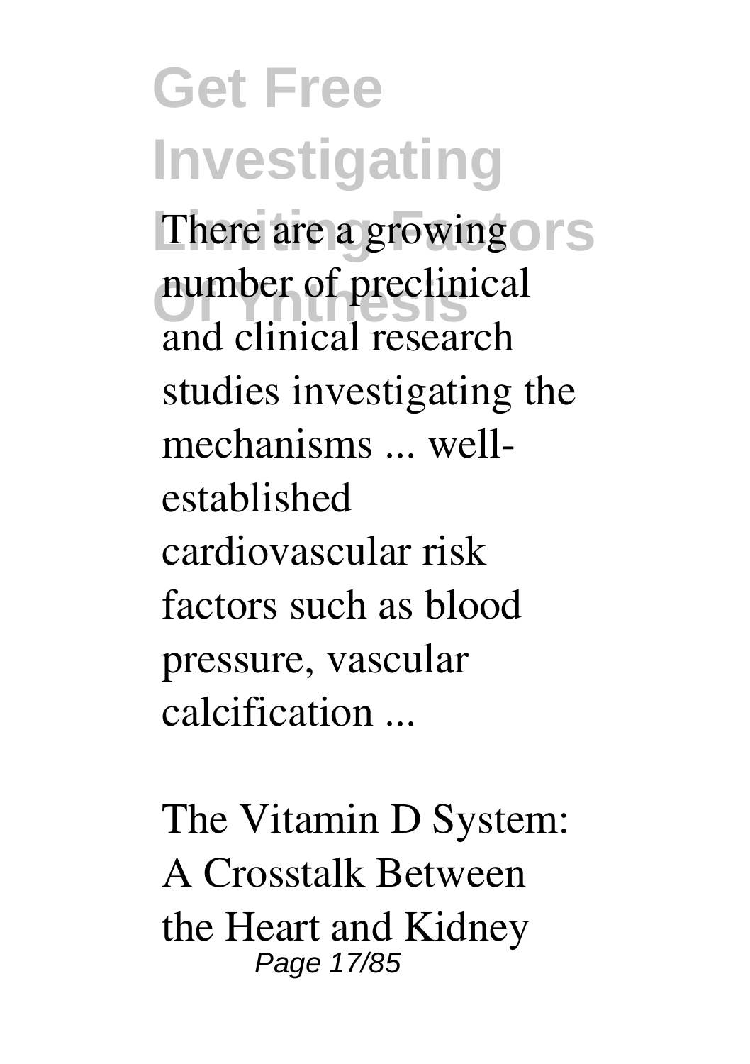There are a growing number of preclinical and clinical research studies investigating the mechanisms ... well-established cardiovascular risk factors such as blood pressure, vascular calcification ...

The Vitamin D System: A Crosstalk Between the Heart and Kidney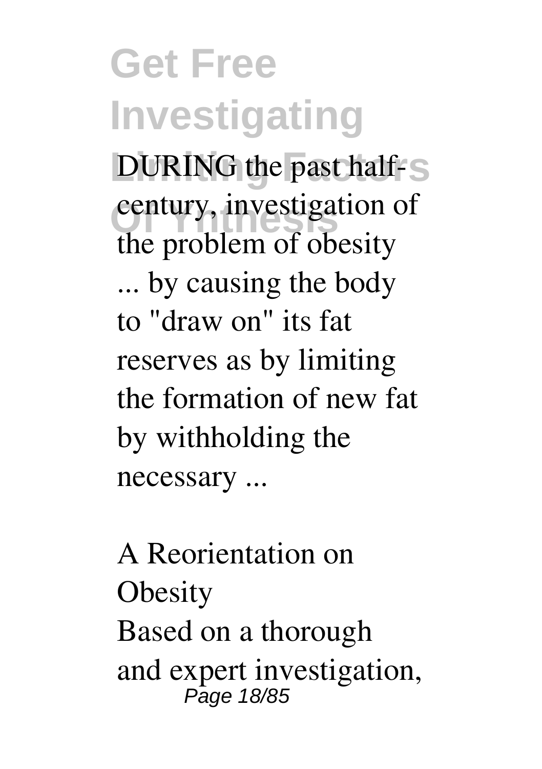DURING the past half-century, investigation of the problem of obesity ... by causing the body to "draw on" its fat reserves as by limiting the formation of new fat by withholding the necessary ...

A Reorientation on Obesity

Based on a thorough and expert investigation,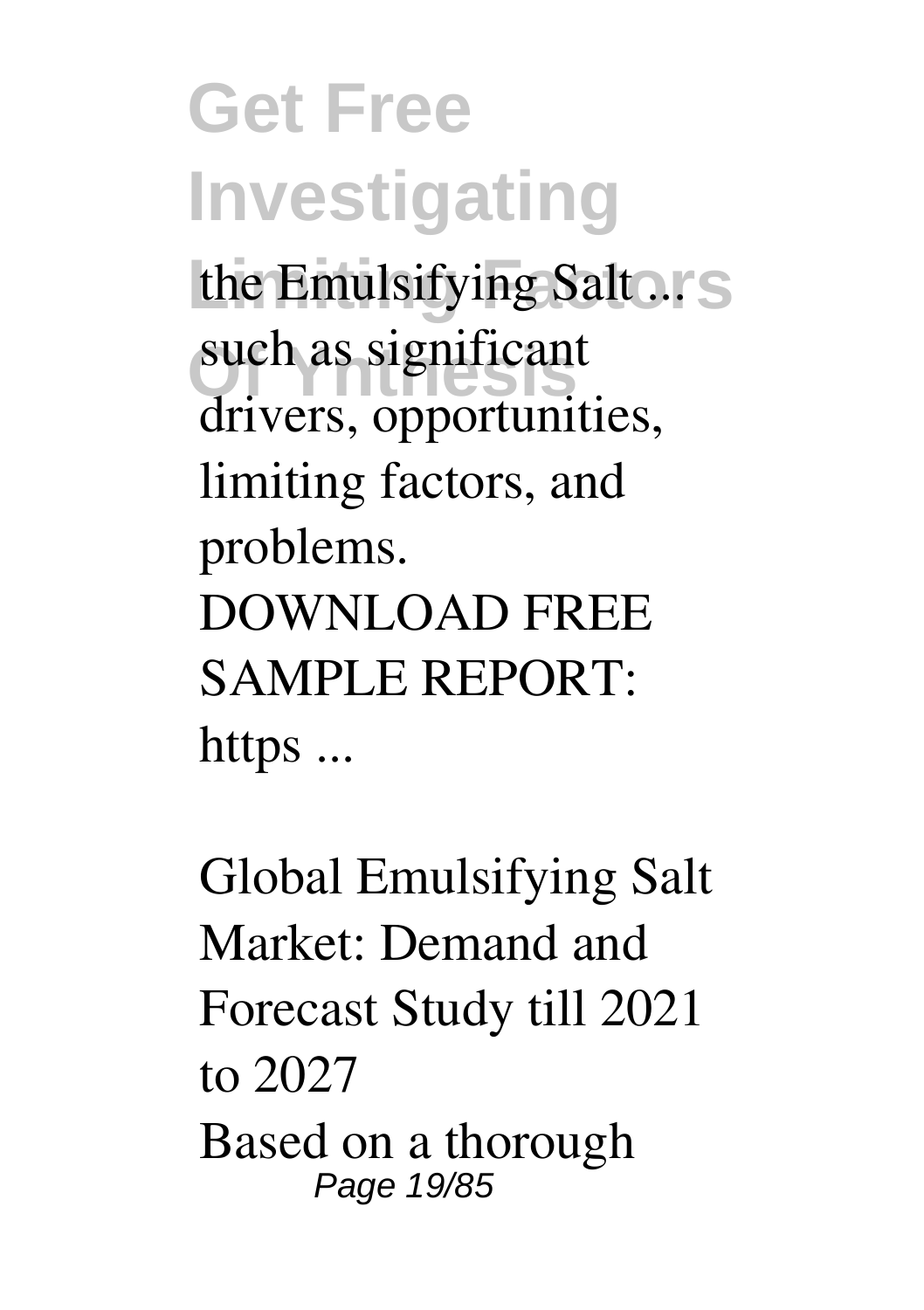the Emulsifying Salt ... such as significant drivers, opportunities, limiting factors, and problems. DOWNLOAD FREE SAMPLE REPORT: https ...

*Global Emulsifying Salt Market: Demand and Forecast Study till 2021 to 2027*

Based on a thorough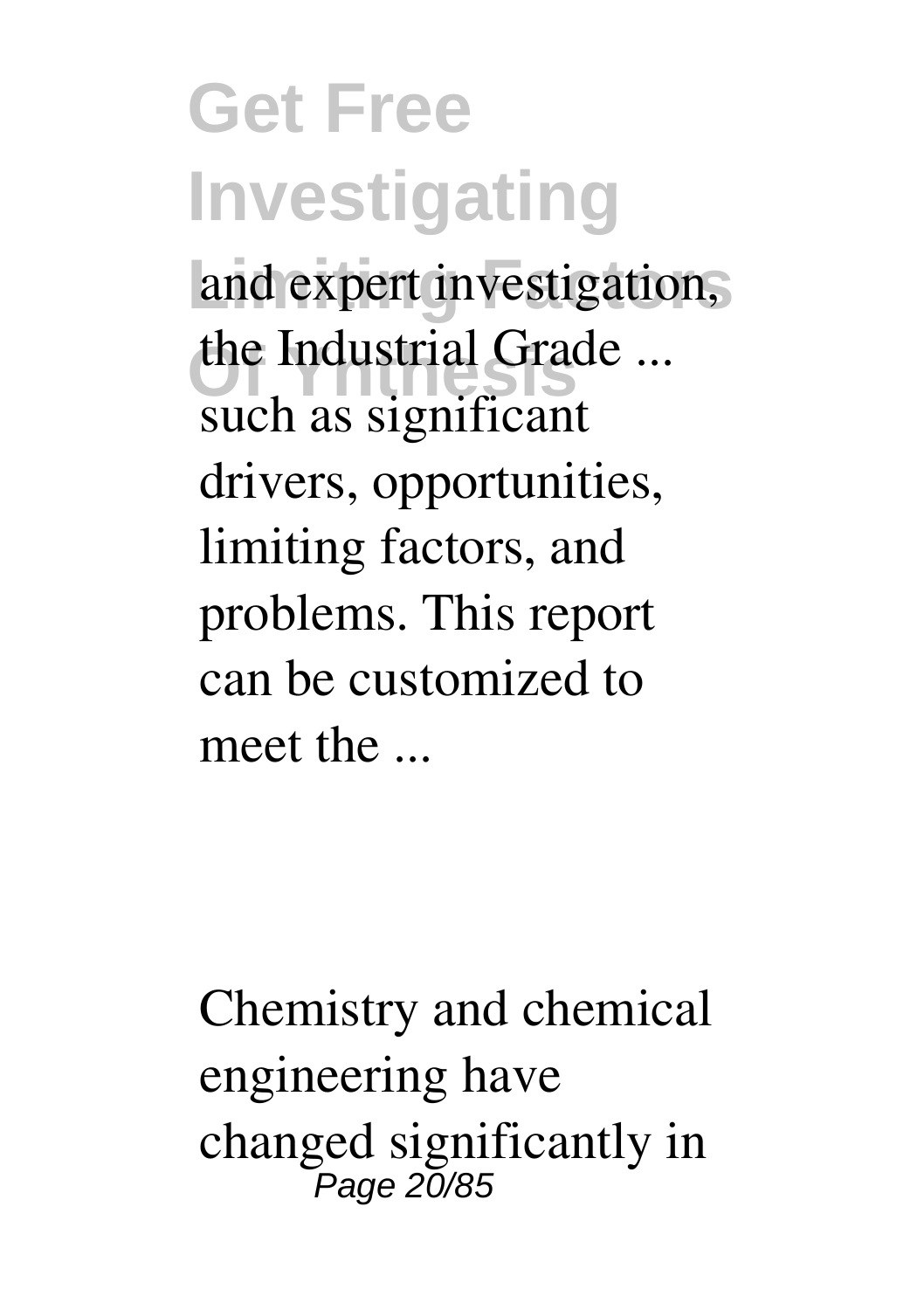and expert investigation, the Industrial Grade ... such as significant drivers, opportunities, limiting factors, and problems. This report can be customized to meet the ...

Chemistry and chemical engineering have changed significantly in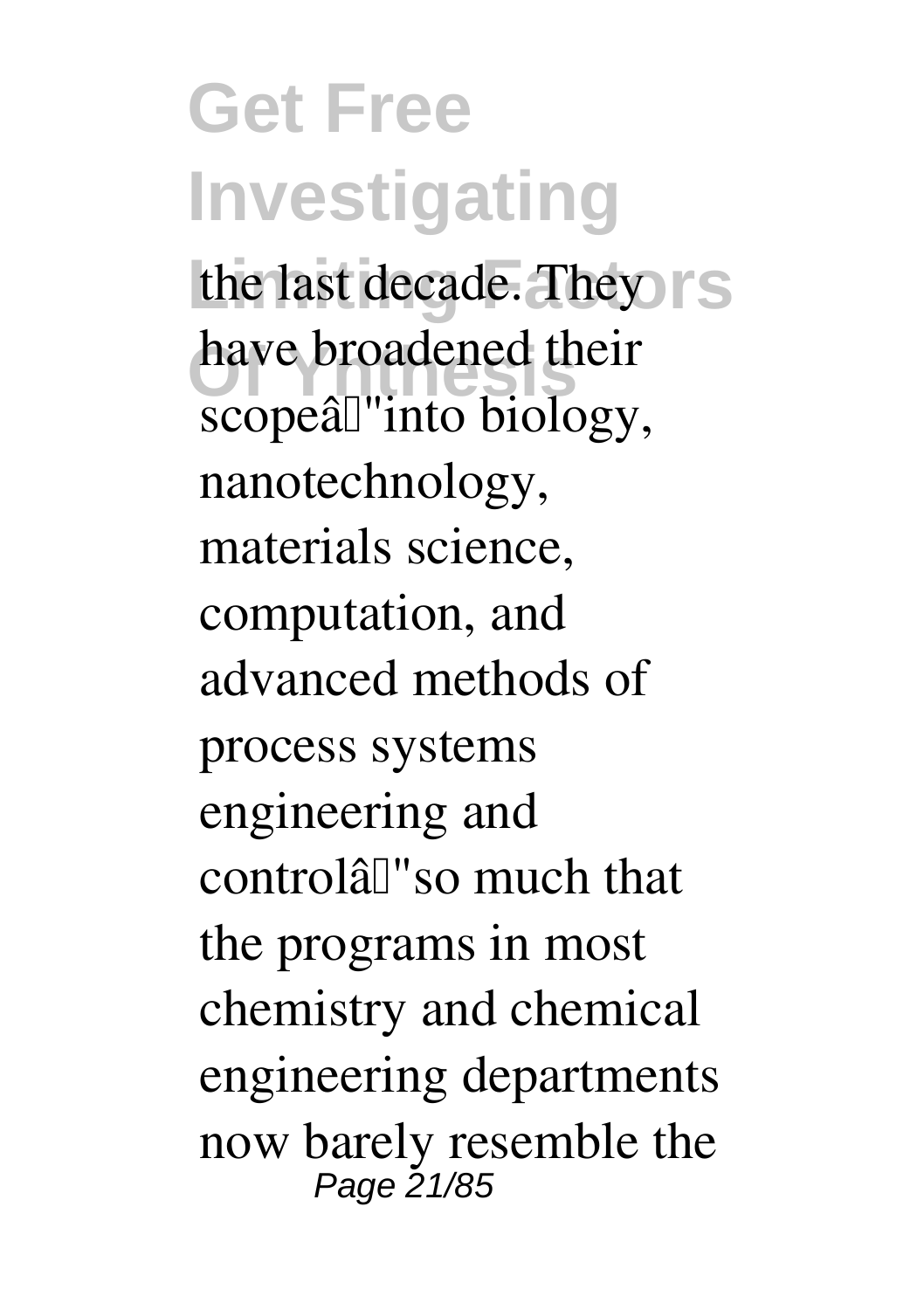the last decade. They have broadened their scopeâ"into biology, nanotechnology, materials science, computation, and advanced methods of process systems engineering and controlâ"so much that the programs in most chemistry and chemical engineering departments now barely resemble the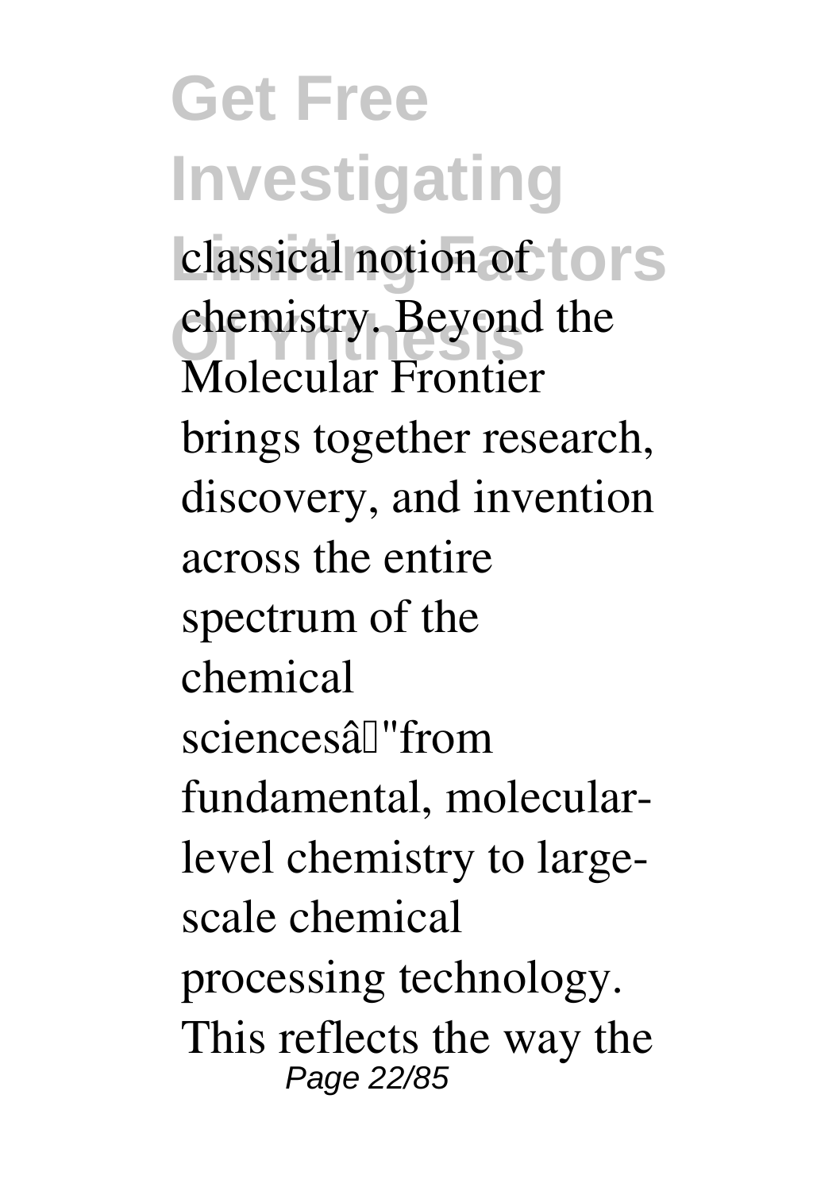classical notion of chemistry. Beyond the Molecular Frontier brings together research, discovery, and invention across the entire spectrum of the chemical sciencesâ"from fundamental, molecular-level chemistry to large-scale chemical processing technology. This reflects the way the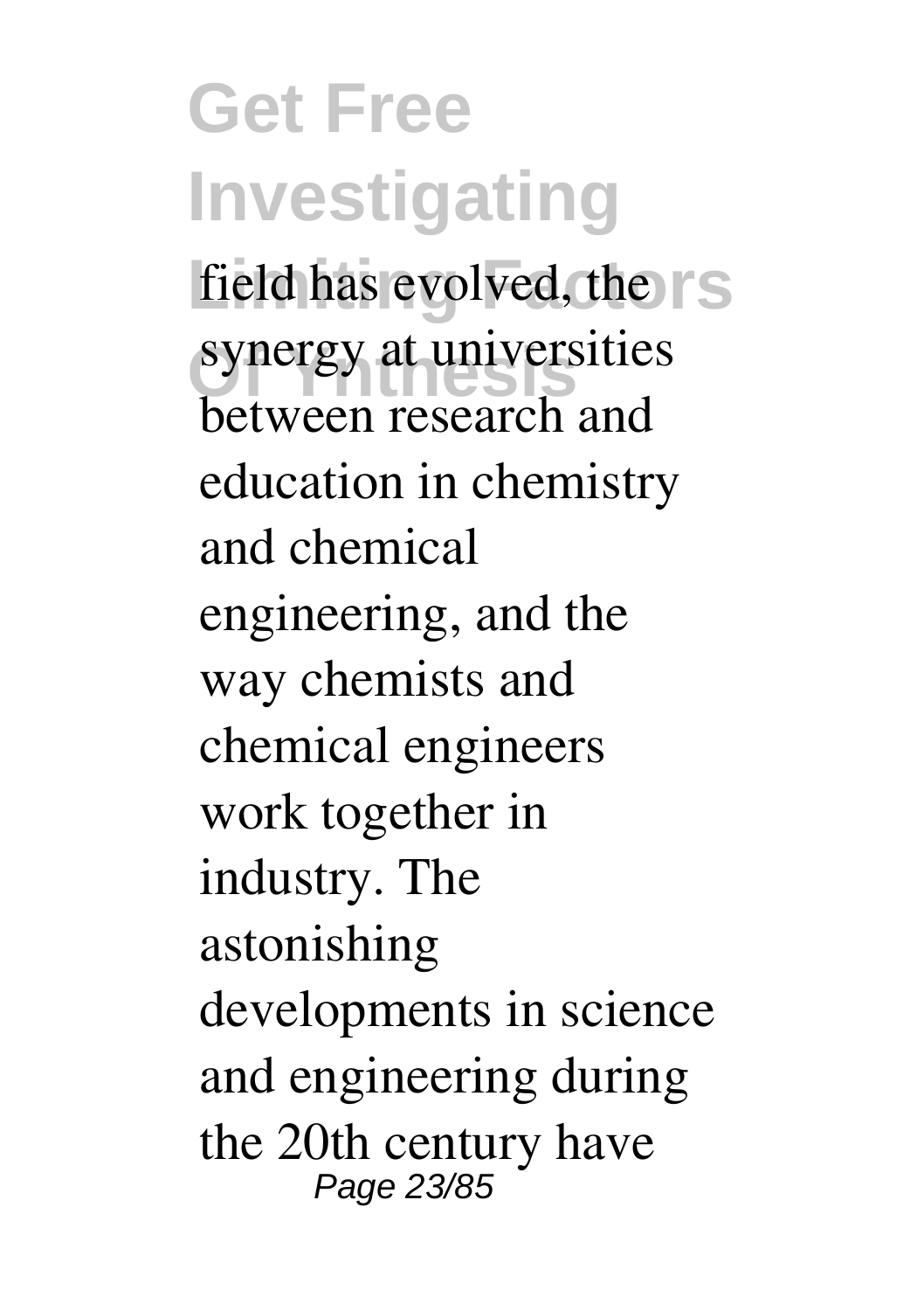field has evolved, the synergy at universities between research and education in chemistry and chemical engineering, and the way chemists and chemical engineers work together in industry. The astonishing developments in science and engineering during the 20th century have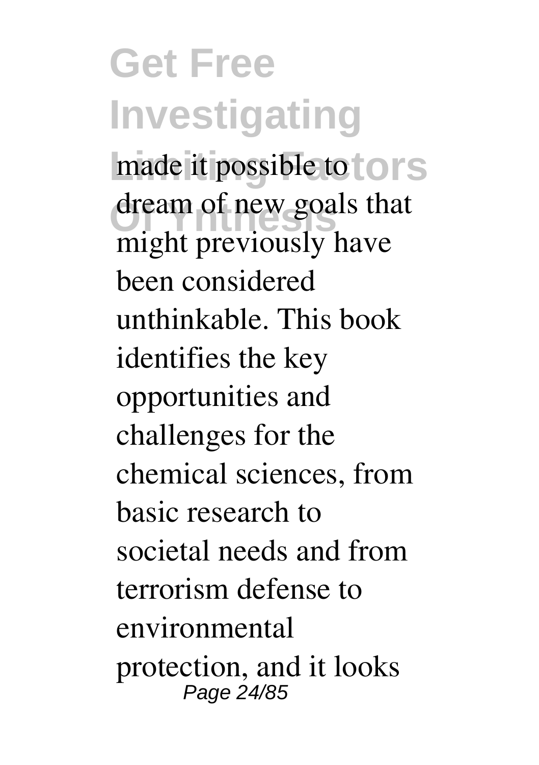made it possible to dream of new goals that might previously have been considered unthinkable. This book identifies the key opportunities and challenges for the chemical sciences, from basic research to societal needs and from terrorism defense to environmental protection, and it looks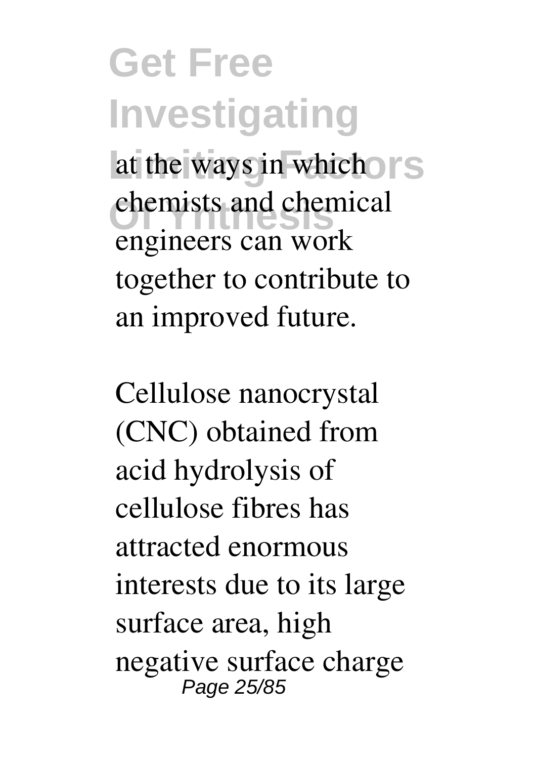at the ways in which chemists and chemical engineers can work together to contribute to an improved future.

Cellulose nanocrystal (CNC) obtained from acid hydrolysis of cellulose fibres has attracted enormous interests due to its large surface area, high negative surface charge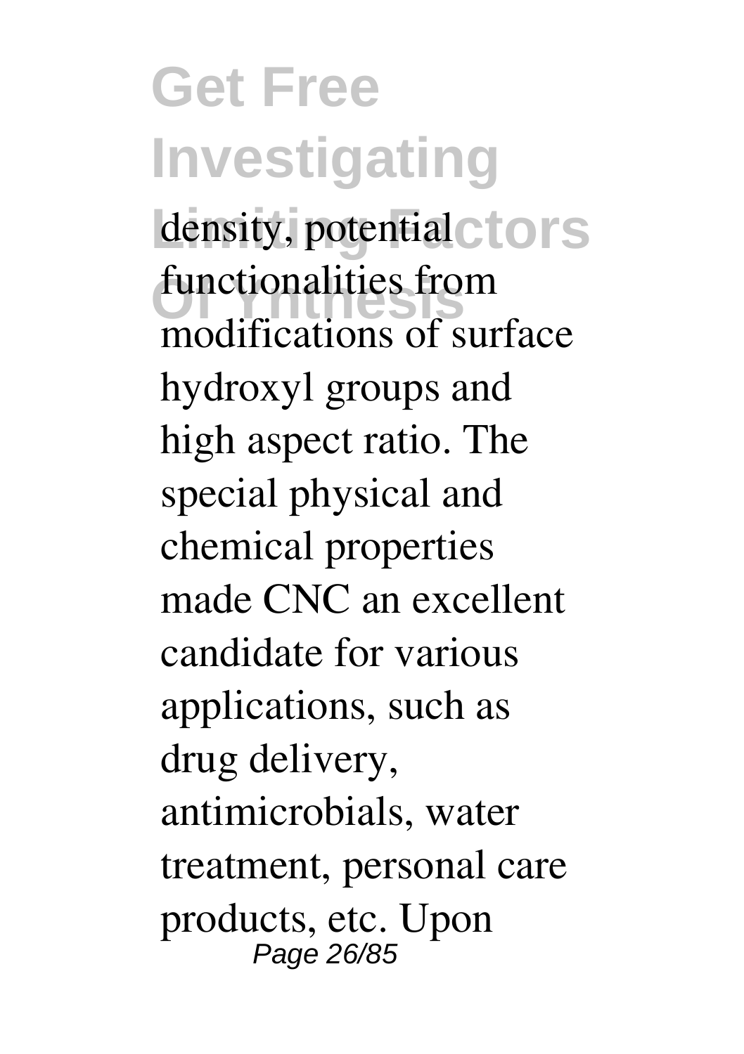density, potential functionalities from modifications of surface hydroxyl groups and high aspect ratio. The special physical and chemical properties made CNC an excellent candidate for various applications, such as drug delivery, antimicrobials, water treatment, personal care products, etc. Upon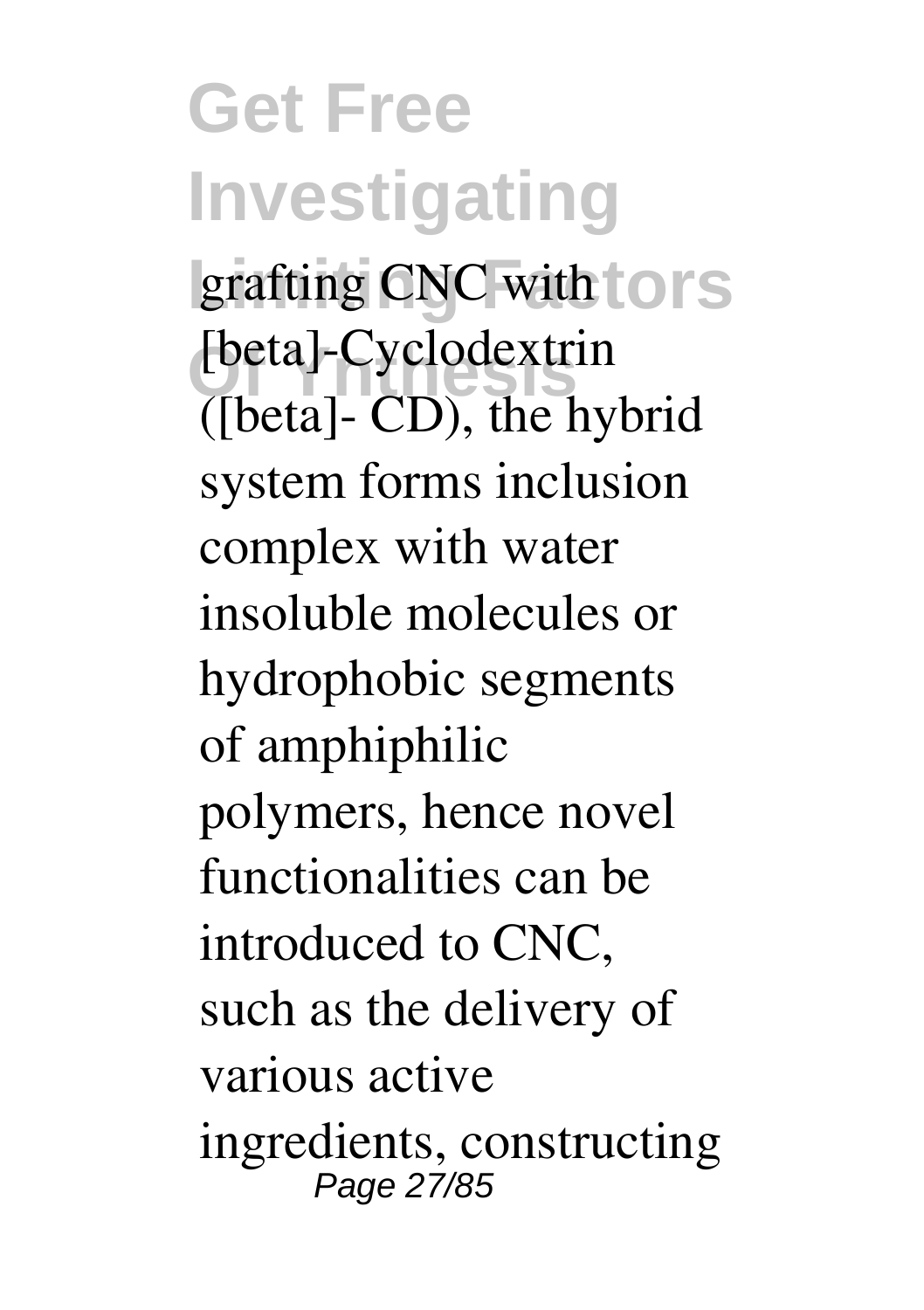grafting CNC with [beta]-Cyclodextrin ([beta]- CD), the hybrid system forms inclusion complex with water insoluble molecules or hydrophobic segments of amphiphilic polymers, hence novel functionalities can be introduced to CNC, such as the delivery of various active ingredients, constructing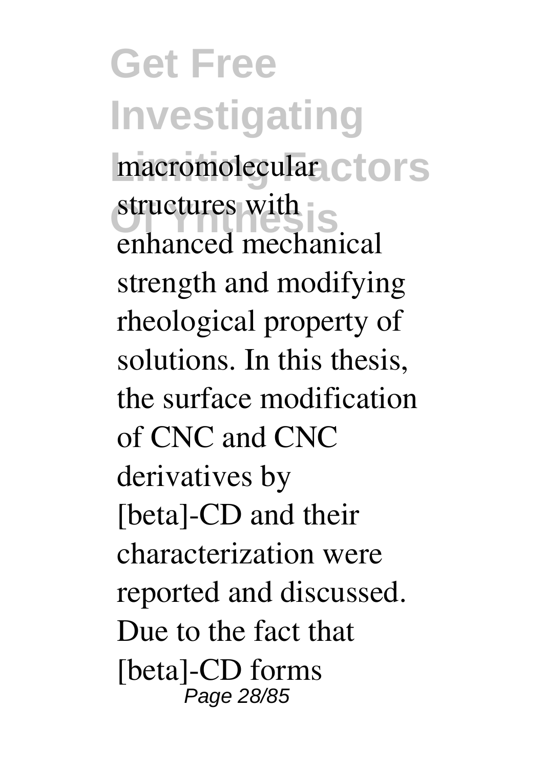macromolecular structures with enhanced mechanical strength and modifying rheological property of solutions. In this thesis, the surface modification of CNC and CNC derivatives by [beta]-CD and their characterization were reported and discussed. Due to the fact that [beta]-CD forms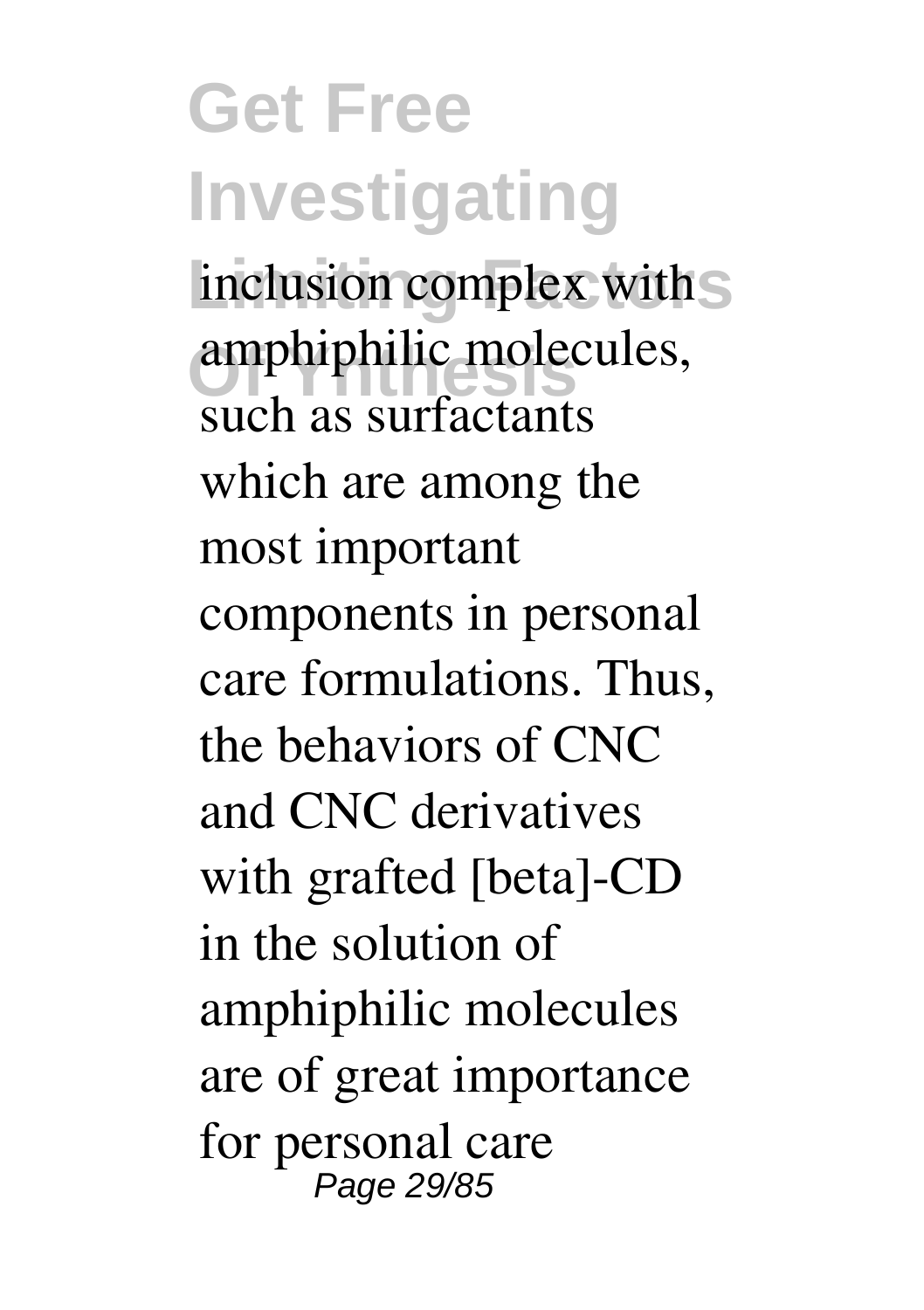inclusion complex with amphiphilic molecules, such as surfactants which are among the most important components in personal care formulations. Thus, the behaviors of CNC and CNC derivatives with grafted [beta]-CD in the solution of amphiphilic molecules are of great importance for personal care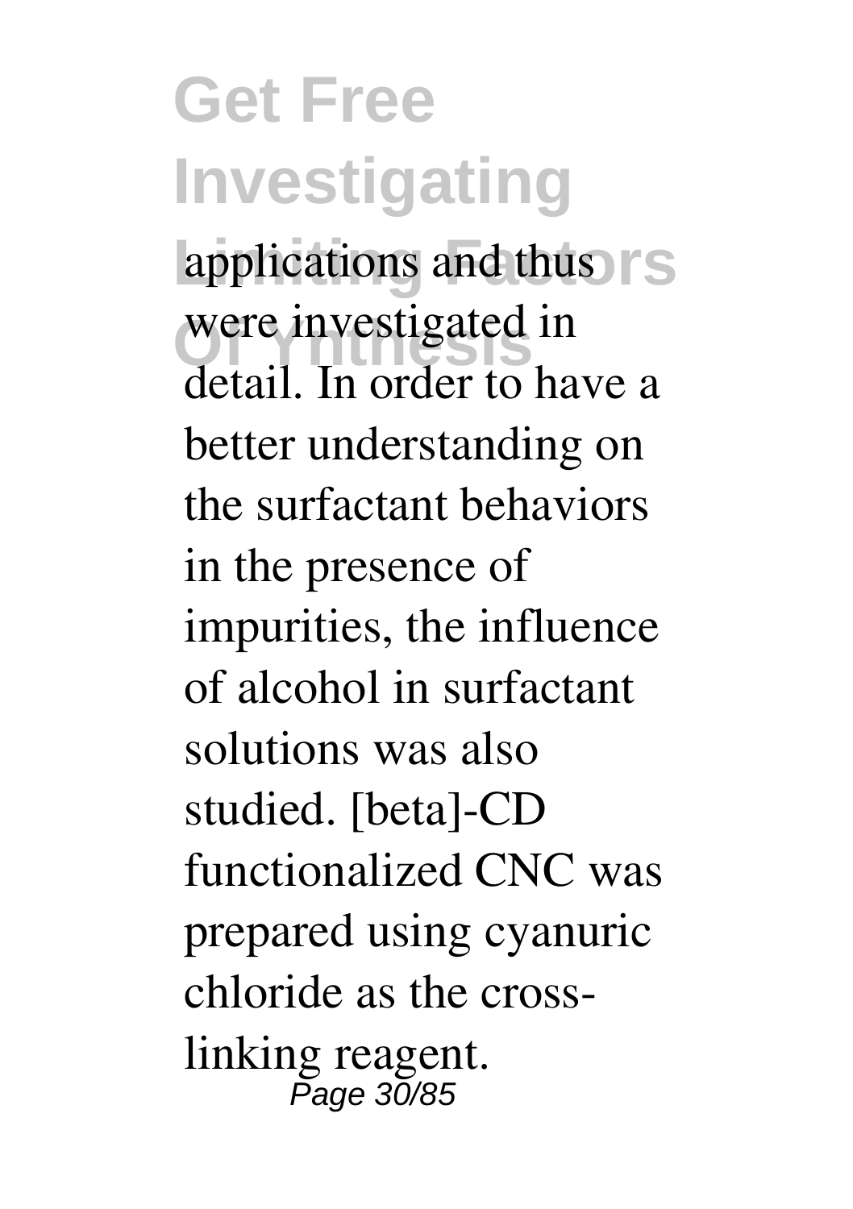applications and thus were investigated in detail. In order to have a better understanding on the surfactant behaviors in the presence of impurities, the influence of alcohol in surfactant solutions was also studied. [beta]-CD functionalized CNC was prepared using cyanuric chloride as the cross-linking reagent.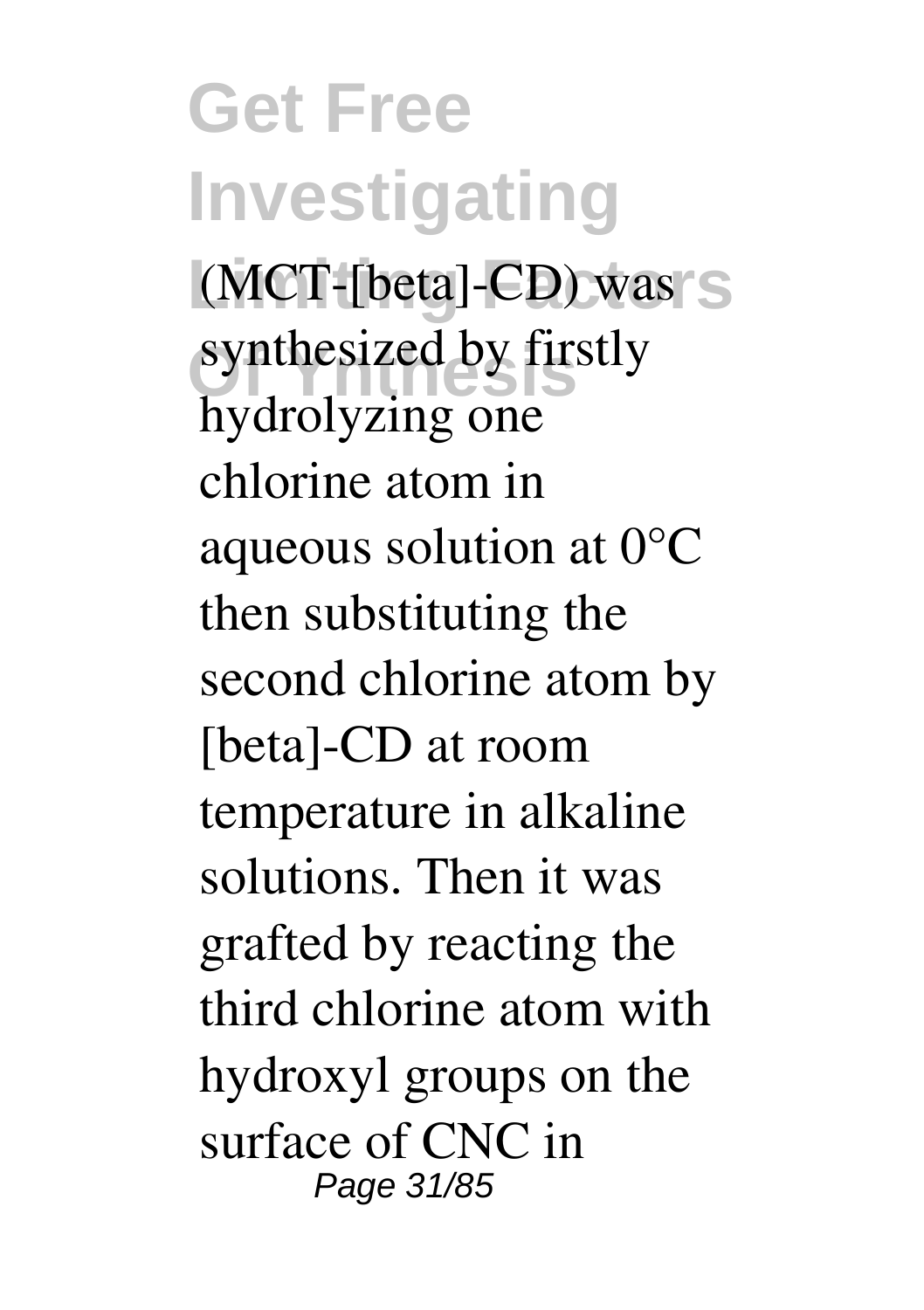(MCT-[beta]-CD) was synthesized by firstly hydrolyzing one chlorine atom in aqueous solution at 0°C then substituting the second chlorine atom by [beta]-CD at room temperature in alkaline solutions. Then it was grafted by reacting the third chlorine atom with hydroxyl groups on the surface of CNC in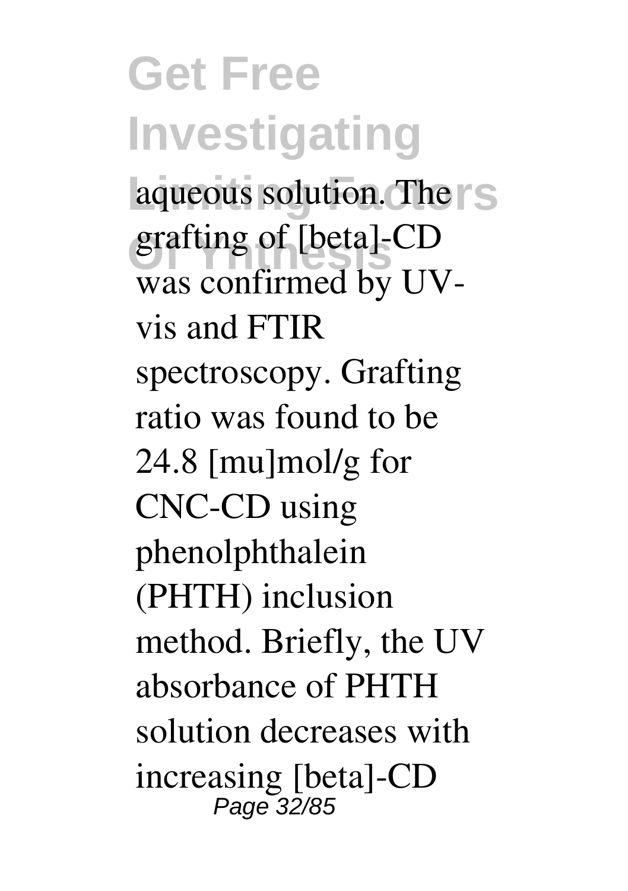aqueous solution. The grafting of [beta]-CD was confirmed by UV-vis and FTIR spectroscopy. Grafting ratio was found to be 24.8 [mu]mol/g for CNC-CD using phenolphthalein (PHTH) inclusion method. Briefly, the UV absorbance of PHTH solution decreases with increasing [beta]-CD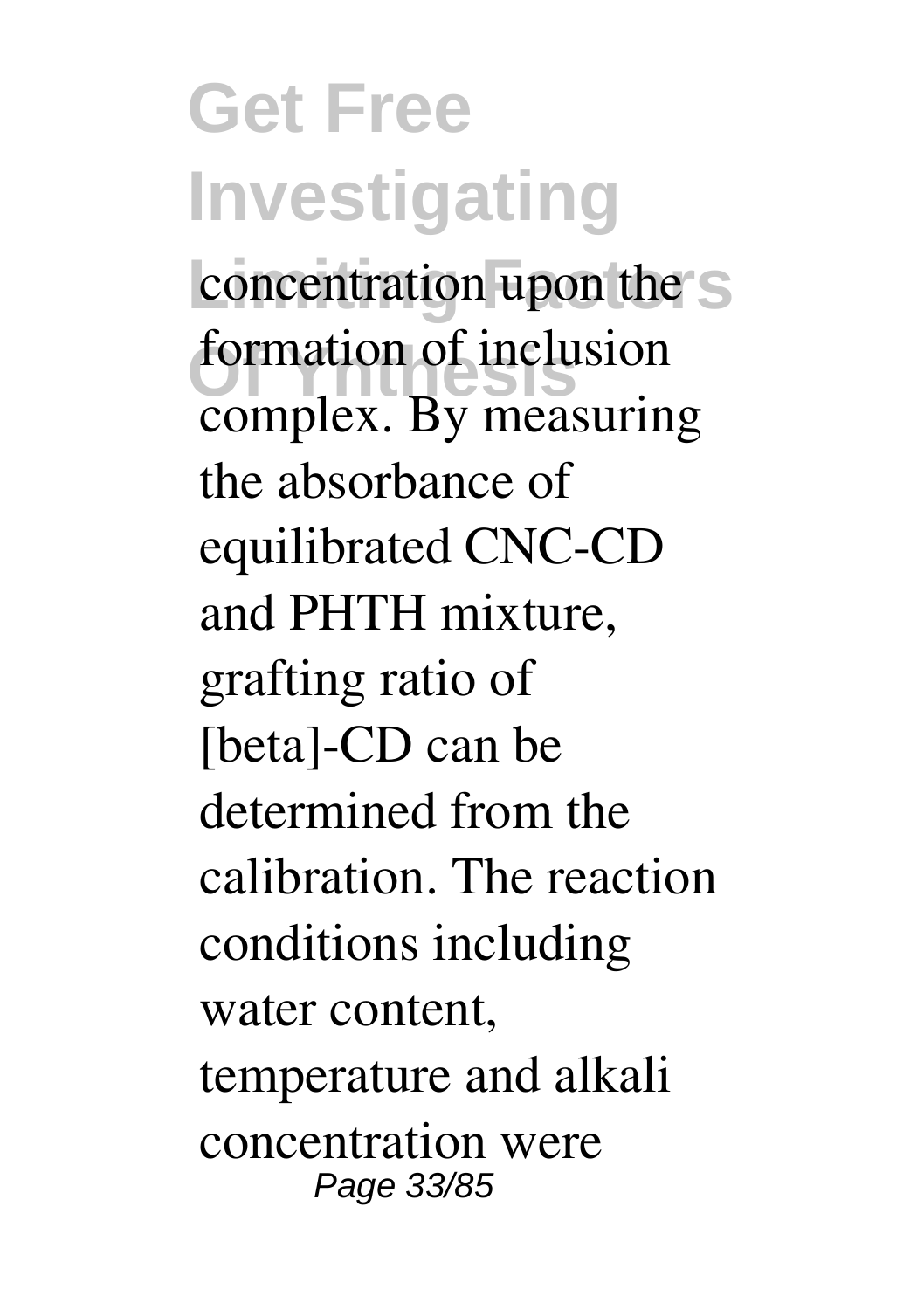concentration upon the formation of inclusion complex. By measuring the absorbance of equilibrated CNC-CD and PHTH mixture, grafting ratio of [beta]-CD can be determined from the calibration. The reaction conditions including water content, temperature and alkali concentration were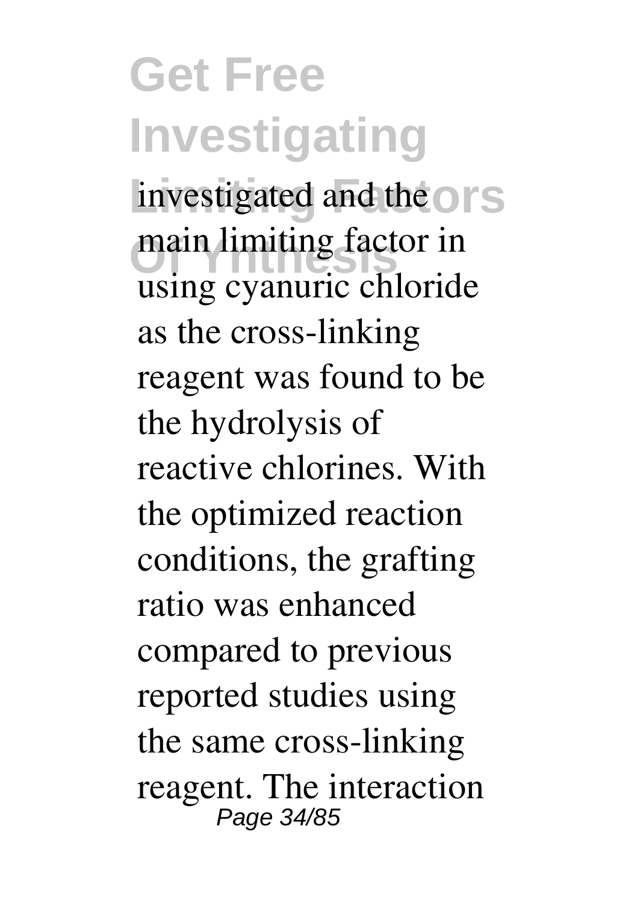investigated and the main limiting factor in using cyanuric chloride as the cross-linking reagent was found to be the hydrolysis of reactive chlorines. With the optimized reaction conditions, the grafting ratio was enhanced compared to previous reported studies using the same cross-linking reagent. The interaction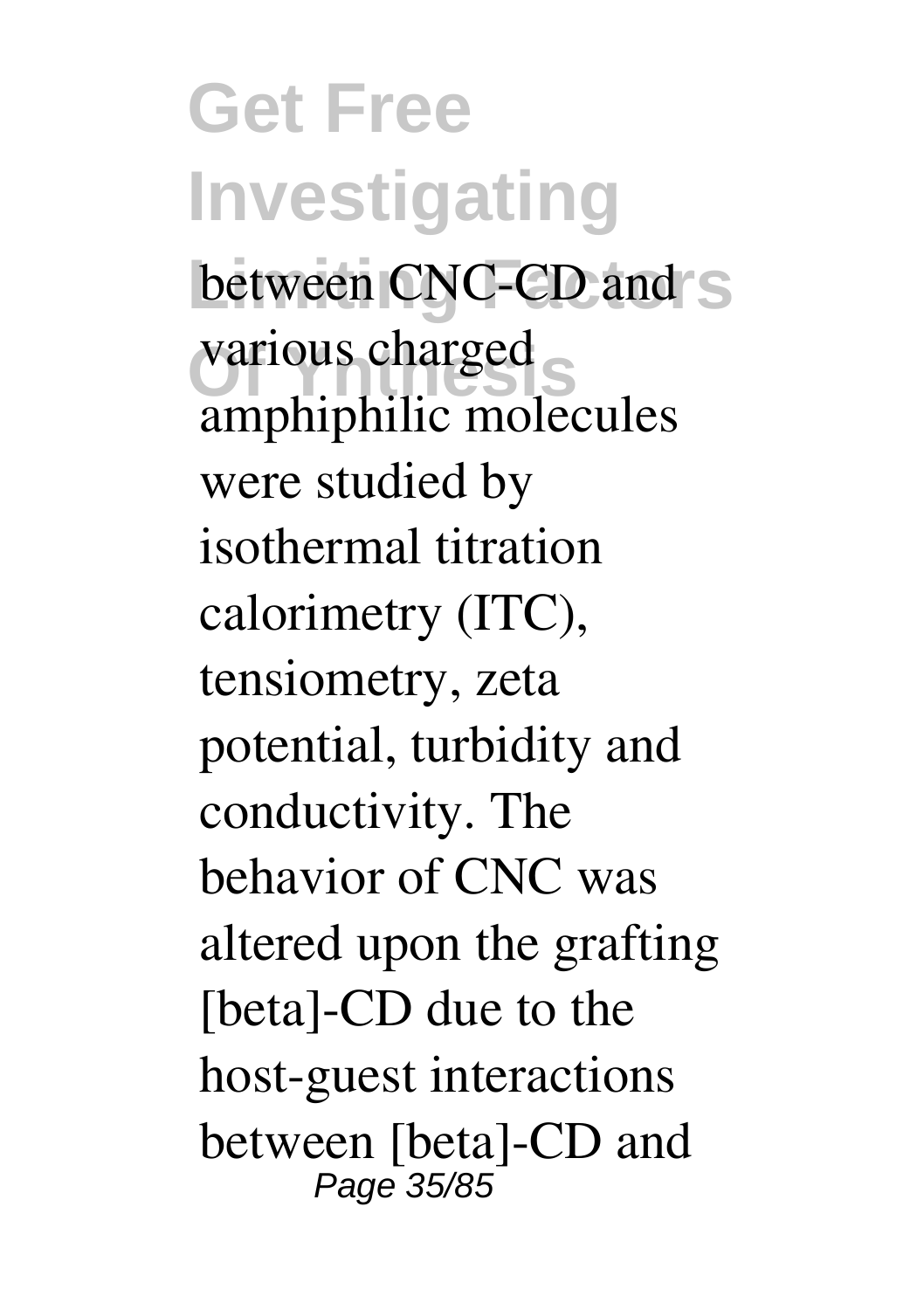between CNC-CD and various charged amphiphilic molecules were studied by isothermal titration calorimetry (ITC), tensiometry, zeta potential, turbidity and conductivity. The behavior of CNC was altered upon the grafting [beta]-CD due to the host-guest interactions between [beta]-CD and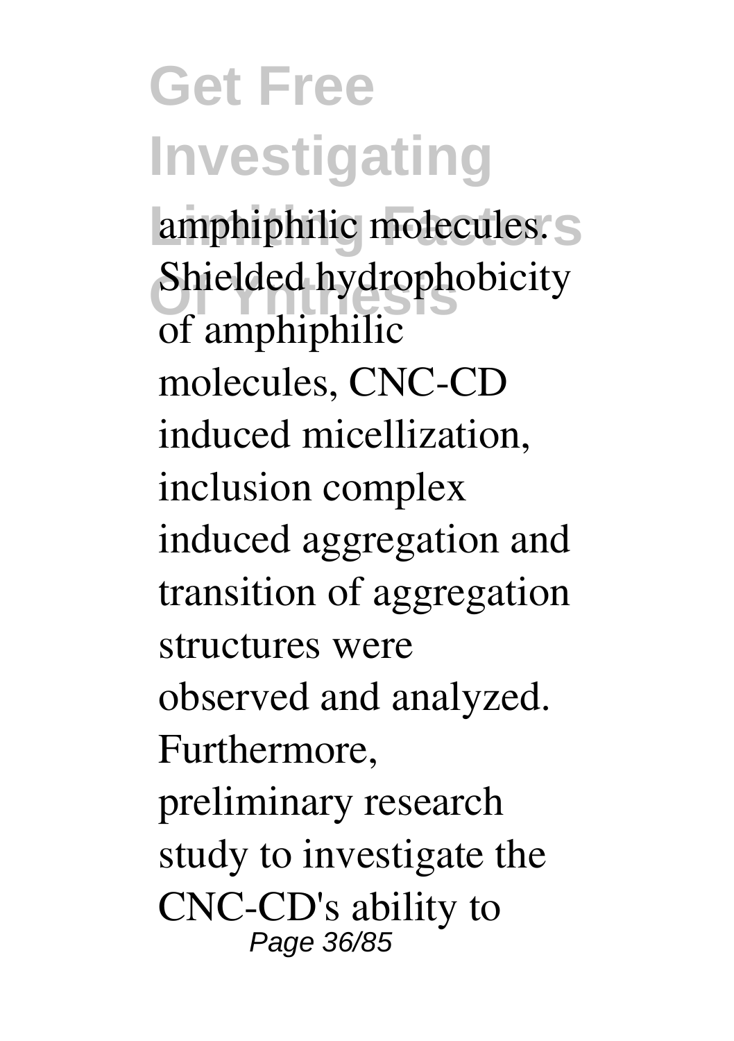amphiphilic molecules. Shielded hydrophobicity of amphiphilic molecules, CNC-CD induced micellization, inclusion complex induced aggregation and transition of aggregation structures were observed and analyzed. Furthermore, preliminary research study to investigate the CNC-CD's ability to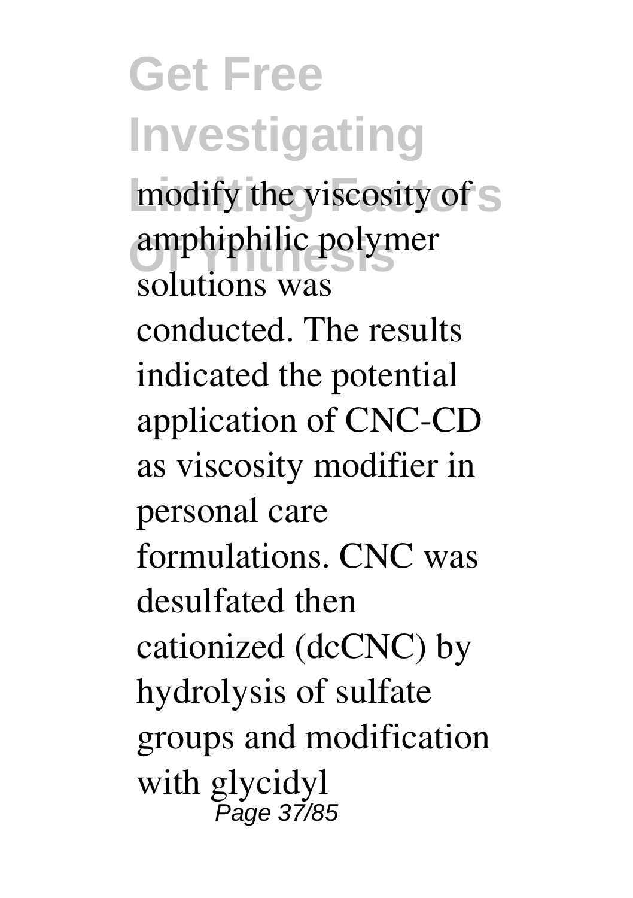modify the viscosity of amphiphilic polymer solutions was conducted. The results indicated the potential application of CNC-CD as viscosity modifier in personal care formulations. CNC was desulfated then cationized (dcCNC) by hydrolysis of sulfate groups and modification with glycidyl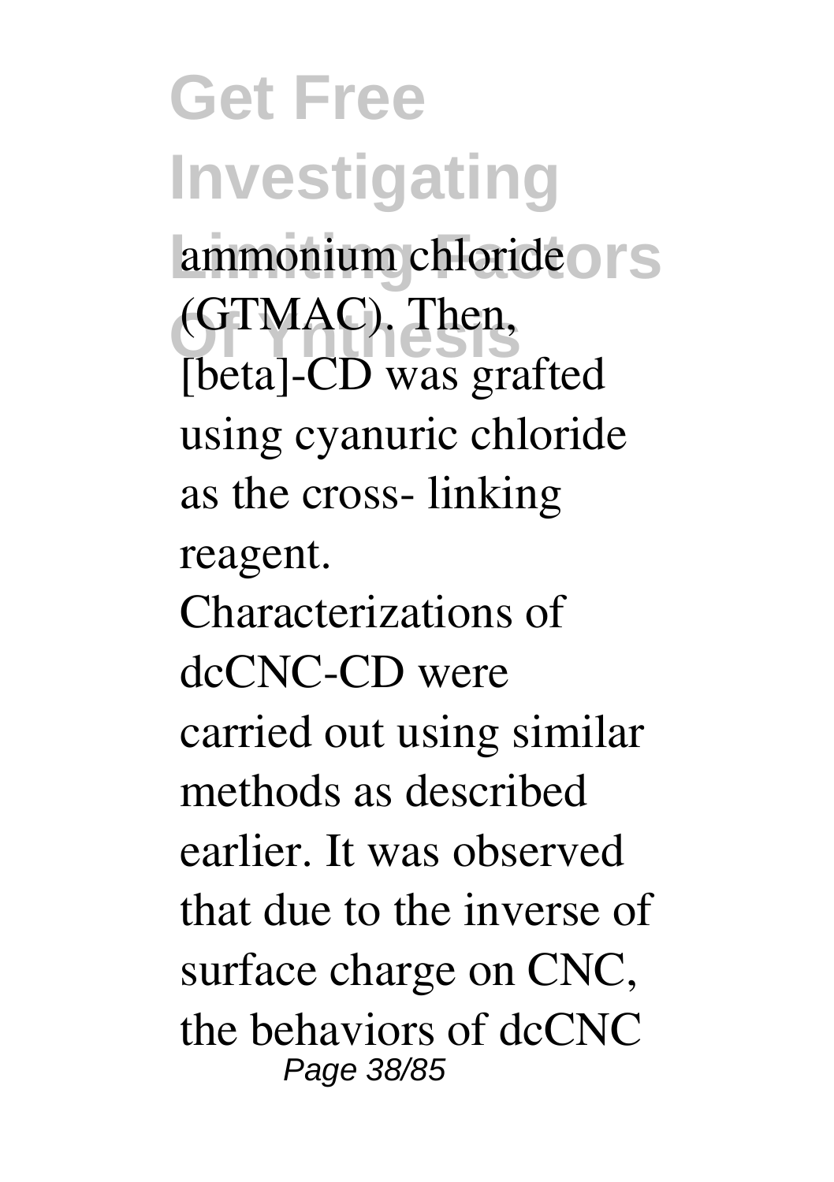ammonium chloride (GTMAC). Then, [beta]-CD was grafted using cyanuric chloride as the cross- linking reagent. Characterizations of dcCNC-CD were carried out using similar methods as described earlier. It was observed that due to the inverse of surface charge on CNC, the behaviors of dcCNC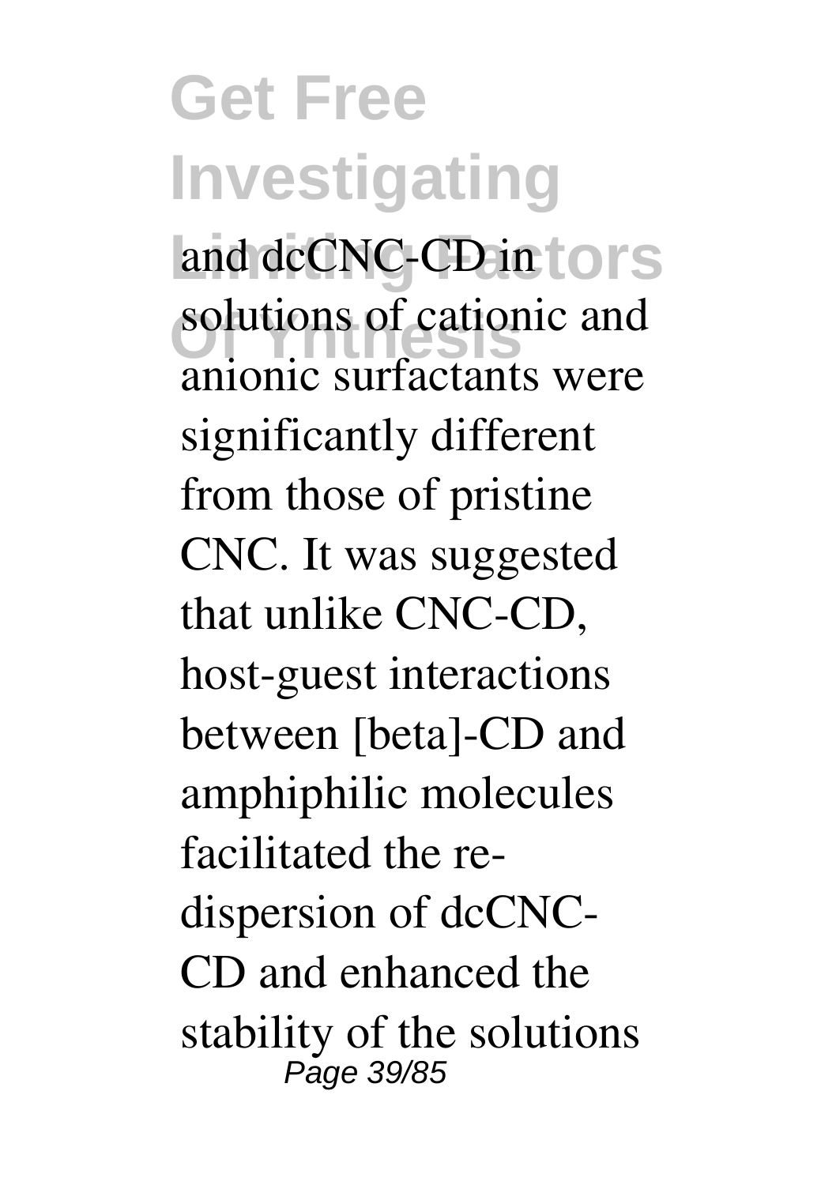and dcCNC-CD in solutions of cationic and anionic surfactants were significantly different from those of pristine CNC. It was suggested that unlike CNC-CD, host-guest interactions between [beta]-CD and amphiphilic molecules facilitated the re-dispersion of dcCNC-CD and enhanced the stability of the solutions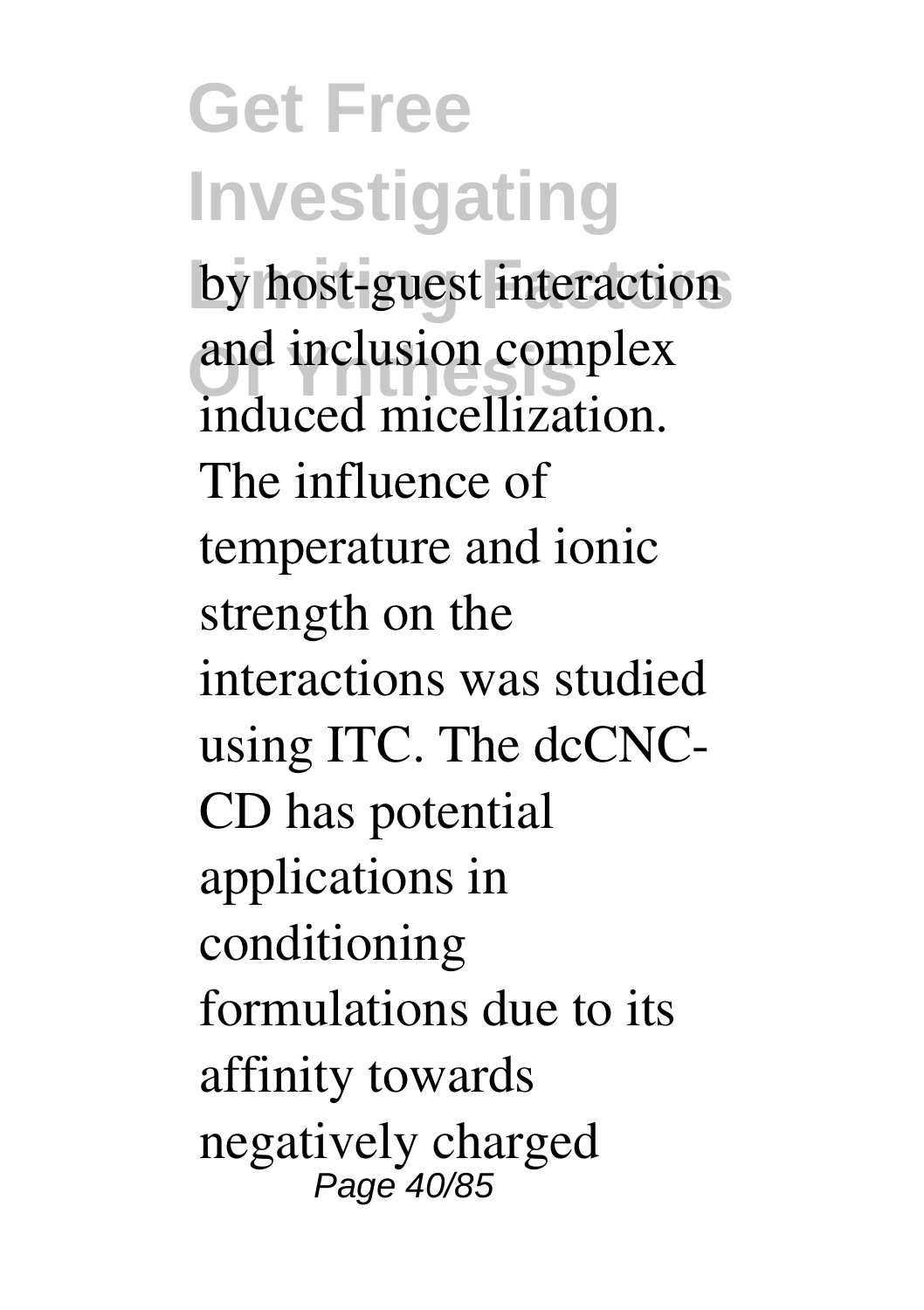by host-guest interaction and inclusion complex induced micellization. The influence of temperature and ionic strength on the interactions was studied using ITC. The dcCNC-CD has potential applications in conditioning formulations due to its affinity towards negatively charged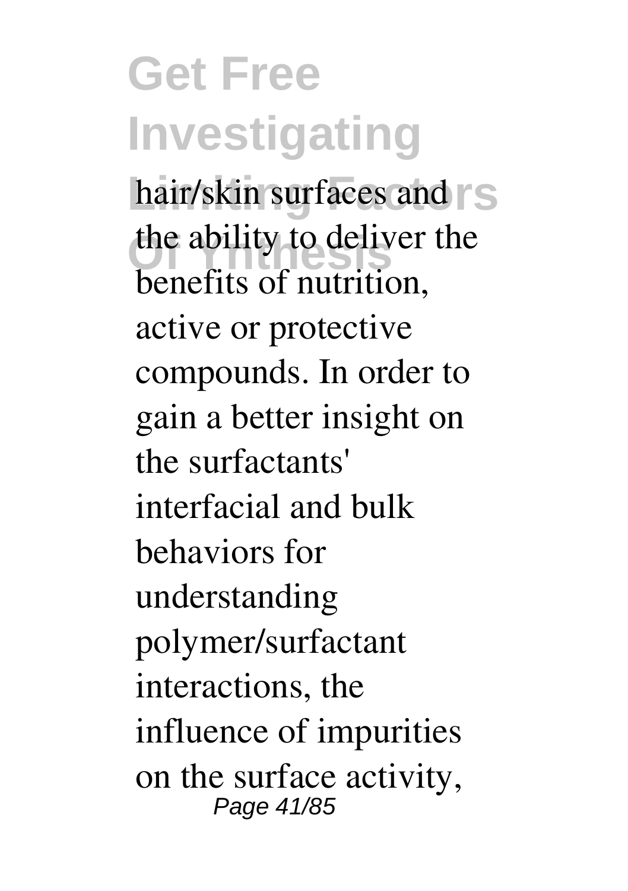hair/skin surfaces and the ability to deliver the benefits of nutrition, active or protective compounds. In order to gain a better insight on the surfactants' interfacial and bulk behaviors for understanding polymer/surfactant interactions, the influence of impurities on the surface activity,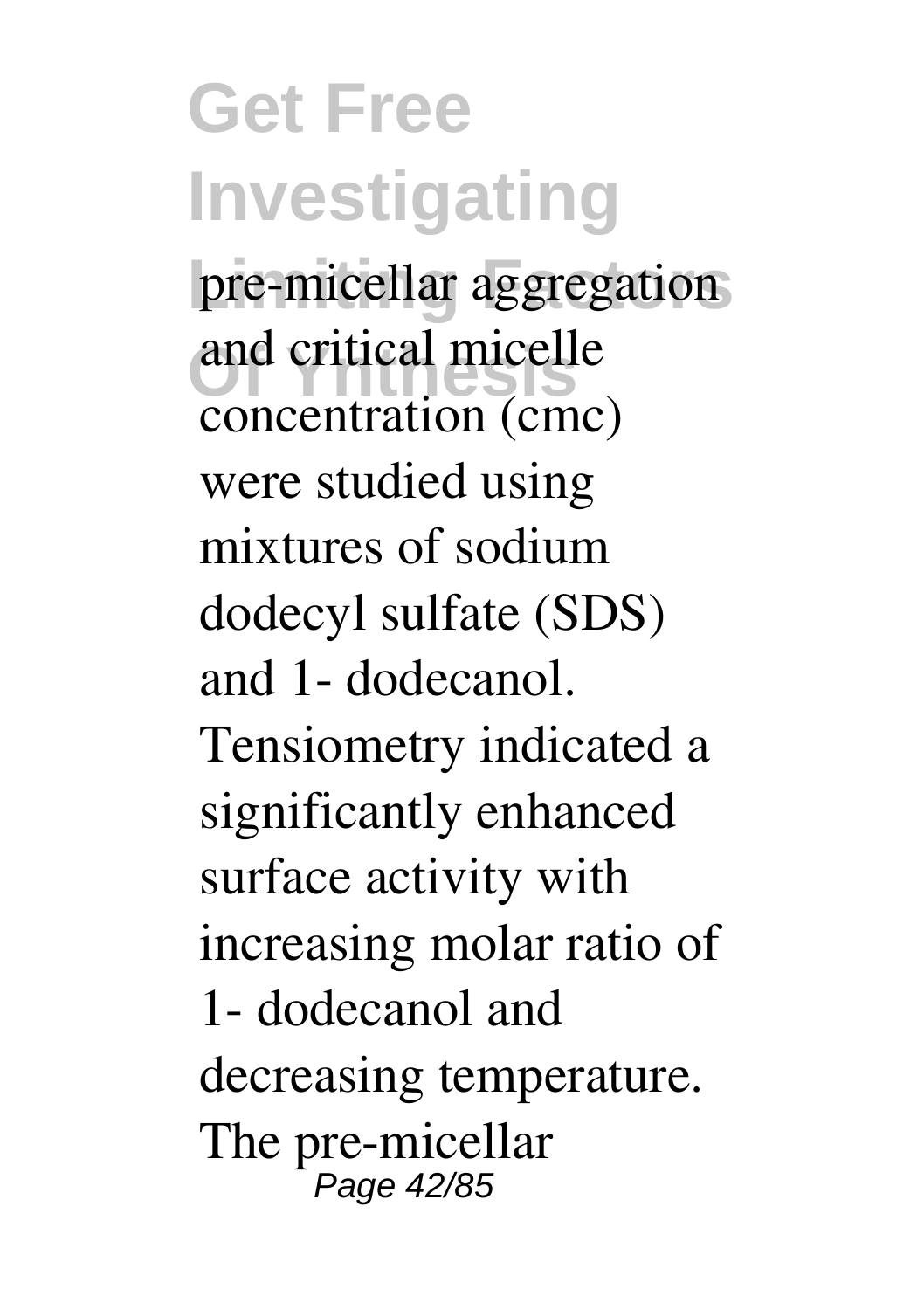pre-micellar aggregation and critical micelle concentration (cmc) were studied using mixtures of sodium dodecyl sulfate (SDS) and 1- dodecanol. Tensiometry indicated a significantly enhanced surface activity with increasing molar ratio of 1- dodecanol and decreasing temperature. The pre-micellar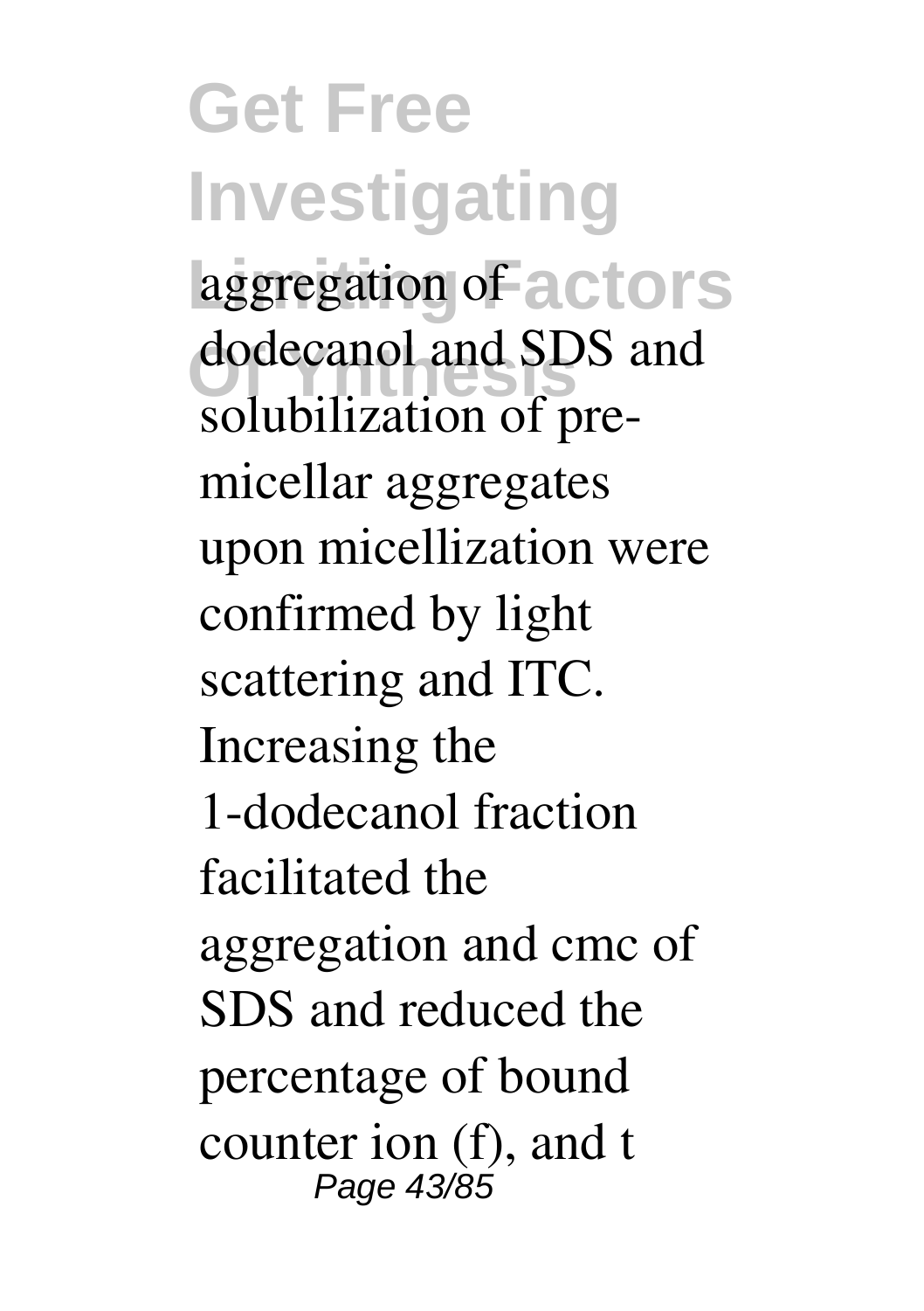aggregation of dodecanol and SDS and solubilization of pre-micellar aggregates upon micellization were confirmed by light scattering and ITC. Increasing the 1-dodecanol fraction facilitated the aggregation and cmc of SDS and reduced the percentage of bound counter ion (f), and t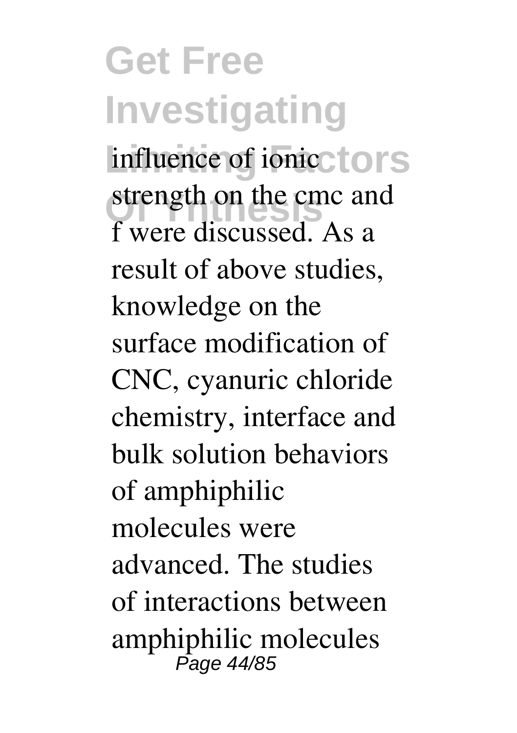influence of ionic strength on the cmc and f were discussed. As a result of above studies, knowledge on the surface modification of CNC, cyanuric chloride chemistry, interface and bulk solution behaviors of amphiphilic molecules were advanced. The studies of interactions between amphiphilic molecules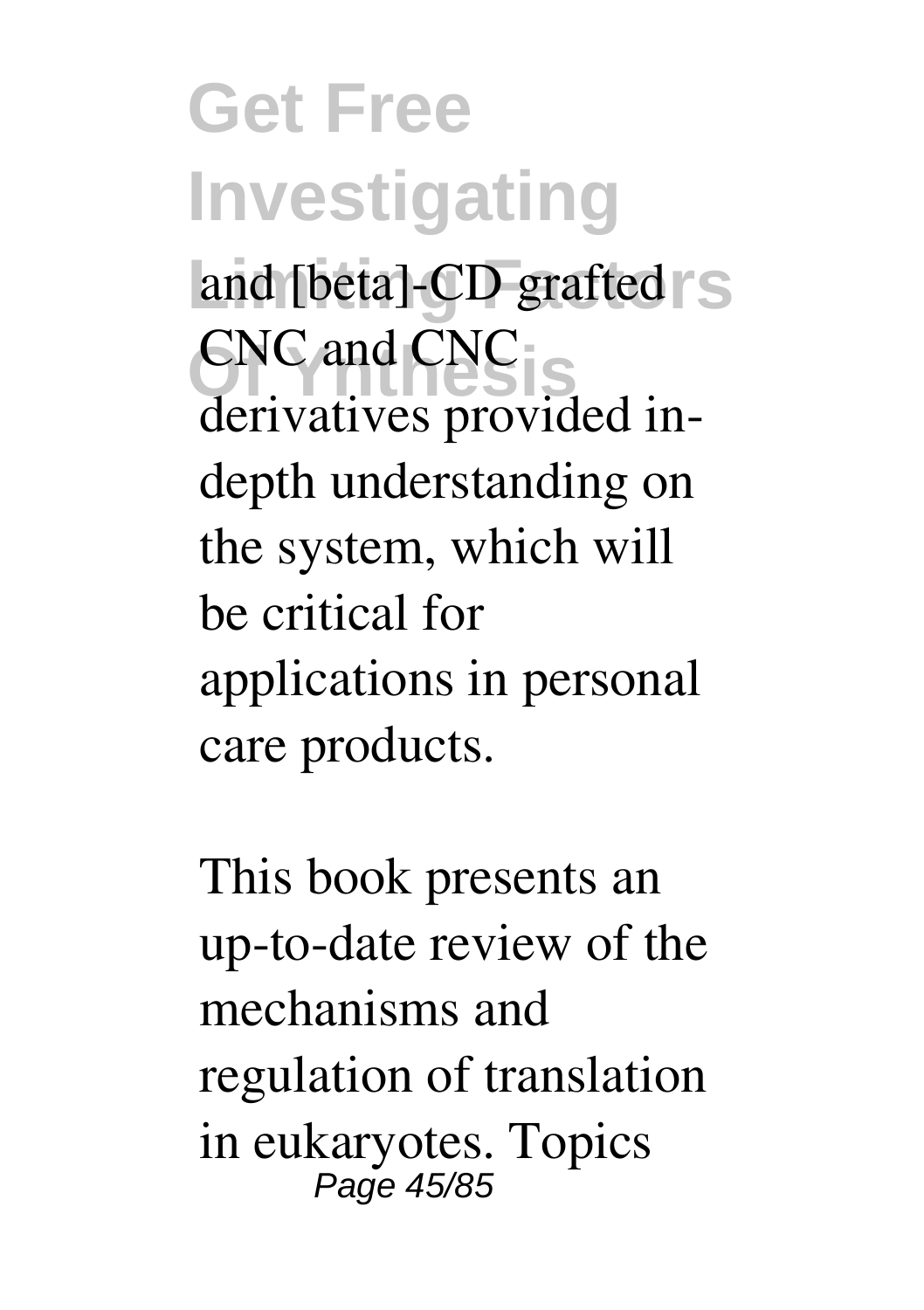and [beta]-CD grafted CNC and CNC derivatives provided in-depth understanding on the system, which will be critical for applications in personal care products.

This book presents an up-to-date review of the mechanisms and regulation of translation in eukaryotes. Topics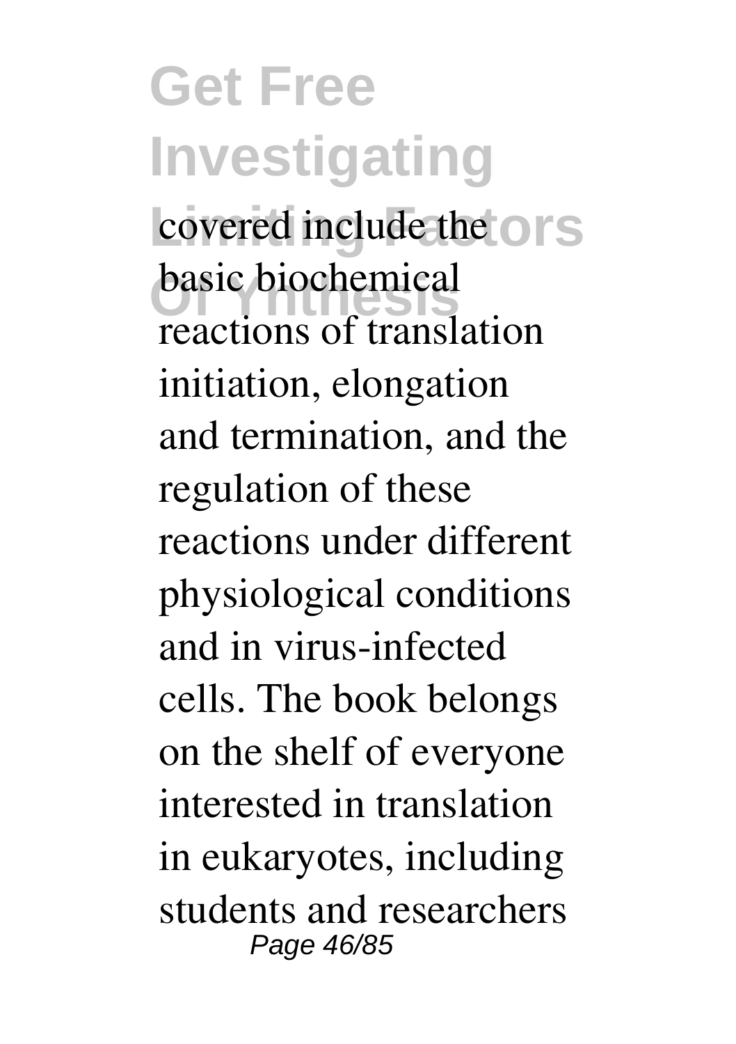covered include the basic biochemical reactions of translation initiation, elongation and termination, and the regulation of these reactions under different physiological conditions and in virus-infected cells. The book belongs on the shelf of everyone interested in translation in eukaryotes, including students and researchers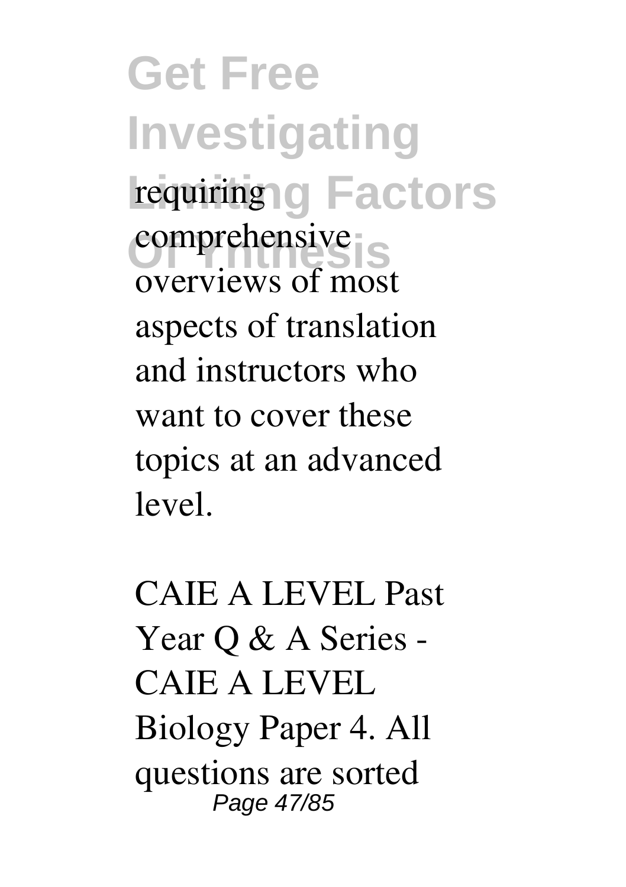requiring comprehensive overviews of most aspects of translation and instructors who want to cover these topics at an advanced level.

CAIE A LEVEL Past Year Q & A Series - CAIE A LEVEL Biology Paper 4. All questions are sorted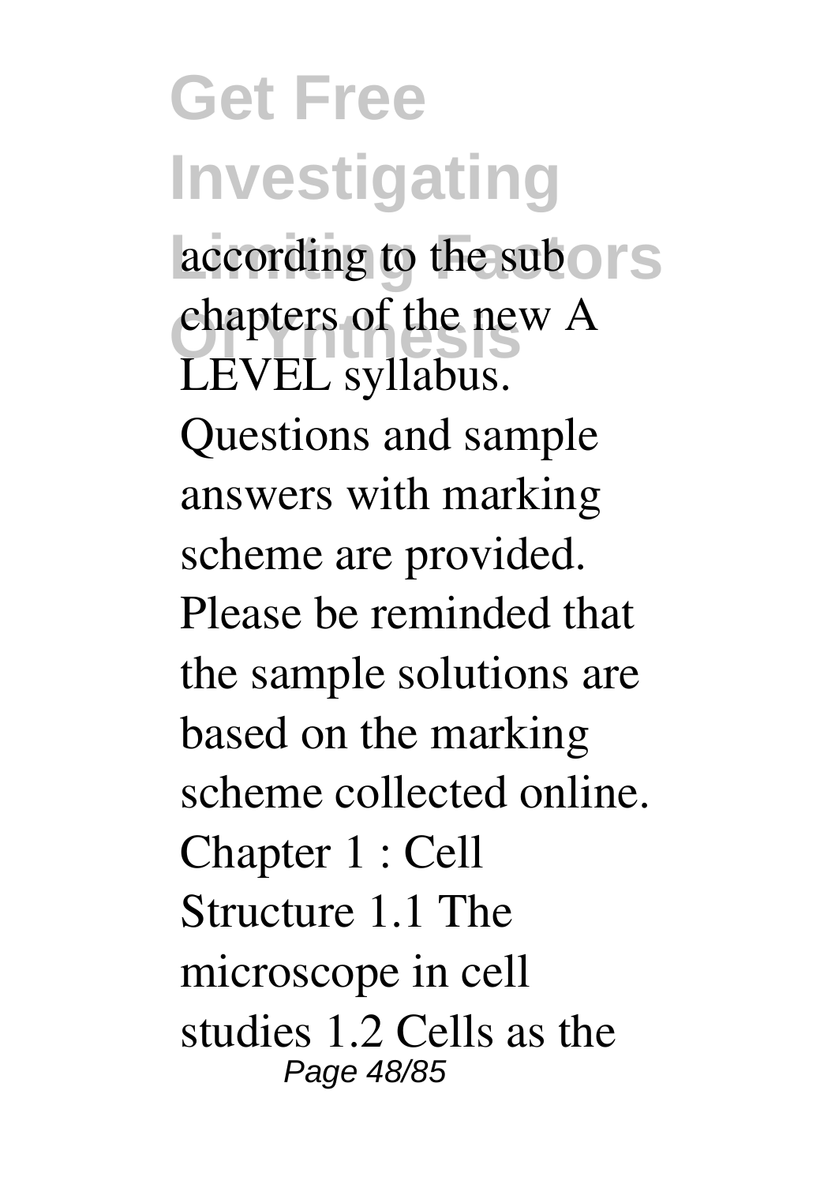according to the sub chapters of the new A LEVEL syllabus. Questions and sample answers with marking scheme are provided. Please be reminded that the sample solutions are based on the marking scheme collected online. Chapter 1 : Cell Structure 1.1 The microscope in cell studies 1.2 Cells as the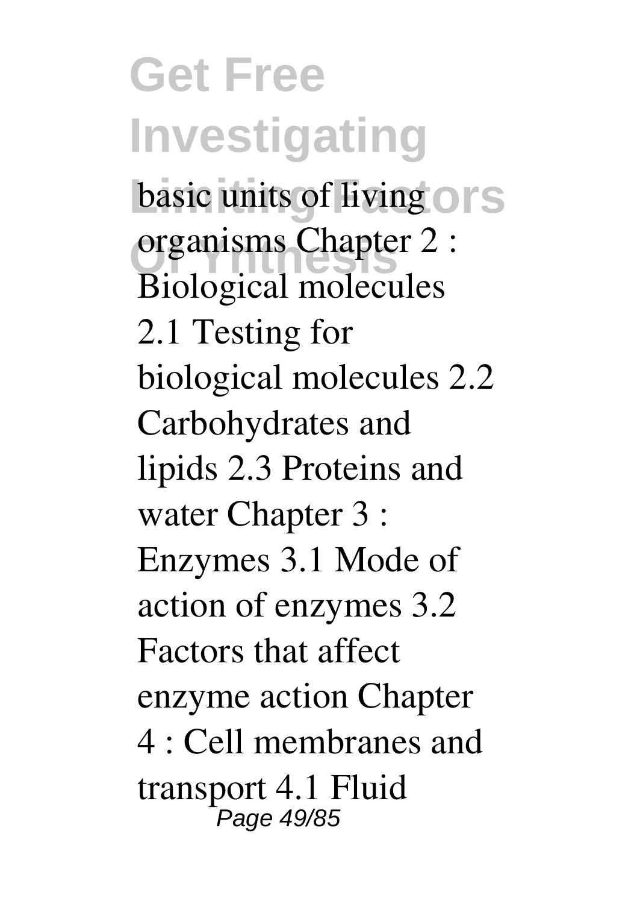basic units of living organisms Chapter 2 : Biological molecules 2.1 Testing for biological molecules 2.2 Carbohydrates and lipids 2.3 Proteins and water Chapter 3 : Enzymes 3.1 Mode of action of enzymes 3.2 Factors that affect enzyme action Chapter 4 : Cell membranes and transport 4.1 Fluid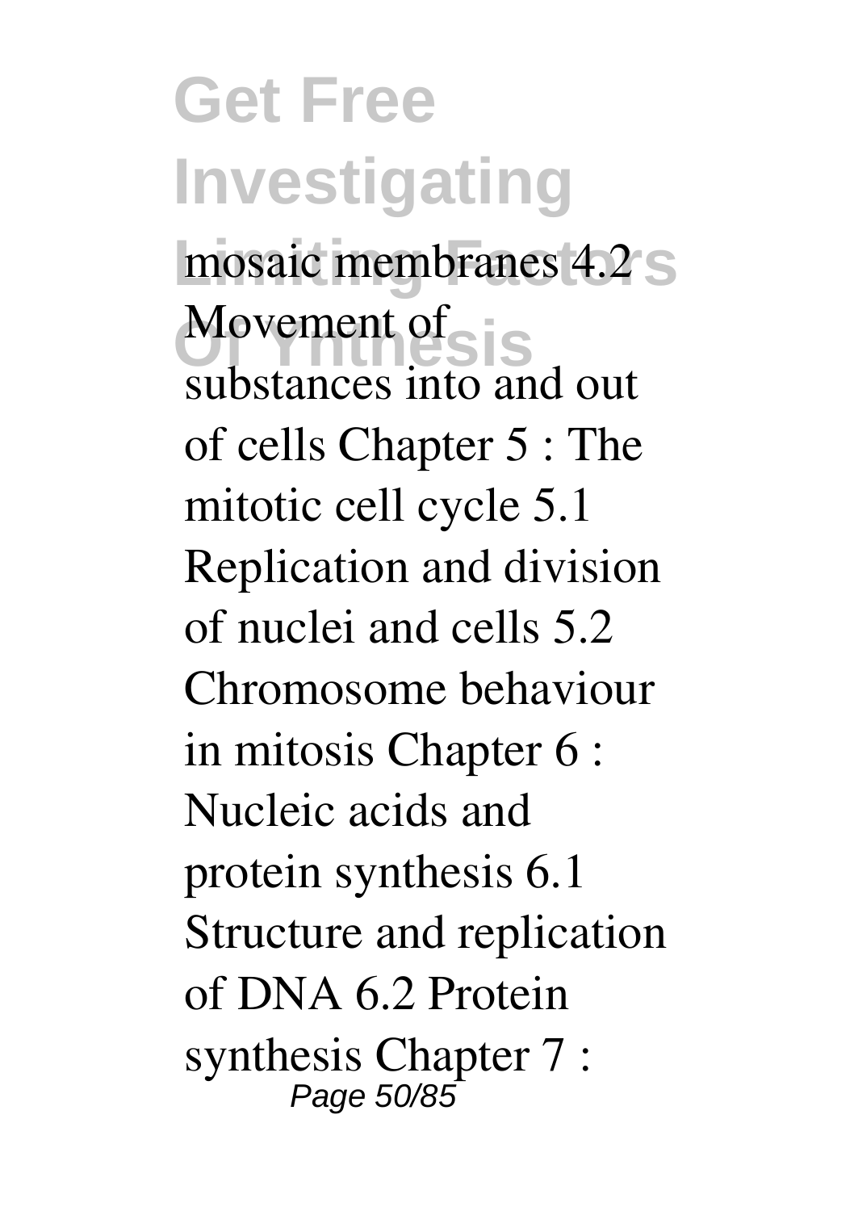mosaic membranes 4.2 Movement of substances into and out of cells Chapter 5 : The mitotic cell cycle 5.1 Replication and division of nuclei and cells 5.2 Chromosome behaviour in mitosis Chapter 6 : Nucleic acids and protein synthesis 6.1 Structure and replication of DNA 6.2 Protein synthesis Chapter 7 :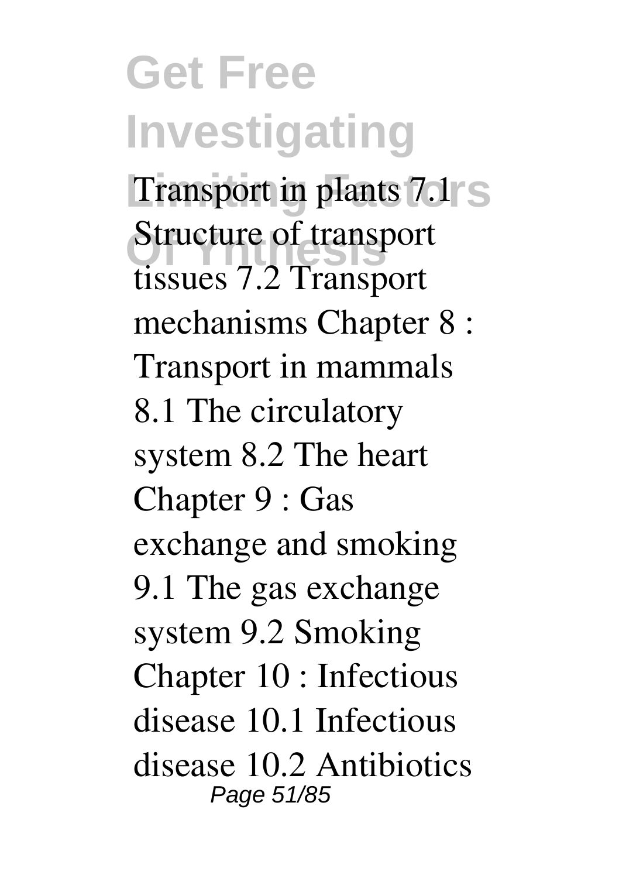Transport in plants 7.1 Structure of transport tissues 7.2 Transport mechanisms Chapter 8 : Transport in mammals 8.1 The circulatory system 8.2 The heart Chapter 9 : Gas exchange and smoking 9.1 The gas exchange system 9.2 Smoking Chapter 10 : Infectious disease 10.1 Infectious disease 10.2 Antibiotics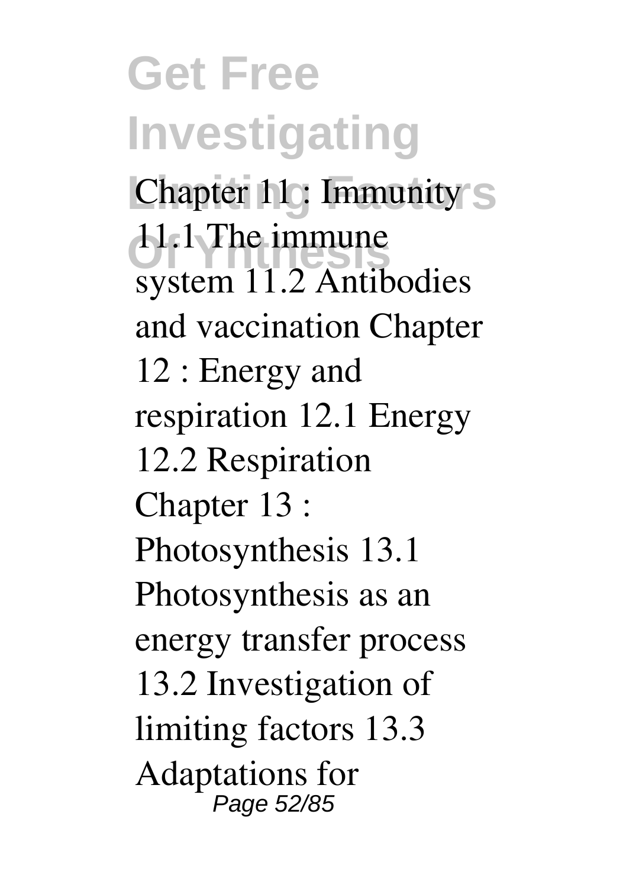Chapter 11 : Immunity 11.1 The immune system 11.2 Antibodies and vaccination Chapter 12 : Energy and respiration 12.1 Energy 12.2 Respiration Chapter 13 : Photosynthesis 13.1 Photosynthesis as an energy transfer process 13.2 Investigation of limiting factors 13.3 Adaptations for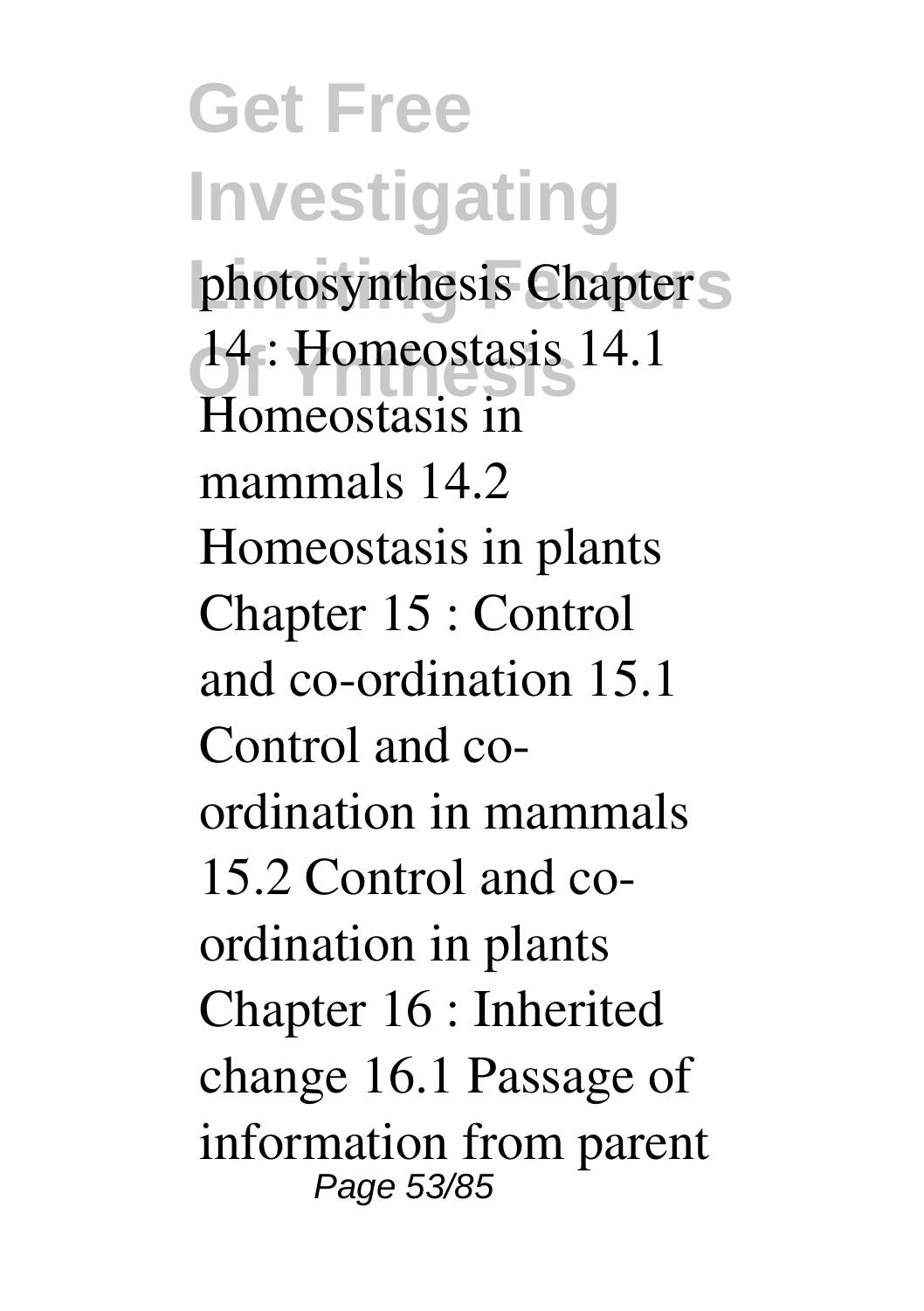photosynthesis Chapter 14 : Homeostasis 14.1 Homeostasis in mammals 14.2 Homeostasis in plants Chapter 15 : Control and co-ordination 15.1 Control and co-ordination in mammals 15.2 Control and co-ordination in plants Chapter 16 : Inherited change 16.1 Passage of information from parent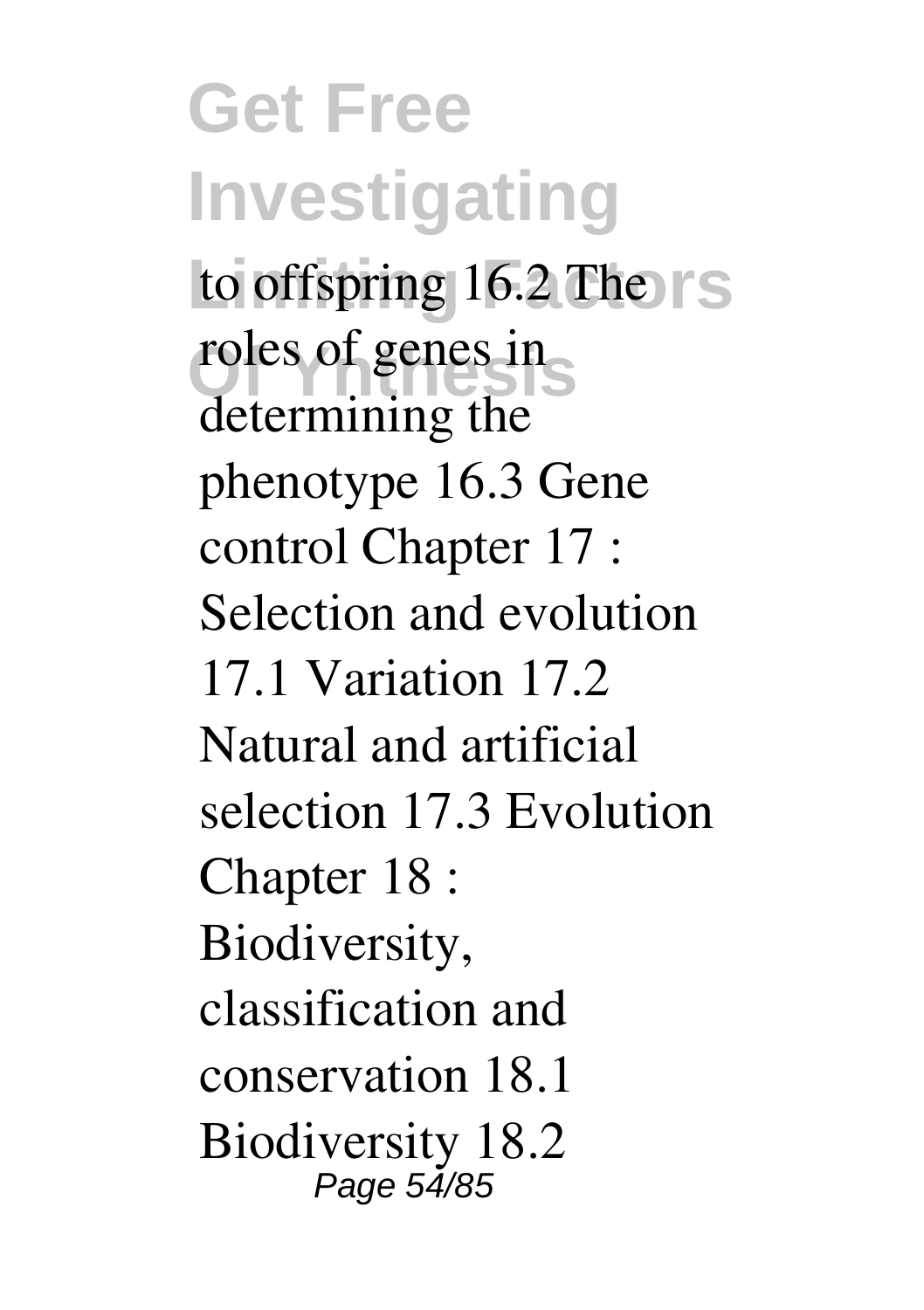to offspring 16.2 The roles of genes in determining the phenotype 16.3 Gene control Chapter 17 : Selection and evolution 17.1 Variation 17.2 Natural and artificial selection 17.3 Evolution Chapter 18 : Biodiversity, classification and conservation 18.1 Biodiversity 18.2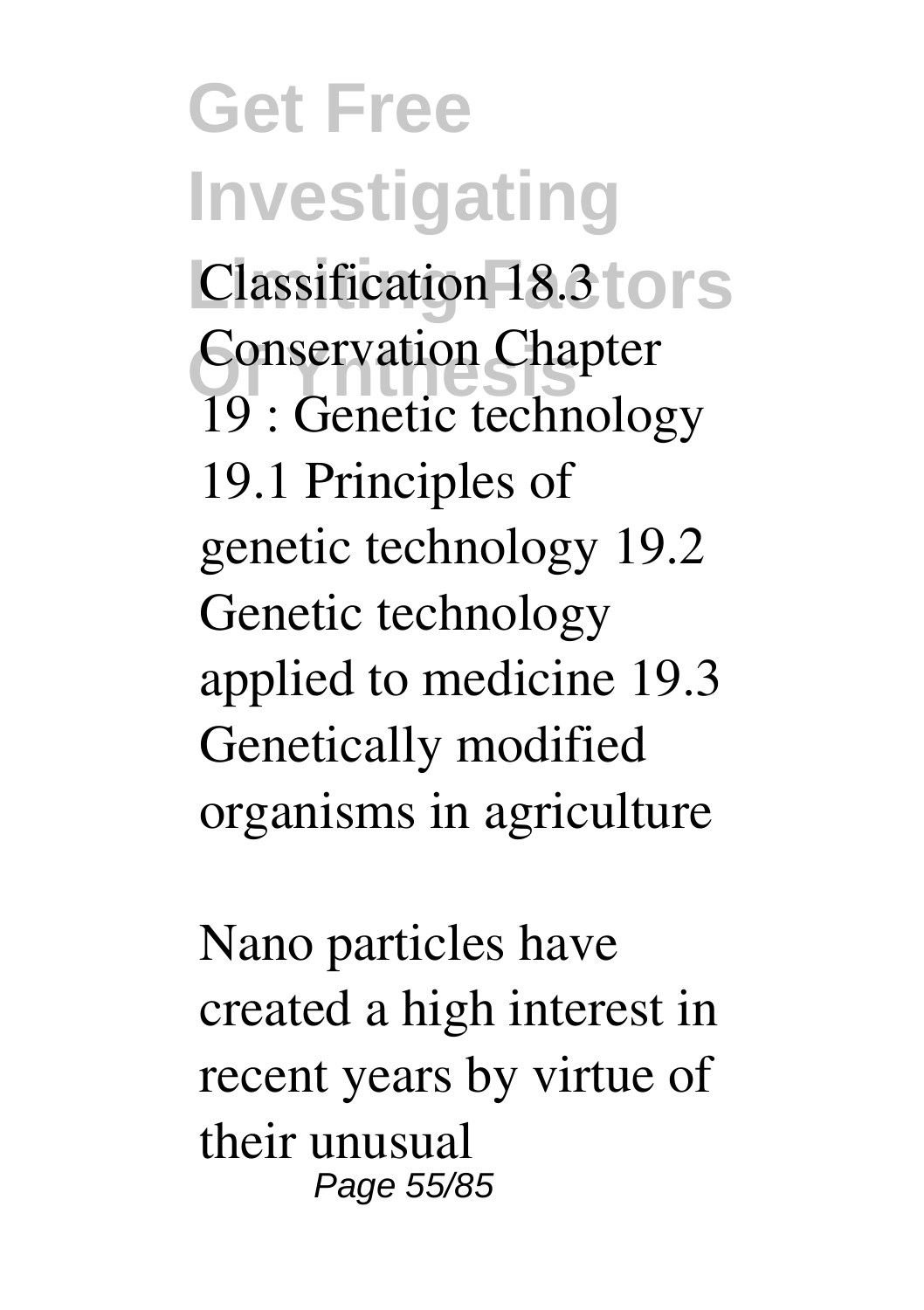Classification 18.3 Conservation Chapter 19 : Genetic technology 19.1 Principles of genetic technology 19.2 Genetic technology applied to medicine 19.3 Genetically modified organisms in agriculture

Nano particles have created a high interest in recent years by virtue of their unusual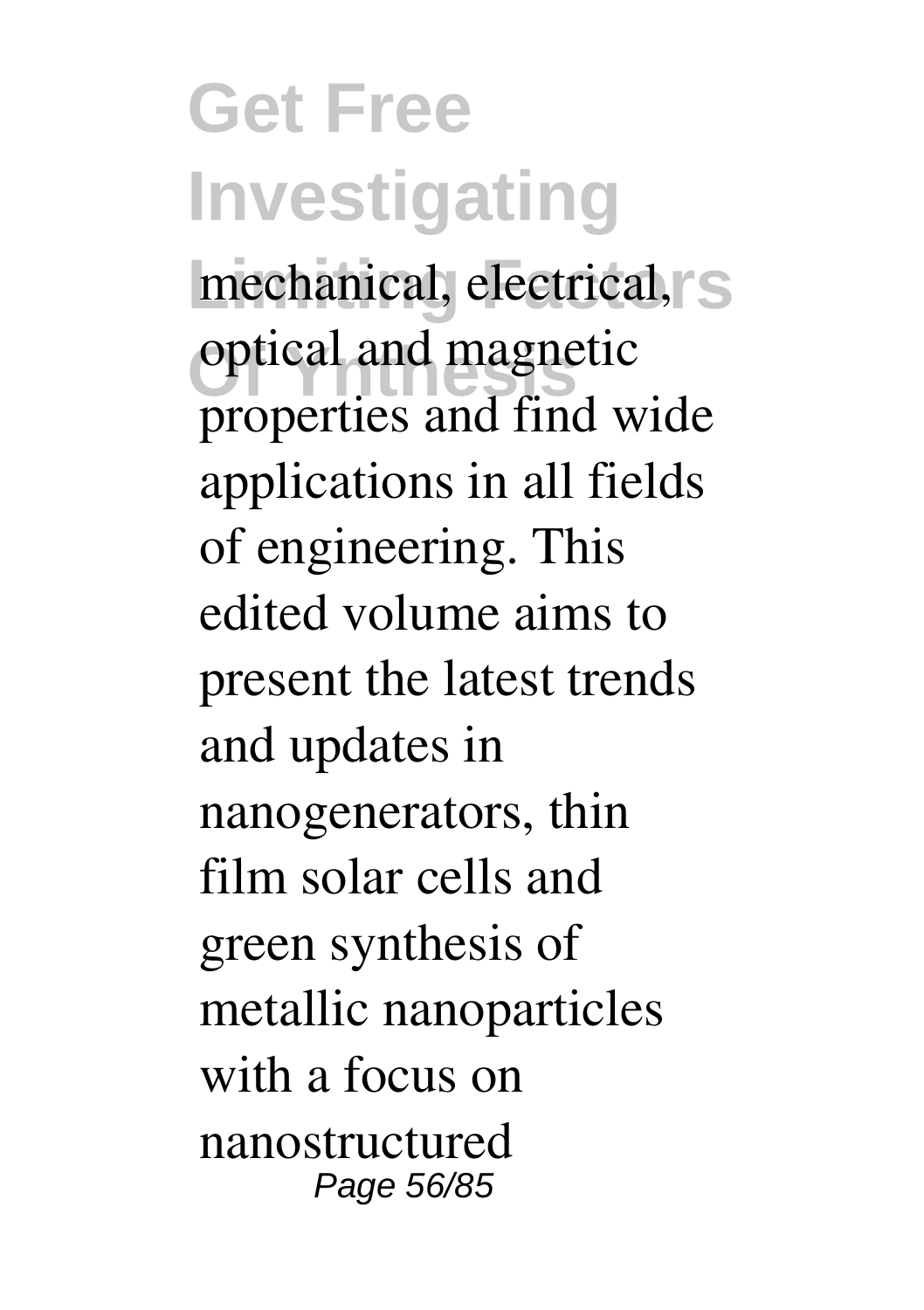mechanical, electrical, optical and magnetic properties and find wide applications in all fields of engineering. This edited volume aims to present the latest trends and updates in nanogenerators, thin film solar cells and green synthesis of metallic nanoparticles with a focus on nanostructured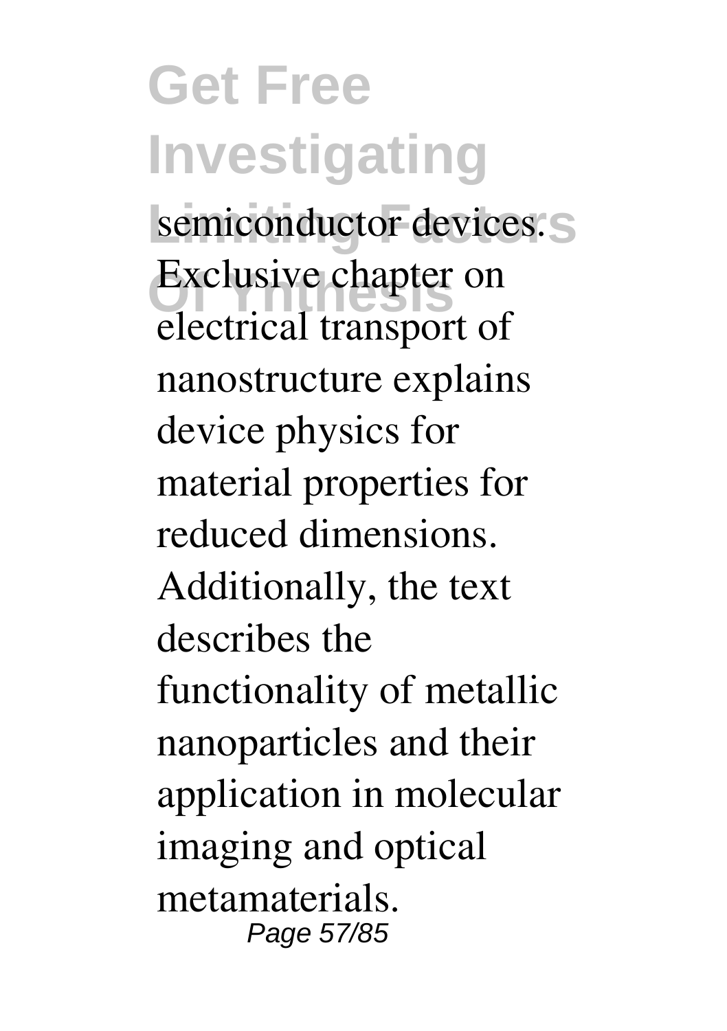semiconductor devices. Exclusive chapter on electrical transport of nanostructure explains device physics for material properties for reduced dimensions. Additionally, the text describes the functionality of metallic nanoparticles and their application in molecular imaging and optical metamaterials.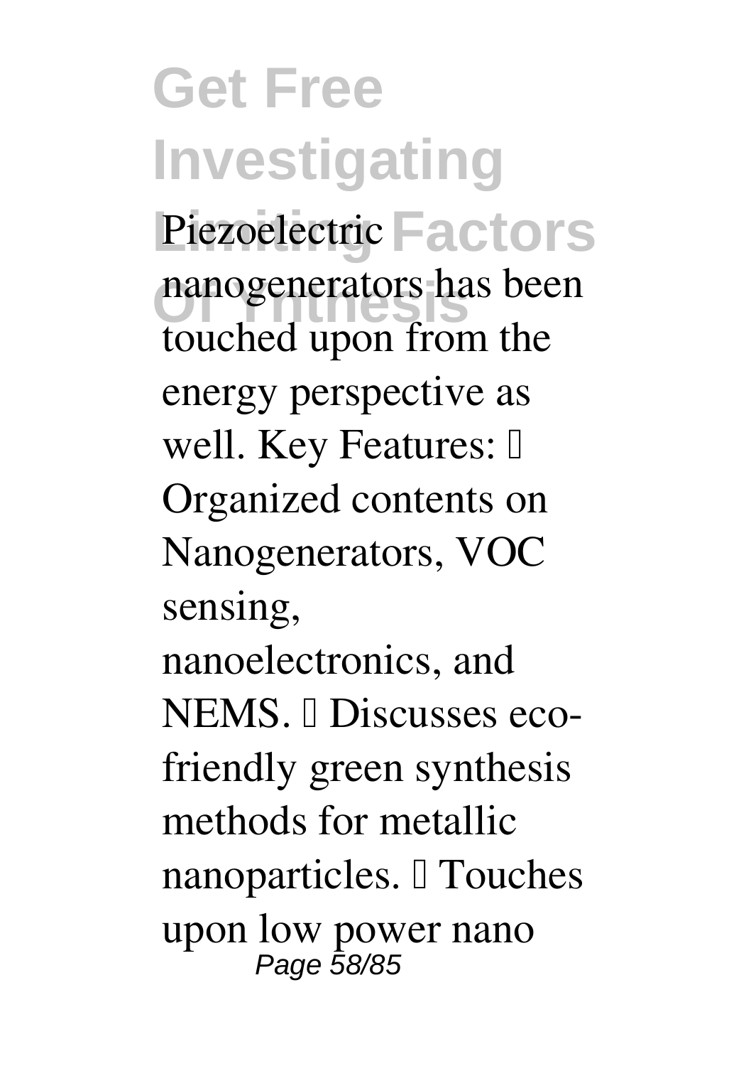Piezoelectric nanogenerators has been touched upon from the energy perspective as well. Key Features:  Organized contents on Nanogenerators, VOC sensing, nanoelectronics, and NEMS.  Discusses eco-friendly green synthesis methods for metallic nanoparticles.  Touches upon low power nano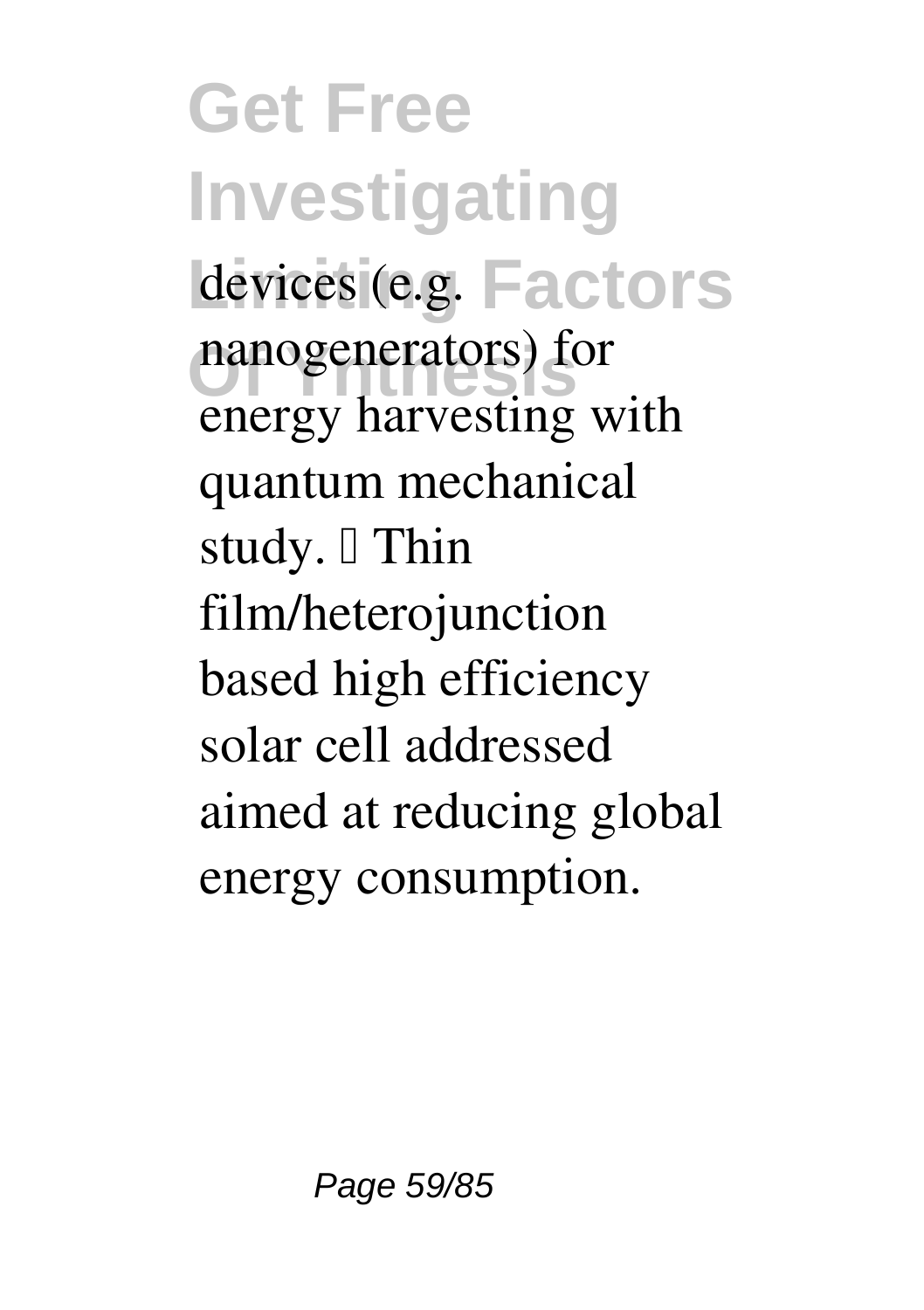devices (e.g. nanogenerators) for energy harvesting with quantum mechanical study.  Thin film/heterojunction based high efficiency solar cell addressed aimed at reducing global energy consumption.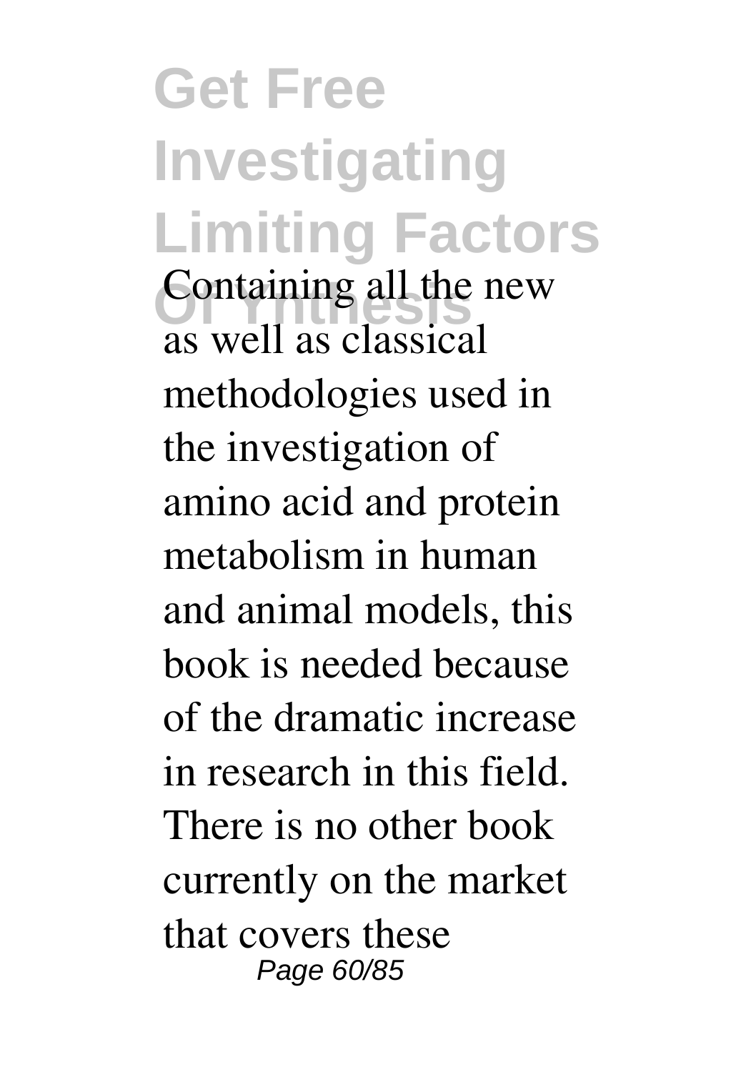Containing all the new as well as classical methodologies used in the investigation of amino acid and protein metabolism in human and animal models, this book is needed because of the dramatic increase in research in this field. There is no other book currently on the market that covers these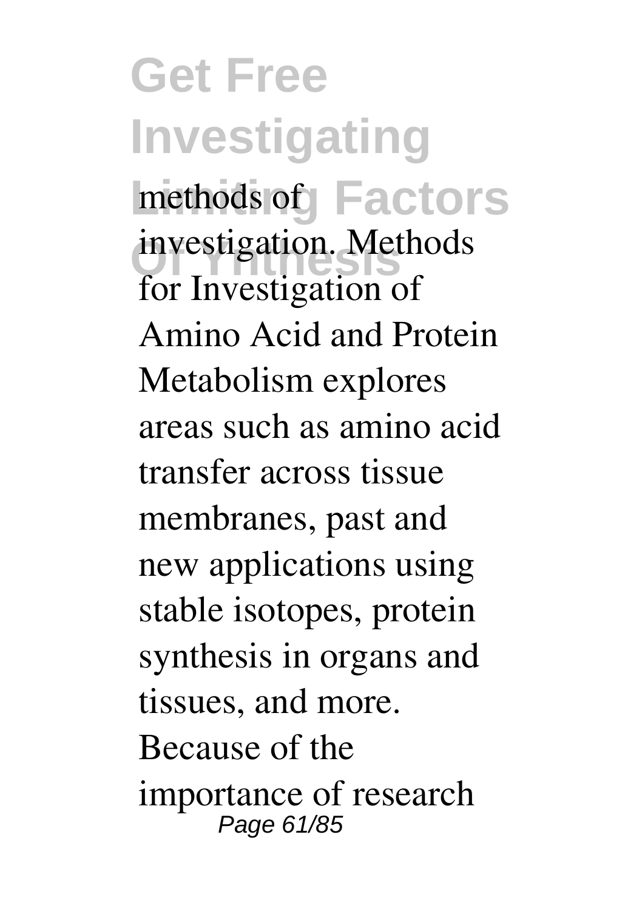methods of investigation. Methods for Investigation of Amino Acid and Protein Metabolism explores areas such as amino acid transfer across tissue membranes, past and new applications using stable isotopes, protein synthesis in organs and tissues, and more. Because of the importance of research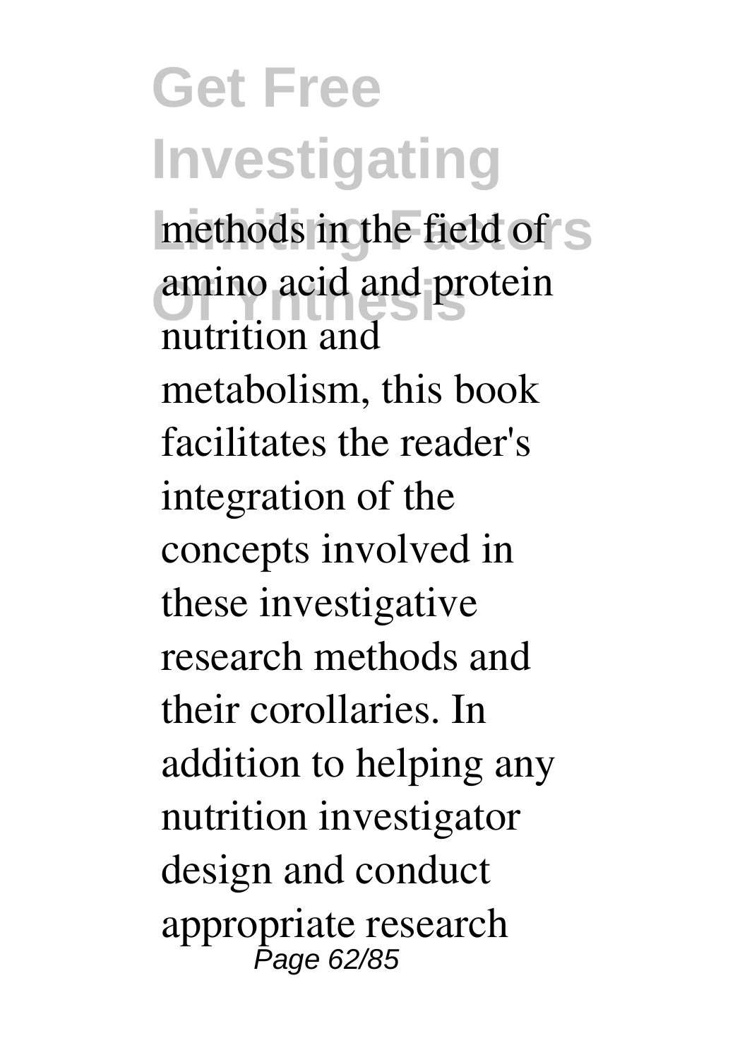methods in the field of amino acid and protein nutrition and metabolism, this book facilitates the reader's integration of the concepts involved in these investigative research methods and their corollaries. In addition to helping any nutrition investigator design and conduct appropriate research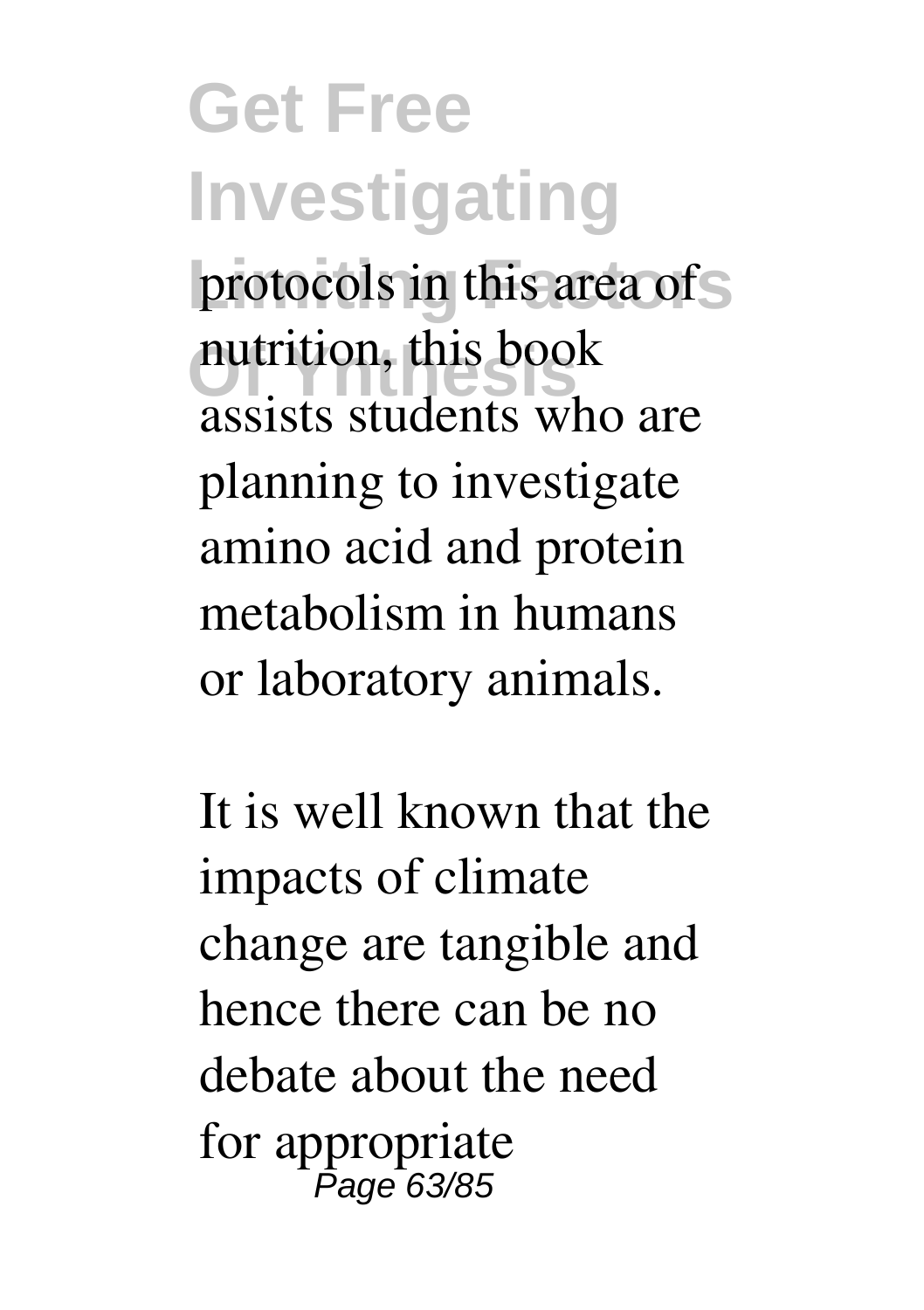protocols in this area of nutrition, this book assists students who are planning to investigate amino acid and protein metabolism in humans or laboratory animals.

It is well known that the impacts of climate change are tangible and hence there can be no debate about the need for appropriate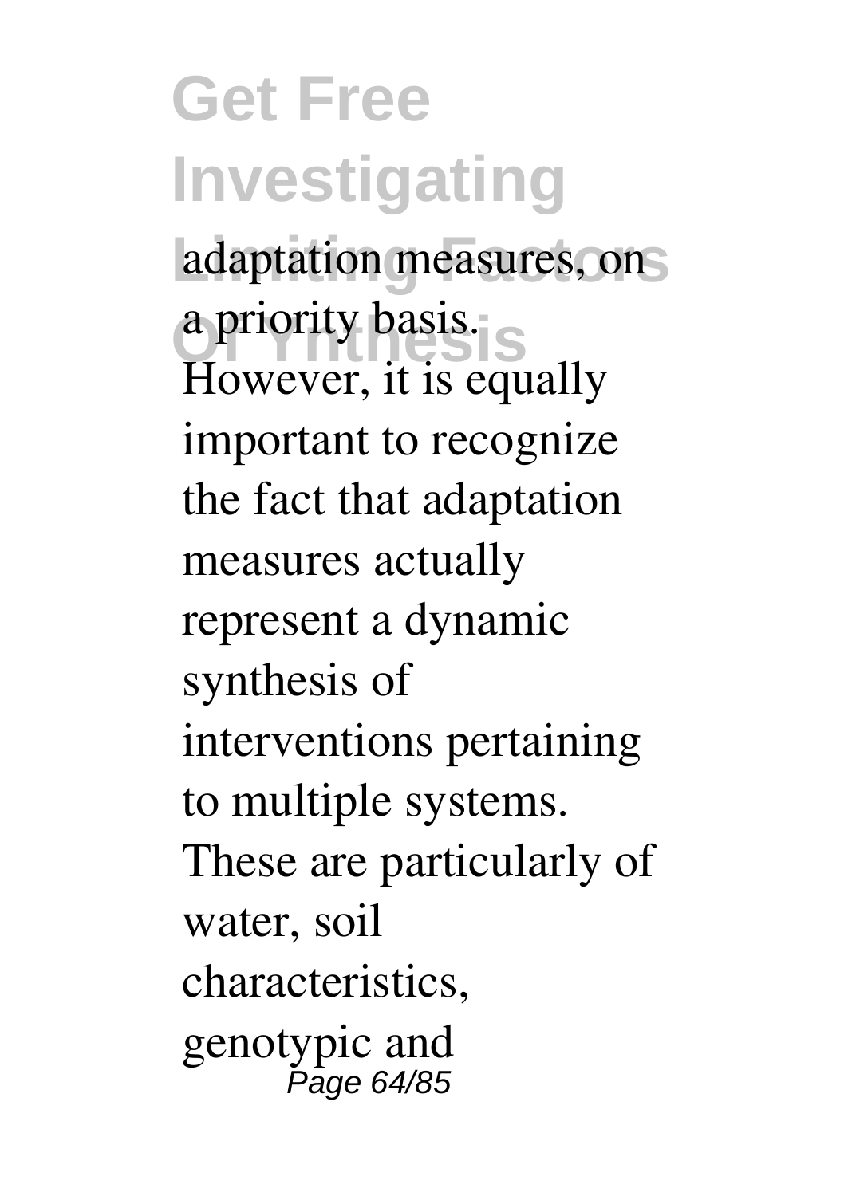adaptation measures, on a priority basis. However, it is equally important to recognize the fact that adaptation measures actually represent a dynamic synthesis of interventions pertaining to multiple systems. These are particularly of water, soil characteristics, genotypic and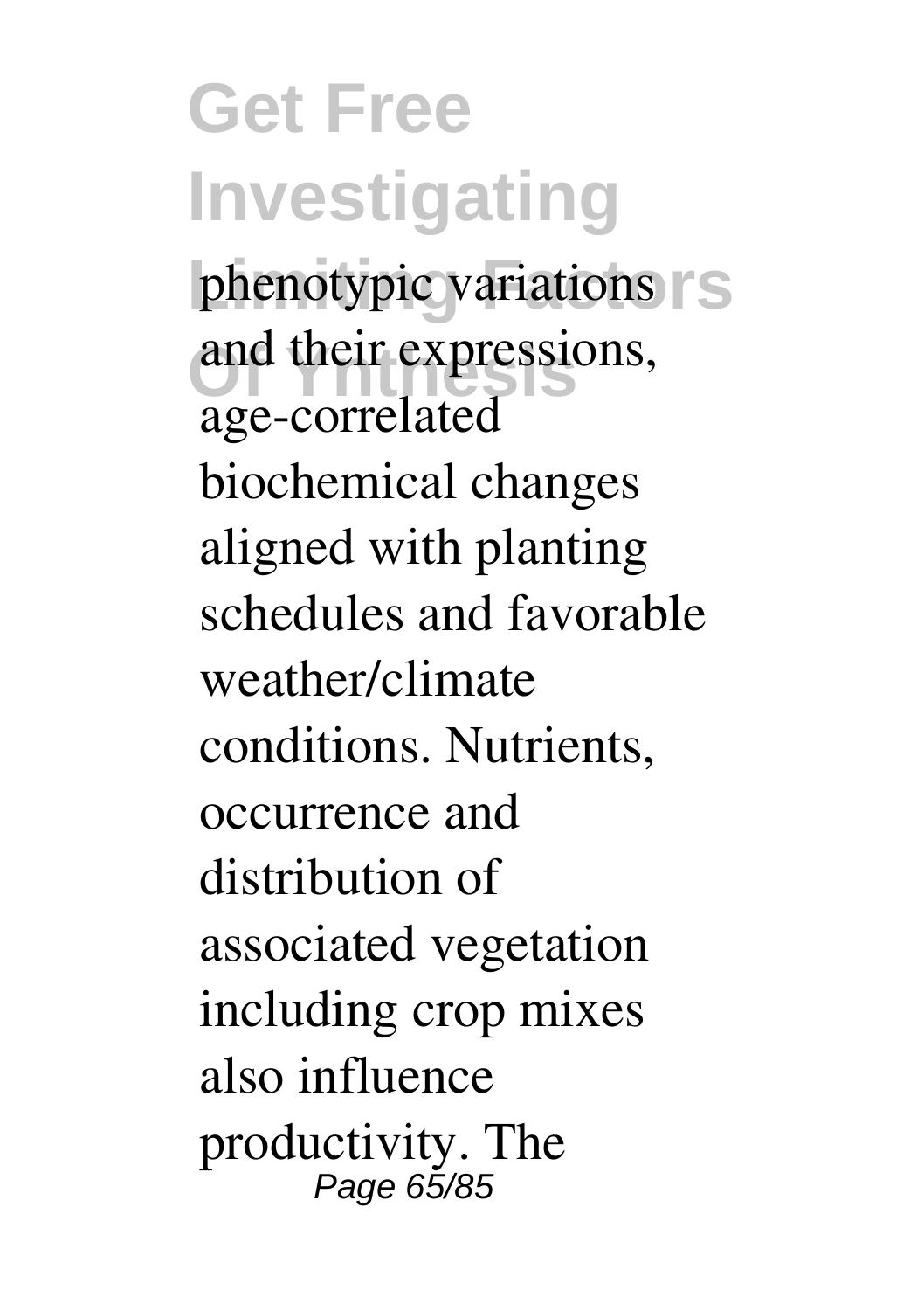phenotypic variations and their expressions, age-correlated biochemical changes aligned with planting schedules and favorable weather/climate conditions. Nutrients, occurrence and distribution of associated vegetation including crop mixes also influence productivity. The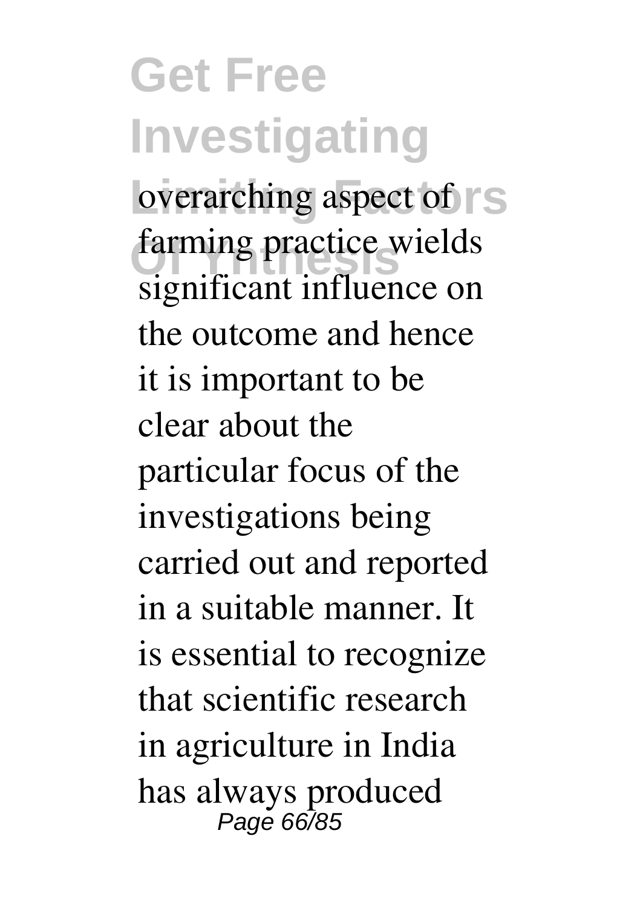overarching aspect of farming practice wields significant influence on the outcome and hence it is important to be clear about the particular focus of the investigations being carried out and reported in a suitable manner. It is essential to recognize that scientific research in agriculture in India has always produced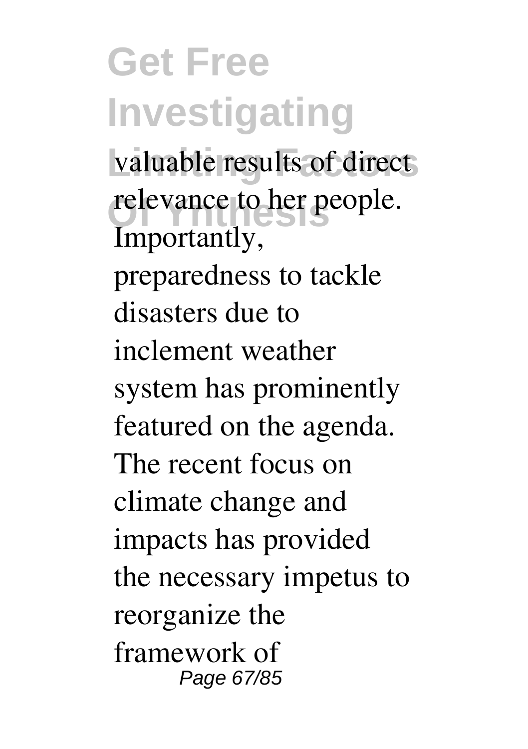valuable results of direct relevance to her people. Importantly, preparedness to tackle disasters due to inclement weather system has prominently featured on the agenda. The recent focus on climate change and impacts has provided the necessary impetus to reorganize the framework of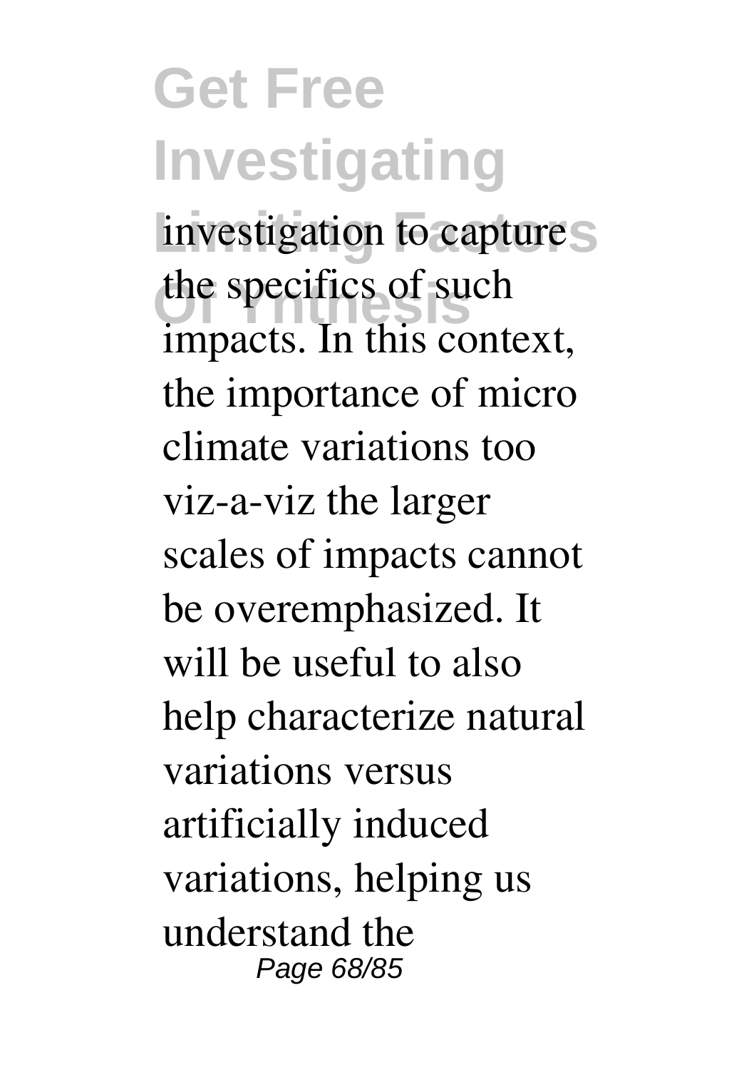investigation to capture the specifics of such impacts. In this context, the importance of micro climate variations too viz-a-viz the larger scales of impacts cannot be overemphasized. It will be useful to also help characterize natural variations versus artificially induced variations, helping us understand the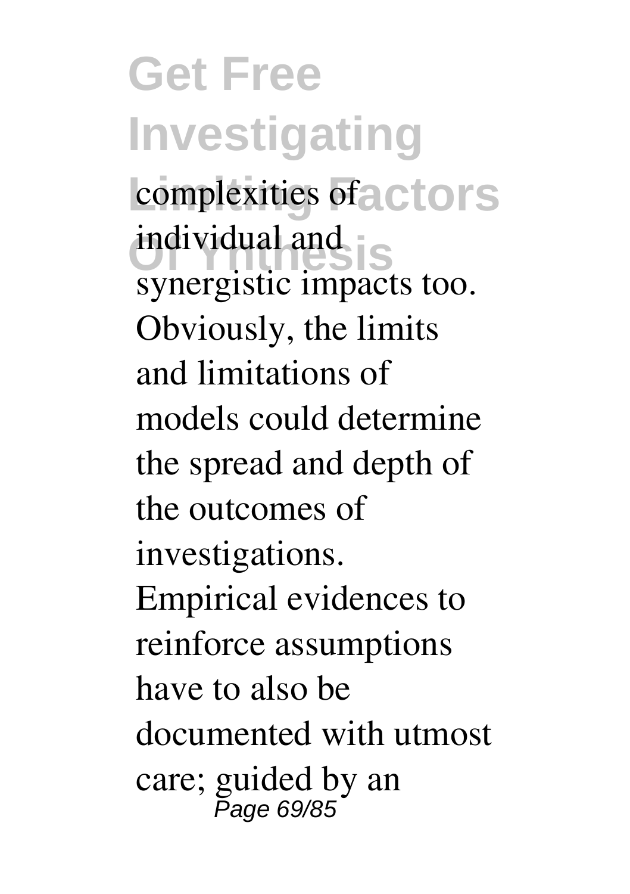complexities of individual and synergistic impacts too. Obviously, the limits and limitations of models could determine the spread and depth of the outcomes of investigations. Empirical evidences to reinforce assumptions have to also be documented with utmost care; guided by an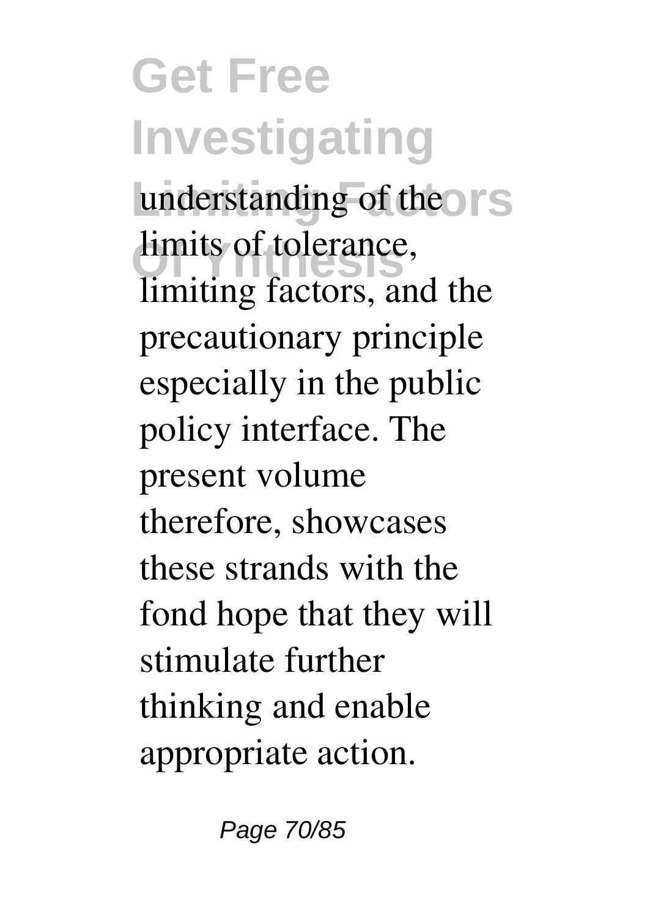understanding of the limits of tolerance, limiting factors, and the precautionary principle especially in the public policy interface. The present volume therefore, showcases these strands with the fond hope that they will stimulate further thinking and enable appropriate action.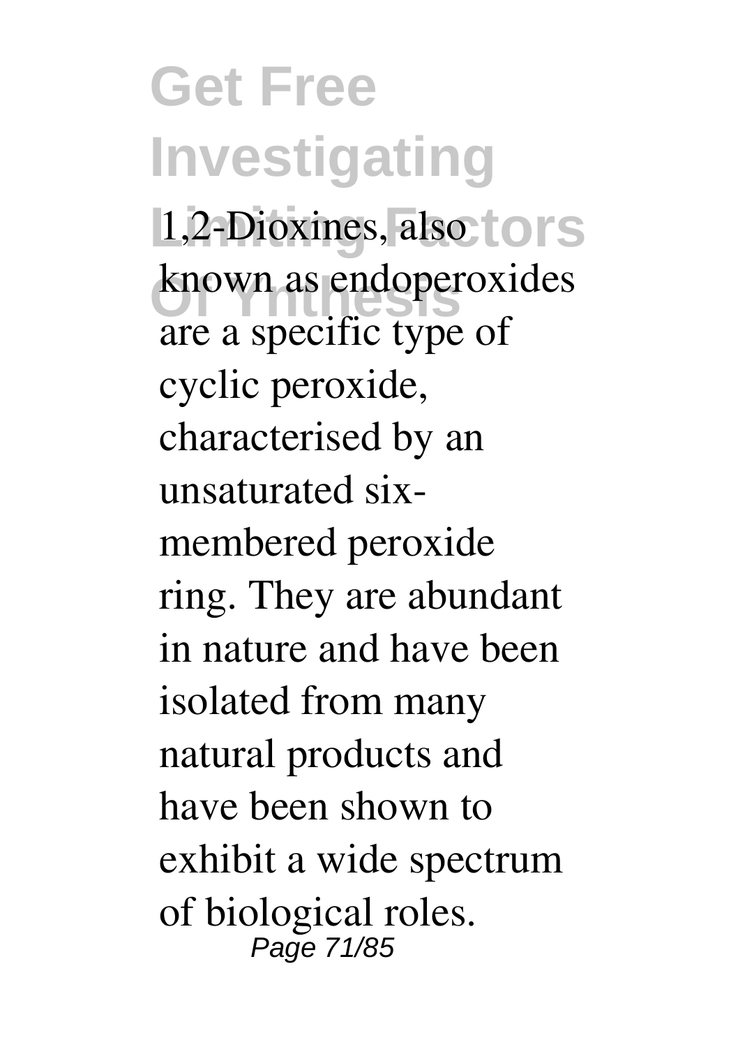1,2-Dioxines, also known as endoperoxides are a specific type of cyclic peroxide, characterised by an unsaturated six-membered peroxide ring. They are abundant in nature and have been isolated from many natural products and have been shown to exhibit a wide spectrum of biological roles.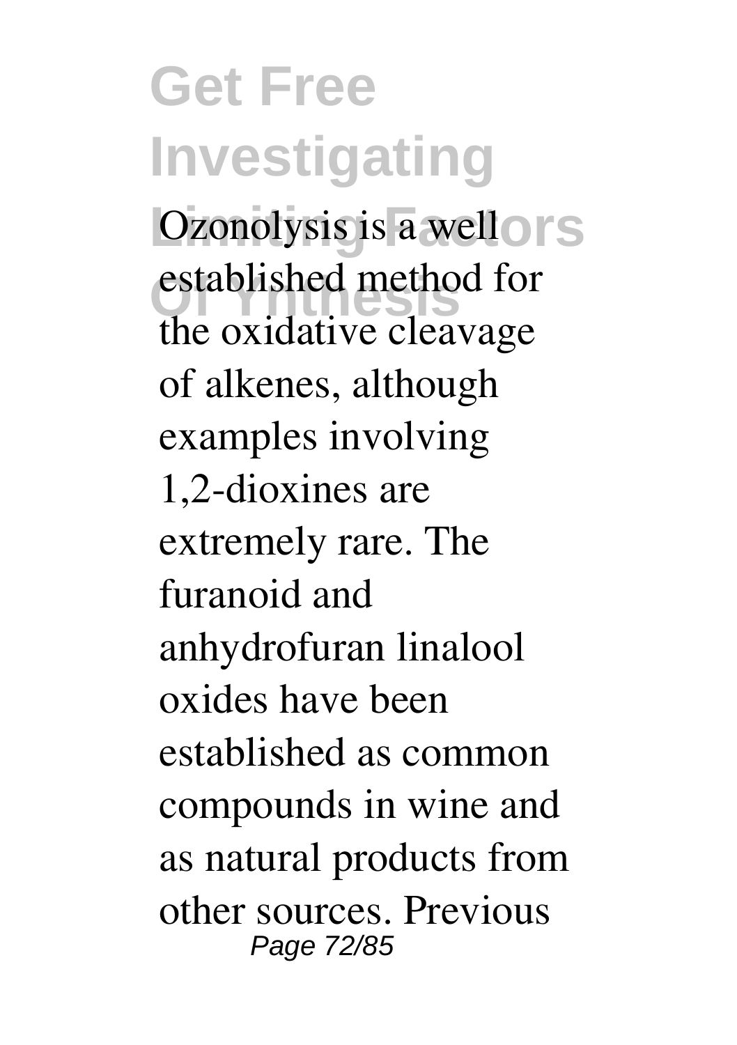Ozonolysis is a well established method for the oxidative cleavage of alkenes, although examples involving 1,2-dioxines are extremely rare. The furanoid and anhydrofuran linalool oxides have been established as common compounds in wine and as natural products from other sources. Previous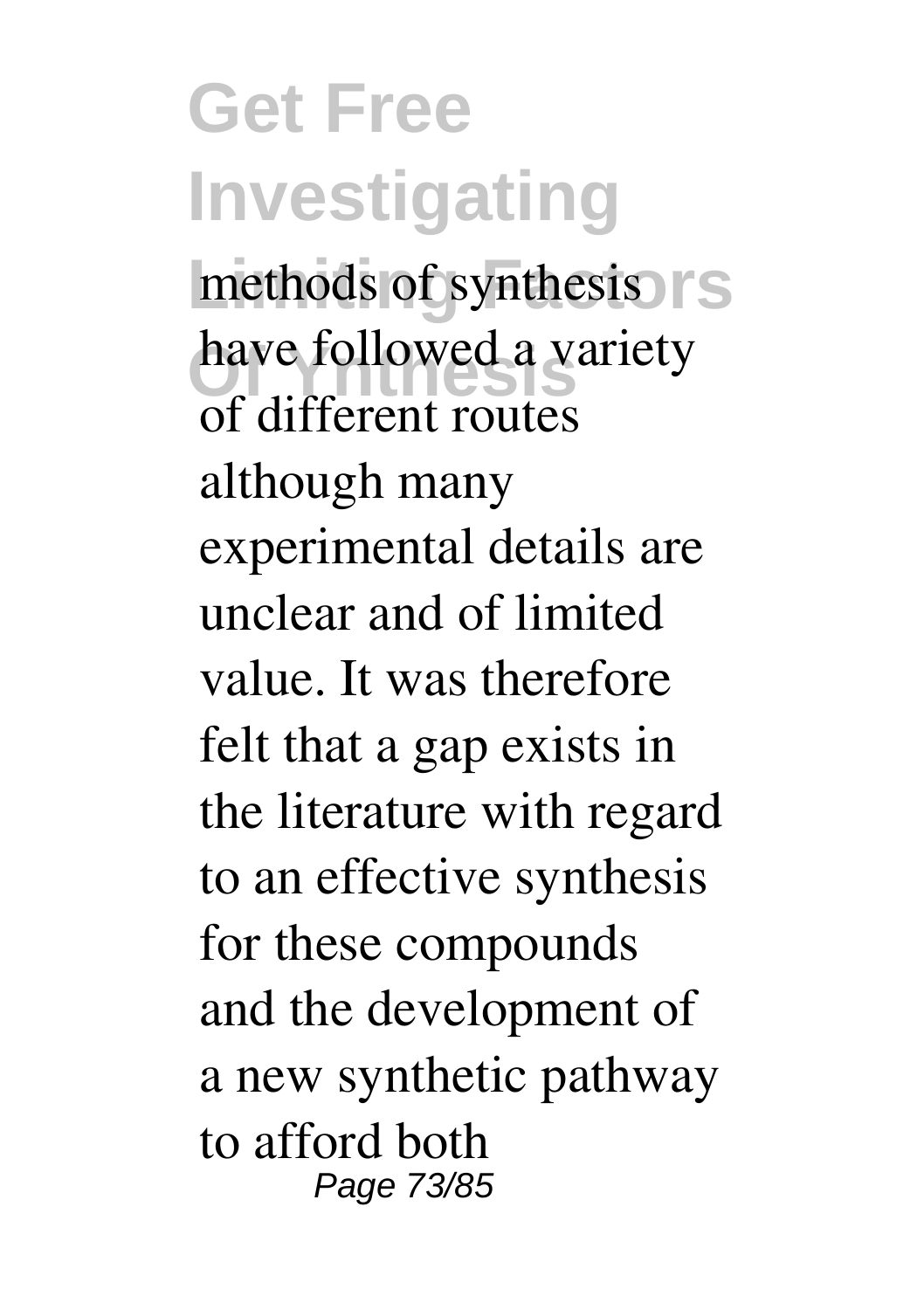methods of synthesis have followed a variety of different routes although many experimental details are unclear and of limited value. It was therefore felt that a gap exists in the literature with regard to an effective synthesis for these compounds and the development of a new synthetic pathway to afford both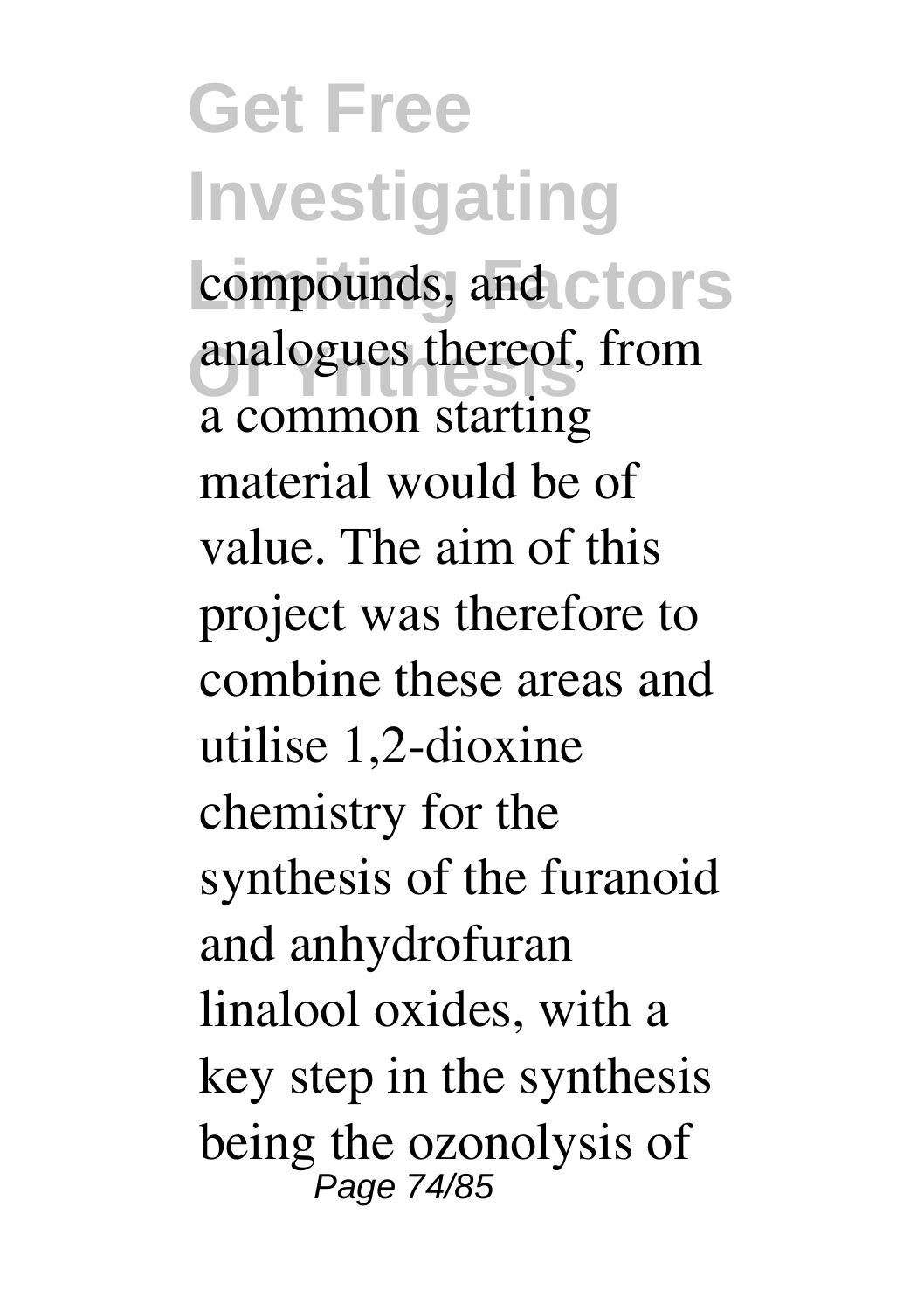compounds, and analogues thereof, from a common starting material would be of value. The aim of this project was therefore to combine these areas and utilise 1,2-dioxine chemistry for the synthesis of the furanoid and anhydrofuran linalool oxides, with a key step in the synthesis being the ozonolysis of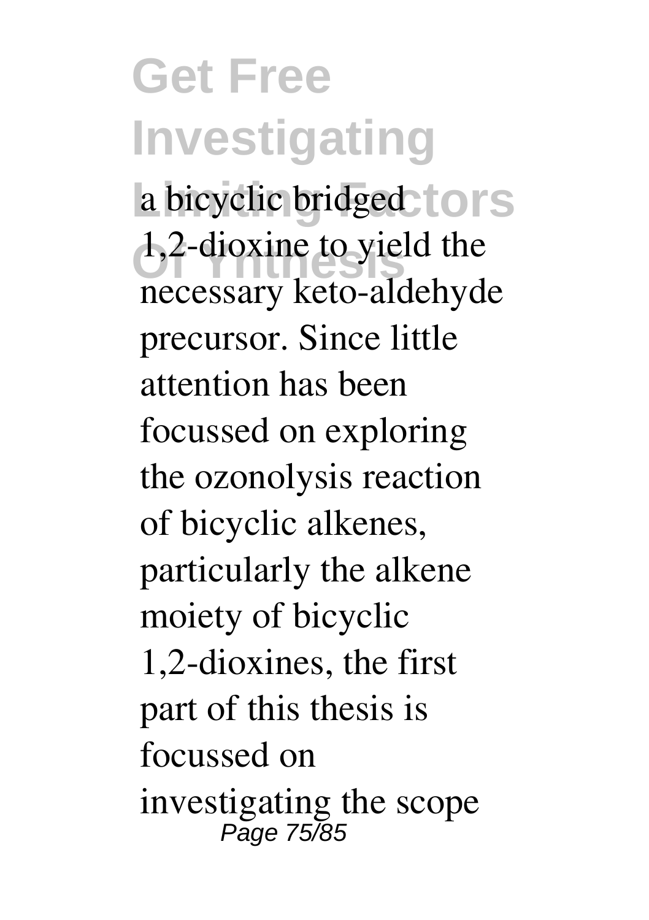a bicyclic bridged 1,2-dioxine to yield the necessary keto-aldehyde precursor. Since little attention has been focussed on exploring the ozonolysis reaction of bicyclic alkenes, particularly the alkene moiety of bicyclic 1,2-dioxines, the first part of this thesis is focussed on investigating the scope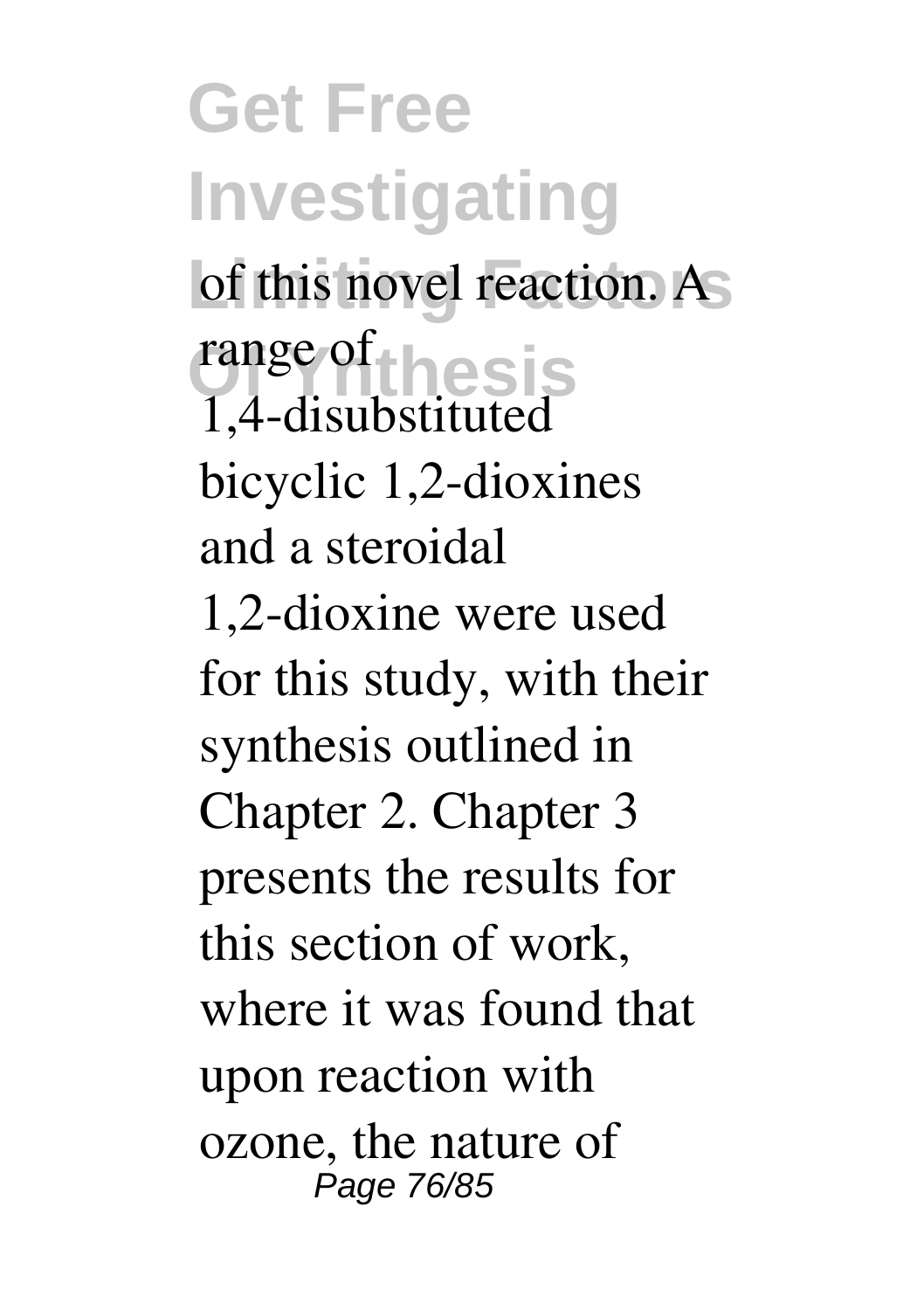of this novel reaction. A range of 1,4-disubstituted bicyclic 1,2-dioxines and a steroidal 1,2-dioxine were used for this study, with their synthesis outlined in Chapter 2. Chapter 3 presents the results for this section of work, where it was found that upon reaction with ozone, the nature of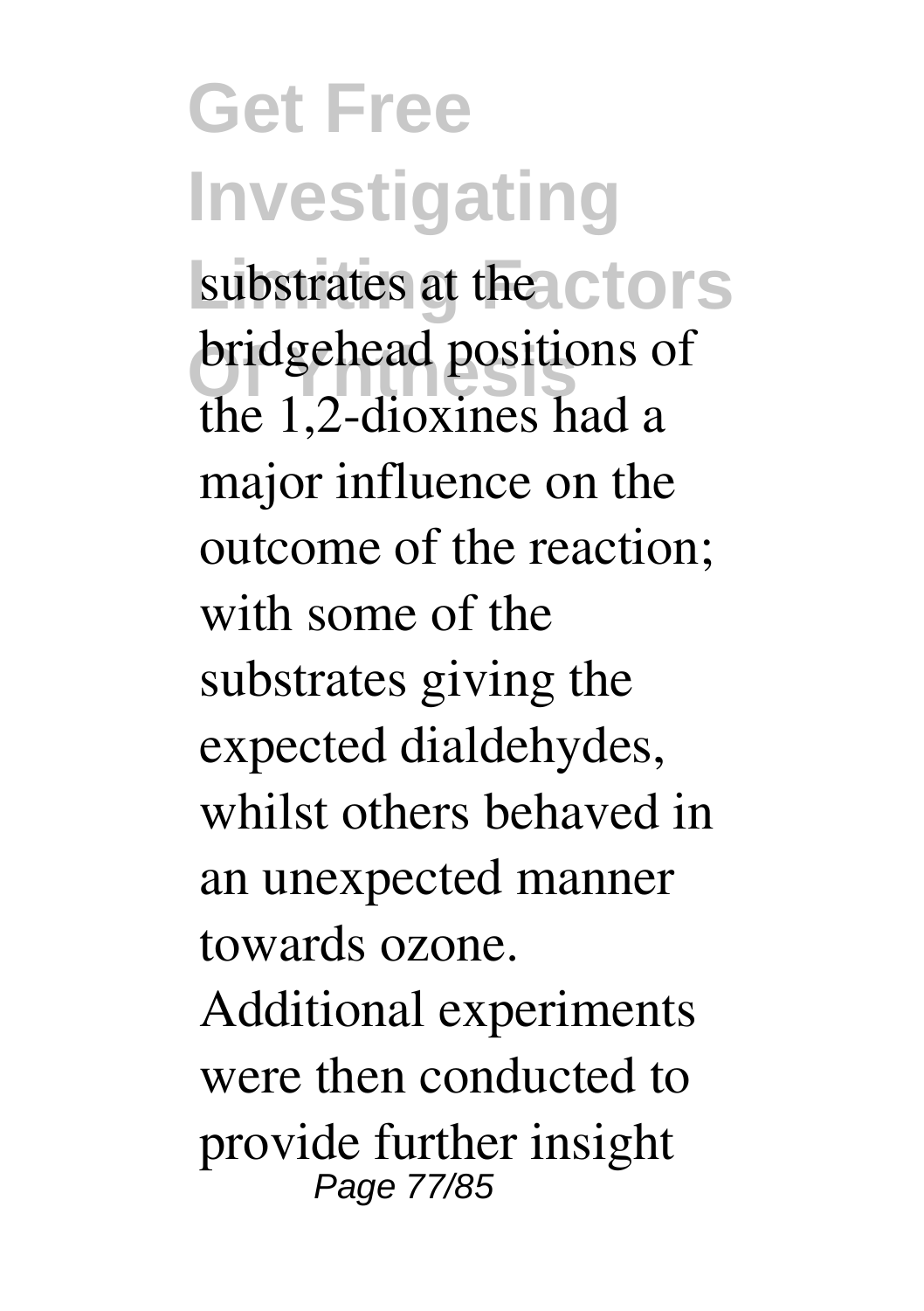substrates at the bridgehead positions of the 1,2-dioxines had a major influence on the outcome of the reaction; with some of the substrates giving the expected dialdehydes, whilst others behaved in an unexpected manner towards ozone. Additional experiments were then conducted to provide further insight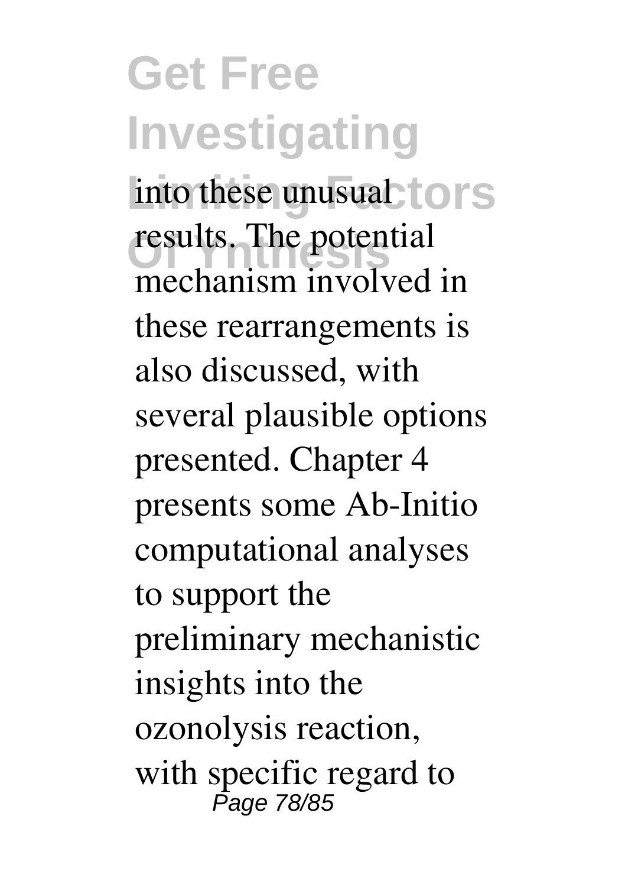into these unusual results. The potential mechanism involved in these rearrangements is also discussed, with several plausible options presented. Chapter 4 presents some Ab-Initio computational analyses to support the preliminary mechanistic insights into the ozonolysis reaction, with specific regard to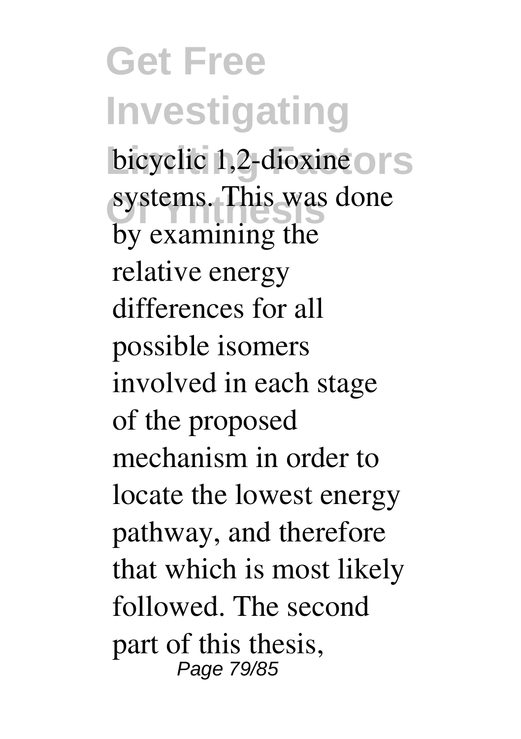bicyclic 1,2-dioxine systems. This was done by examining the relative energy differences for all possible isomers involved in each stage of the proposed mechanism in order to locate the lowest energy pathway, and therefore that which is most likely followed. The second part of this thesis,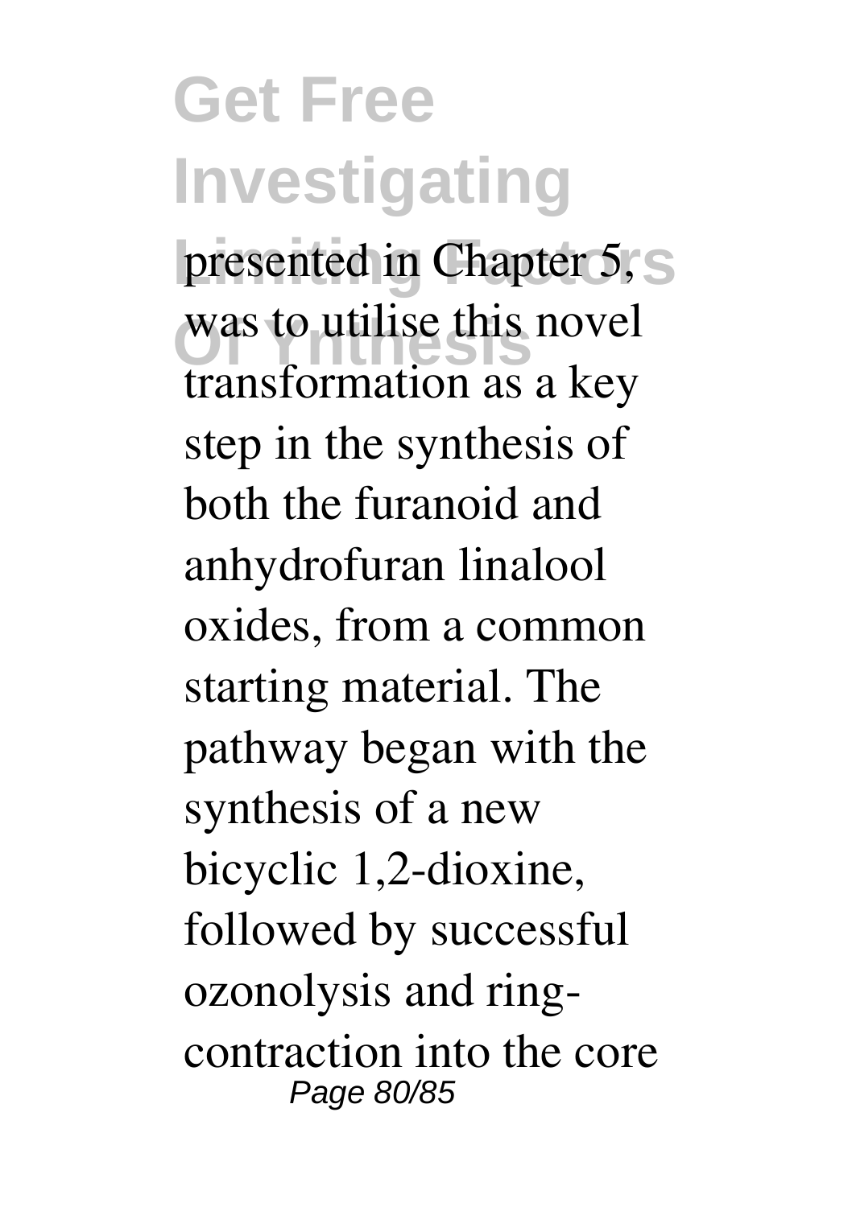presented in Chapter 5, was to utilise this novel transformation as a key step in the synthesis of both the furanoid and anhydrofuran linalool oxides, from a common starting material. The pathway began with the synthesis of a new bicyclic 1,2-dioxine, followed by successful ozonolysis and ring-contraction into the core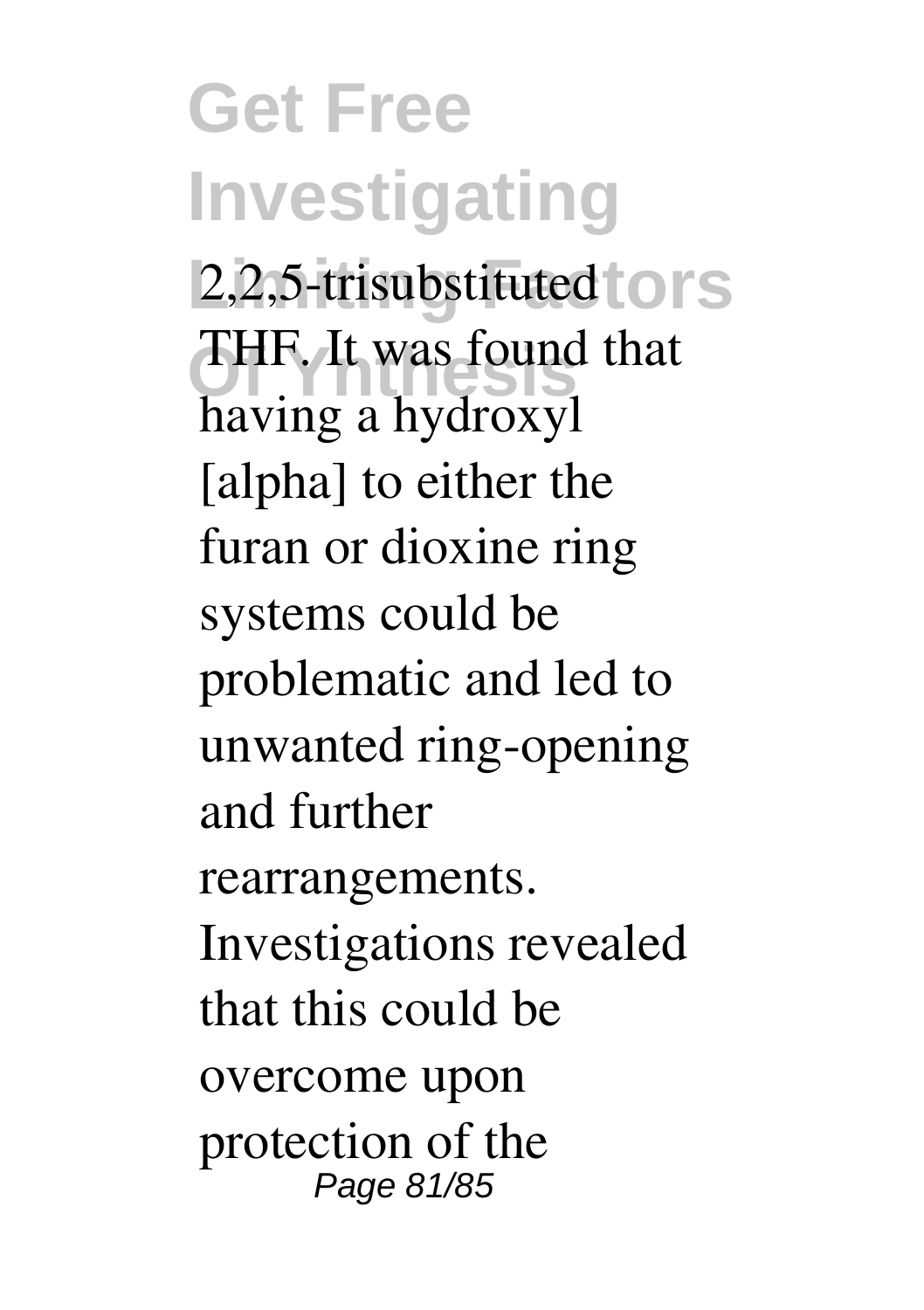2,2,5-trisubstituted THF. It was found that having a hydroxyl [alpha] to either the furan or dioxine ring systems could be problematic and led to unwanted ring-opening and further rearrangements. Investigations revealed that this could be overcome upon protection of the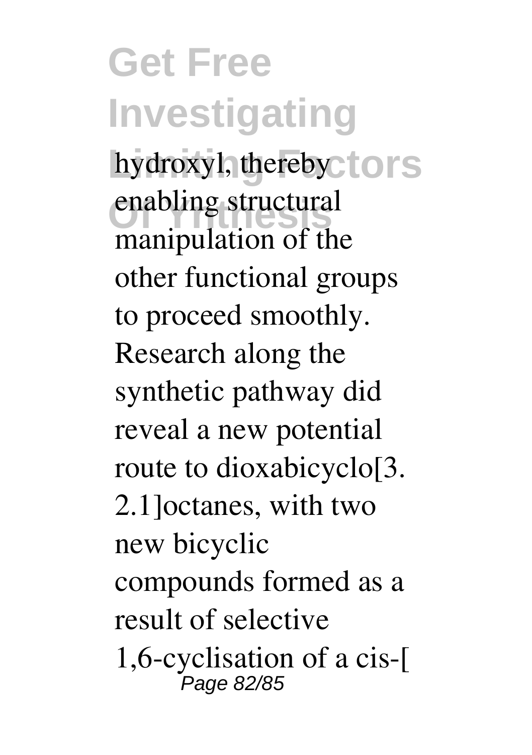hydroxyl, thereby enabling structural manipulation of the other functional groups to proceed smoothly. Research along the synthetic pathway did reveal a new potential route to dioxabicyclo[3.2.1]octanes, with two new bicyclic compounds formed as a result of selective 1,6-cyclisation of a cis-[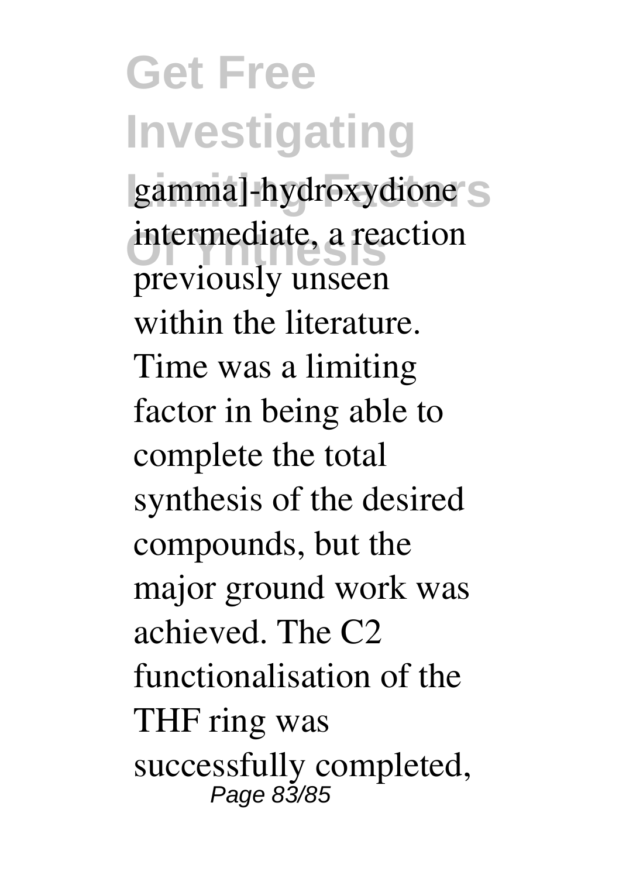gamma]-hydroxydione intermediate, a reaction previously unseen within the literature. Time was a limiting factor in being able to complete the total synthesis of the desired compounds, but the major ground work was achieved. The C2 functionalisation of the THF ring was successfully completed,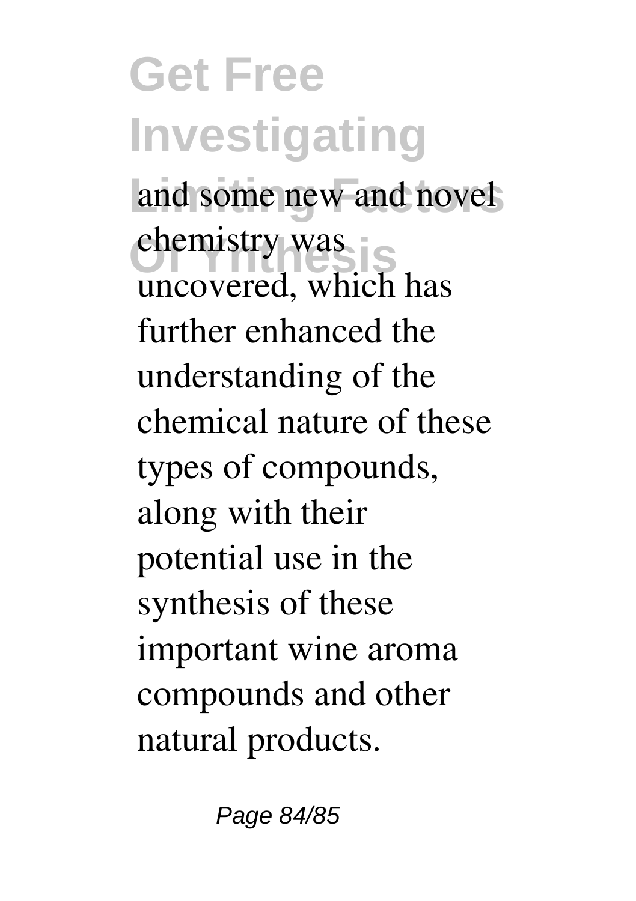and some new and novel chemistry was uncovered, which has further enhanced the understanding of the chemical nature of these types of compounds, along with their potential use in the synthesis of these important wine aroma compounds and other natural products.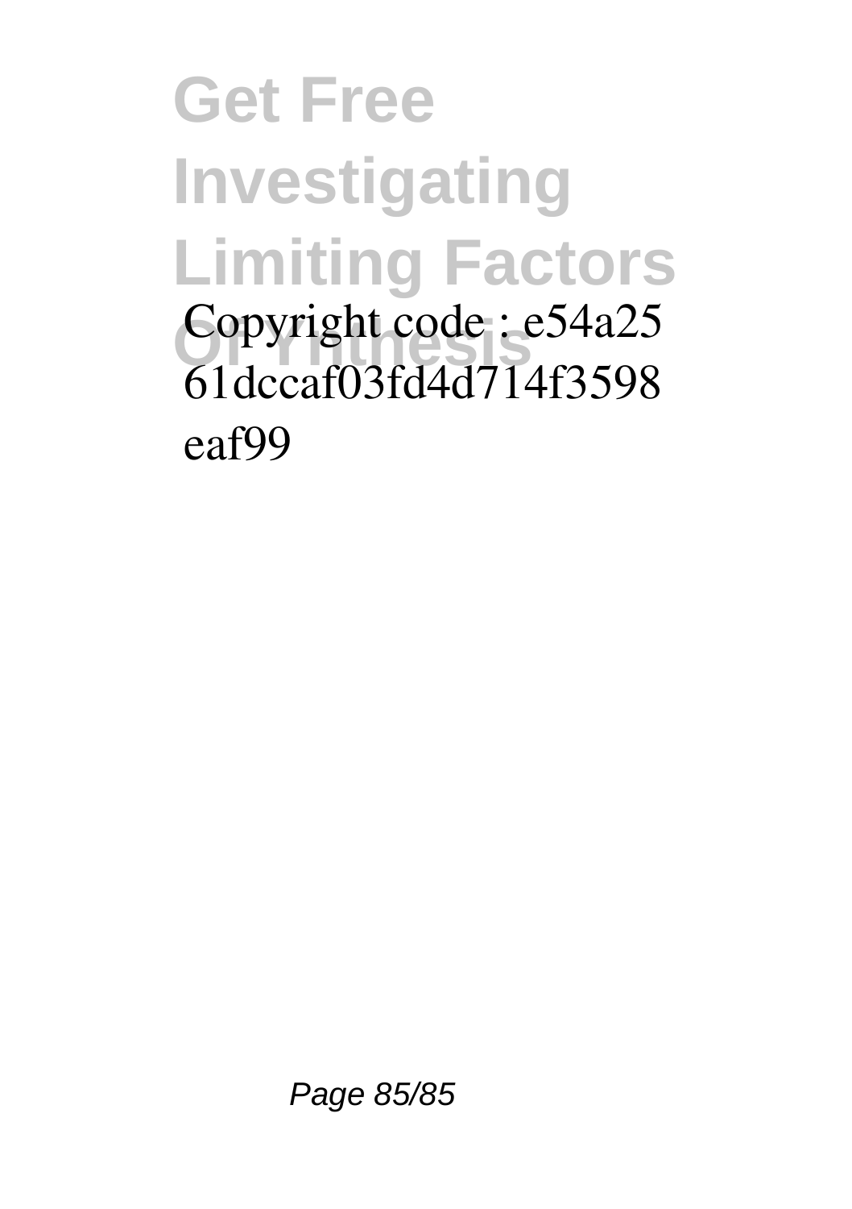Copyright code : e54a2561dccaf03fd4d714f3598eaf99